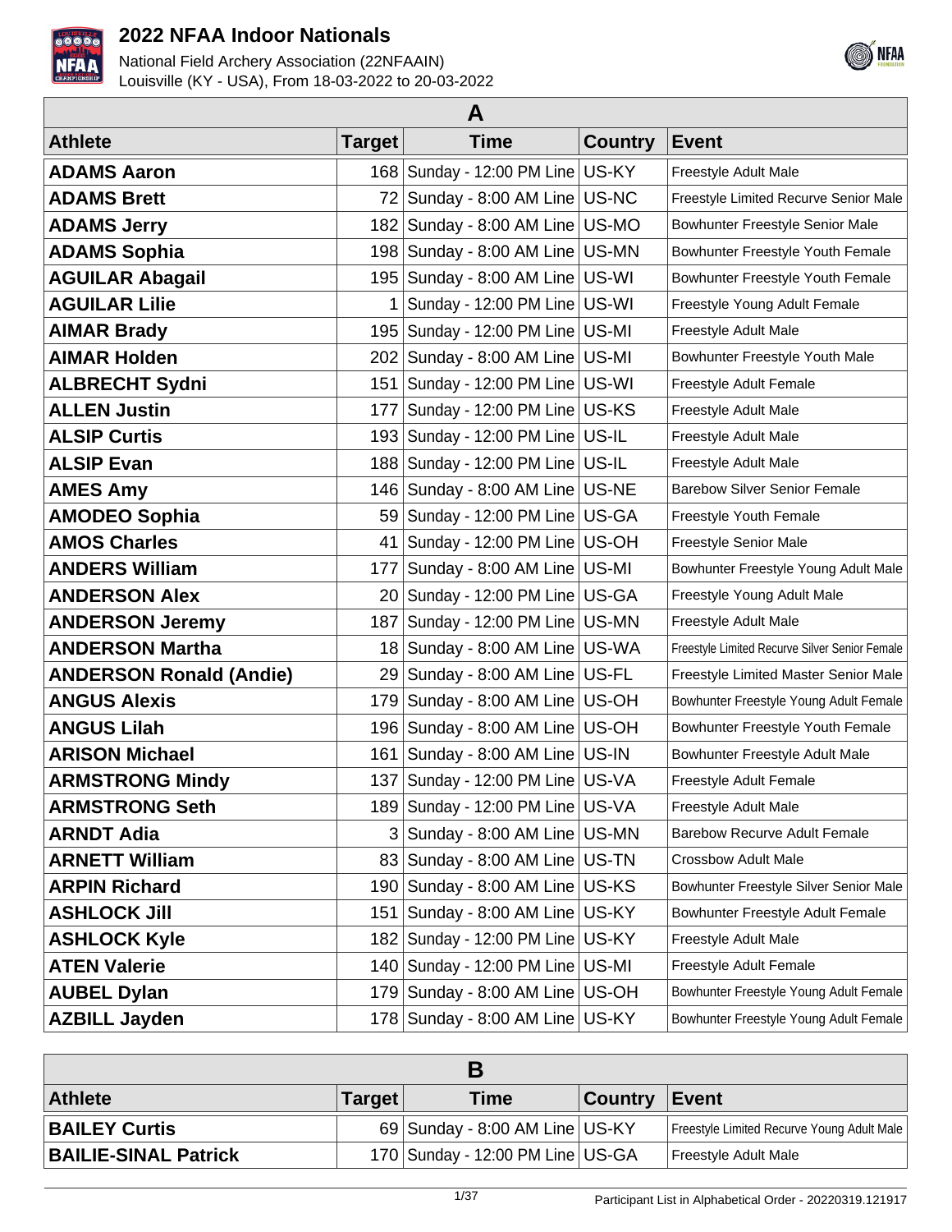# 2022 NFAA Indoor Nationals

National Field Archery Association (22NFAAIN)
Louisville (KY - USA), From 18-03-2022 to 20-03-2022

## A

| Athlete | Target | Time | Country | Event |
|---|---|---|---|---|
| ADAMS Aaron | 168 | Sunday - 12:00 PM Line | US-KY | Freestyle Adult Male |
| ADAMS Brett | 72 | Sunday - 8:00 AM Line | US-NC | Freestyle Limited Recurve Senior Male |
| ADAMS Jerry | 182 | Sunday - 8:00 AM Line | US-MO | Bowhunter Freestyle Senior Male |
| ADAMS Sophia | 198 | Sunday - 8:00 AM Line | US-MN | Bowhunter Freestyle Youth Female |
| AGUILAR Abagail | 195 | Sunday - 8:00 AM Line | US-WI | Bowhunter Freestyle Youth Female |
| AGUILAR Lilie | 1 | Sunday - 12:00 PM Line | US-WI | Freestyle Young Adult Female |
| AIMAR Brady | 195 | Sunday - 12:00 PM Line | US-MI | Freestyle Adult Male |
| AIMAR Holden | 202 | Sunday - 8:00 AM Line | US-MI | Bowhunter Freestyle Youth Male |
| ALBRECHT Sydni | 151 | Sunday - 12:00 PM Line | US-WI | Freestyle Adult Female |
| ALLEN Justin | 177 | Sunday - 12:00 PM Line | US-KS | Freestyle Adult Male |
| ALSIP Curtis | 193 | Sunday - 12:00 PM Line | US-IL | Freestyle Adult Male |
| ALSIP Evan | 188 | Sunday - 12:00 PM Line | US-IL | Freestyle Adult Male |
| AMES Amy | 146 | Sunday - 8:00 AM Line | US-NE | Barebow Silver Senior Female |
| AMODEO Sophia | 59 | Sunday - 12:00 PM Line | US-GA | Freestyle Youth Female |
| AMOS Charles | 41 | Sunday - 12:00 PM Line | US-OH | Freestyle Senior Male |
| ANDERS William | 177 | Sunday - 8:00 AM Line | US-MI | Bowhunter Freestyle Young Adult Male |
| ANDERSON Alex | 20 | Sunday - 12:00 PM Line | US-GA | Freestyle Young Adult Male |
| ANDERSON Jeremy | 187 | Sunday - 12:00 PM Line | US-MN | Freestyle Adult Male |
| ANDERSON Martha | 18 | Sunday - 8:00 AM Line | US-WA | Freestyle Limited Recurve Silver Senior Female |
| ANDERSON Ronald (Andie) | 29 | Sunday - 8:00 AM Line | US-FL | Freestyle Limited Master Senior Male |
| ANGUS Alexis | 179 | Sunday - 8:00 AM Line | US-OH | Bowhunter Freestyle Young Adult Female |
| ANGUS Lilah | 196 | Sunday - 8:00 AM Line | US-OH | Bowhunter Freestyle Youth Female |
| ARISON Michael | 161 | Sunday - 8:00 AM Line | US-IN | Bowhunter Freestyle Adult Male |
| ARMSTRONG Mindy | 137 | Sunday - 12:00 PM Line | US-VA | Freestyle Adult Female |
| ARMSTRONG Seth | 189 | Sunday - 12:00 PM Line | US-VA | Freestyle Adult Male |
| ARNDT Adia | 3 | Sunday - 8:00 AM Line | US-MN | Barebow Recurve Adult Female |
| ARNETT William | 83 | Sunday - 8:00 AM Line | US-TN | Crossbow Adult Male |
| ARPIN Richard | 190 | Sunday - 8:00 AM Line | US-KS | Bowhunter Freestyle Silver Senior Male |
| ASHLOCK Jill | 151 | Sunday - 8:00 AM Line | US-KY | Bowhunter Freestyle Adult Female |
| ASHLOCK Kyle | 182 | Sunday - 12:00 PM Line | US-KY | Freestyle Adult Male |
| ATEN Valerie | 140 | Sunday - 12:00 PM Line | US-MI | Freestyle Adult Female |
| AUBEL Dylan | 179 | Sunday - 8:00 AM Line | US-OH | Bowhunter Freestyle Young Adult Female |
| AZBILL Jayden | 178 | Sunday - 8:00 AM Line | US-KY | Bowhunter Freestyle Young Adult Female |

## B

| Athlete | Target | Time | Country | Event |
|---|---|---|---|---|
| BAILEY Curtis | 69 | Sunday - 8:00 AM Line | US-KY | Freestyle Limited Recurve Young Adult Male |
| BAILIE-SINAL Patrick | 170 | Sunday - 12:00 PM Line | US-GA | Freestyle Adult Male |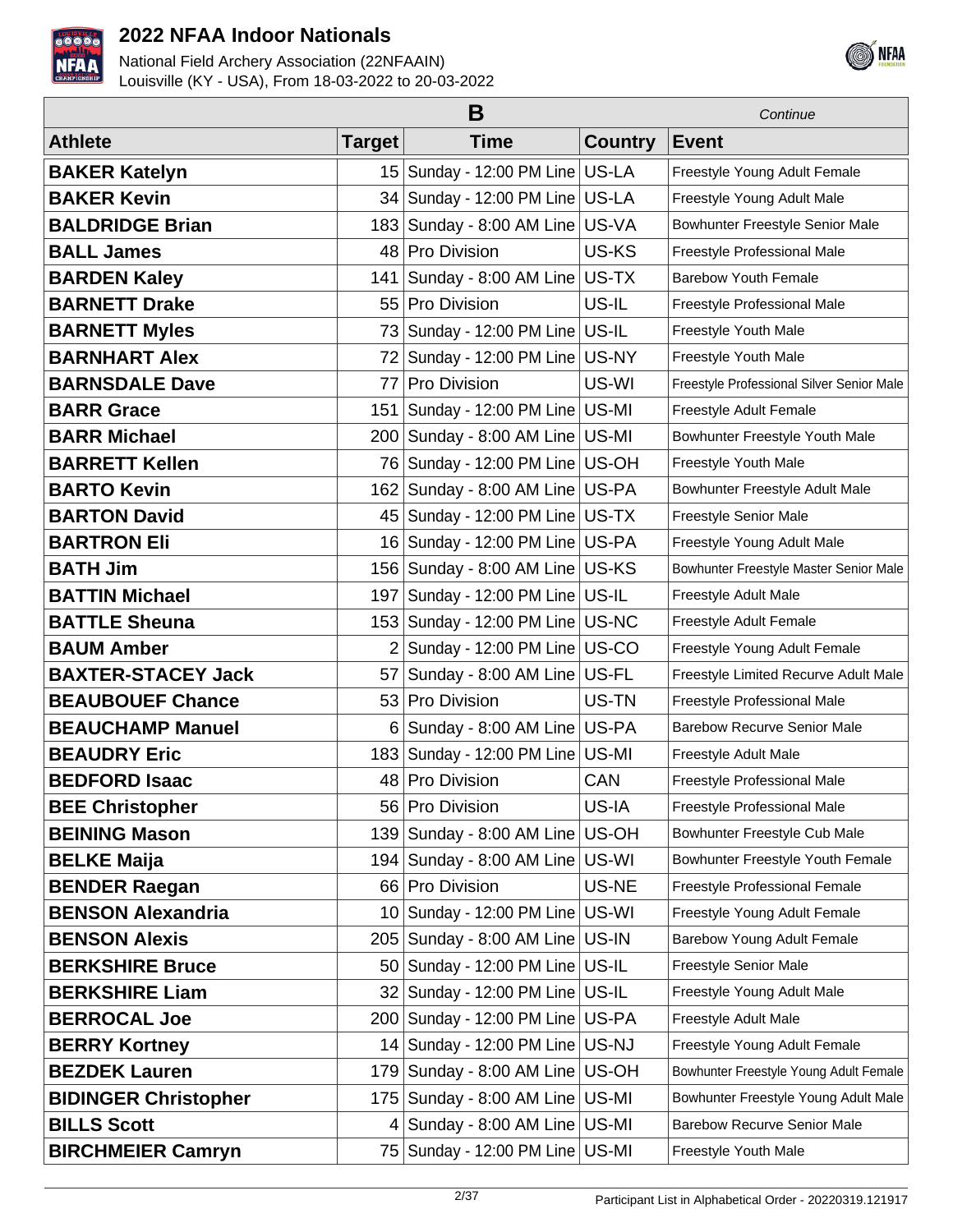# 2022 NFAA Indoor Nationals

National Field Archery Association (22NFAAIN)
Louisville (KY - USA), From 18-03-2022 to 20-03-2022

## B

*Continue*

| Athlete | Target | Time | Country | Event |
|---|---|---|---|---|
| **BAKER Katelyn** | 15 | Sunday - 12:00 PM Line | US-LA | Freestyle Young Adult Female |
| **BAKER Kevin** | 34 | Sunday - 12:00 PM Line | US-LA | Freestyle Young Adult Male |
| **BALDRIDGE Brian** | 183 | Sunday - 8:00 AM Line | US-VA | Bowhunter Freestyle Senior Male |
| **BALL James** | 48 | Pro Division | US-KS | Freestyle Professional Male |
| **BARDEN Kaley** | 141 | Sunday - 8:00 AM Line | US-TX | Barebow Youth Female |
| **BARNETT Drake** | 55 | Pro Division | US-IL | Freestyle Professional Male |
| **BARNETT Myles** | 73 | Sunday - 12:00 PM Line | US-IL | Freestyle Youth Male |
| **BARNHART Alex** | 72 | Sunday - 12:00 PM Line | US-NY | Freestyle Youth Male |
| **BARNSDALE Dave** | 77 | Pro Division | US-WI | Freestyle Professional Silver Senior Male |
| **BARR Grace** | 151 | Sunday - 12:00 PM Line | US-MI | Freestyle Adult Female |
| **BARR Michael** | 200 | Sunday - 8:00 AM Line | US-MI | Bowhunter Freestyle Youth Male |
| **BARRETT Kellen** | 76 | Sunday - 12:00 PM Line | US-OH | Freestyle Youth Male |
| **BARTO Kevin** | 162 | Sunday - 8:00 AM Line | US-PA | Bowhunter Freestyle Adult Male |
| **BARTON David** | 45 | Sunday - 12:00 PM Line | US-TX | Freestyle Senior Male |
| **BARTRON Eli** | 16 | Sunday - 12:00 PM Line | US-PA | Freestyle Young Adult Male |
| **BATH Jim** | 156 | Sunday - 8:00 AM Line | US-KS | Bowhunter Freestyle Master Senior Male |
| **BATTIN Michael** | 197 | Sunday - 12:00 PM Line | US-IL | Freestyle Adult Male |
| **BATTLE Sheuna** | 153 | Sunday - 12:00 PM Line | US-NC | Freestyle Adult Female |
| **BAUM Amber** | 2 | Sunday - 12:00 PM Line | US-CO | Freestyle Young Adult Female |
| **BAXTER-STACEY Jack** | 57 | Sunday - 8:00 AM Line | US-FL | Freestyle Limited Recurve Adult Male |
| **BEAUBOUEF Chance** | 53 | Pro Division | US-TN | Freestyle Professional Male |
| **BEAUCHAMP Manuel** | 6 | Sunday - 8:00 AM Line | US-PA | Barebow Recurve Senior Male |
| **BEAUDRY Eric** | 183 | Sunday - 12:00 PM Line | US-MI | Freestyle Adult Male |
| **BEDFORD Isaac** | 48 | Pro Division | CAN | Freestyle Professional Male |
| **BEE Christopher** | 56 | Pro Division | US-IA | Freestyle Professional Male |
| **BEINING Mason** | 139 | Sunday - 8:00 AM Line | US-OH | Bowhunter Freestyle Cub Male |
| **BELKE Maija** | 194 | Sunday - 8:00 AM Line | US-WI | Bowhunter Freestyle Youth Female |
| **BENDER Raegan** | 66 | Pro Division | US-NE | Freestyle Professional Female |
| **BENSON Alexandria** | 10 | Sunday - 12:00 PM Line | US-WI | Freestyle Young Adult Female |
| **BENSON Alexis** | 205 | Sunday - 8:00 AM Line | US-IN | Barebow Young Adult Female |
| **BERKSHIRE Bruce** | 50 | Sunday - 12:00 PM Line | US-IL | Freestyle Senior Male |
| **BERKSHIRE Liam** | 32 | Sunday - 12:00 PM Line | US-IL | Freestyle Young Adult Male |
| **BERROCAL Joe** | 200 | Sunday - 12:00 PM Line | US-PA | Freestyle Adult Male |
| **BERRY Kortney** | 14 | Sunday - 12:00 PM Line | US-NJ | Freestyle Young Adult Female |
| **BEZDEK Lauren** | 179 | Sunday - 8:00 AM Line | US-OH | Bowhunter Freestyle Young Adult Female |
| **BIDINGER Christopher** | 175 | Sunday - 8:00 AM Line | US-MI | Bowhunter Freestyle Young Adult Male |
| **BILLS Scott** | 4 | Sunday - 8:00 AM Line | US-MI | Barebow Recurve Senior Male |
| **BIRCHMEIER Camryn** | 75 | Sunday - 12:00 PM Line | US-MI | Freestyle Youth Male |

Participant List in Alphabetical Order - 20220319.121917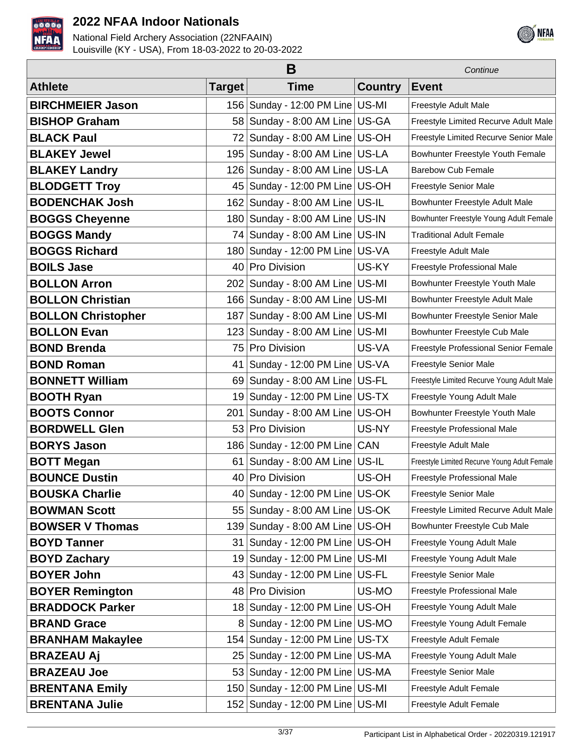| B | | | | *Continue* |
|---|---|---|---|---|
| **Athlete** | **Target** | **Time** | **Country** | **Event** |
| **BIRCHMEIER Jason** | 156 | Sunday - 12:00 PM Line | US-MI | Freestyle Adult Male |
| **BISHOP Graham** | 58 | Sunday - 8:00 AM Line | US-GA | Freestyle Limited Recurve Adult Male |
| **BLACK Paul** | 72 | Sunday - 8:00 AM Line | US-OH | Freestyle Limited Recurve Senior Male |
| **BLAKEY Jewel** | 195 | Sunday - 8:00 AM Line | US-LA | Bowhunter Freestyle Youth Female |
| **BLAKEY Landry** | 126 | Sunday - 8:00 AM Line | US-LA | Barebow Cub Female |
| **BLODGETT Troy** | 45 | Sunday - 12:00 PM Line | US-OH | Freestyle Senior Male |
| **BODENCHAK Josh** | 162 | Sunday - 8:00 AM Line | US-IL | Bowhunter Freestyle Adult Male |
| **BOGGS Cheyenne** | 180 | Sunday - 8:00 AM Line | US-IN | Bowhunter Freestyle Young Adult Female |
| **BOGGS Mandy** | 74 | Sunday - 8:00 AM Line | US-IN | Traditional Adult Female |
| **BOGGS Richard** | 180 | Sunday - 12:00 PM Line | US-VA | Freestyle Adult Male |
| **BOILS Jase** | 40 | Pro Division | US-KY | Freestyle Professional Male |
| **BOLLON Arron** | 202 | Sunday - 8:00 AM Line | US-MI | Bowhunter Freestyle Youth Male |
| **BOLLON Christian** | 166 | Sunday - 8:00 AM Line | US-MI | Bowhunter Freestyle Adult Male |
| **BOLLON Christopher** | 187 | Sunday - 8:00 AM Line | US-MI | Bowhunter Freestyle Senior Male |
| **BOLLON Evan** | 123 | Sunday - 8:00 AM Line | US-MI | Bowhunter Freestyle Cub Male |
| **BOND Brenda** | 75 | Pro Division | US-VA | Freestyle Professional Senior Female |
| **BOND Roman** | 41 | Sunday - 12:00 PM Line | US-VA | Freestyle Senior Male |
| **BONNETT William** | 69 | Sunday - 8:00 AM Line | US-FL | Freestyle Limited Recurve Young Adult Male |
| **BOOTH Ryan** | 19 | Sunday - 12:00 PM Line | US-TX | Freestyle Young Adult Male |
| **BOOTS Connor** | 201 | Sunday - 8:00 AM Line | US-OH | Bowhunter Freestyle Youth Male |
| **BORDWELL Glen** | 53 | Pro Division | US-NY | Freestyle Professional Male |
| **BORYS Jason** | 186 | Sunday - 12:00 PM Line | CAN | Freestyle Adult Male |
| **BOTT Megan** | 61 | Sunday - 8:00 AM Line | US-IL | Freestyle Limited Recurve Young Adult Female |
| **BOUNCE Dustin** | 40 | Pro Division | US-OH | Freestyle Professional Male |
| **BOUSKA Charlie** | 40 | Sunday - 12:00 PM Line | US-OK | Freestyle Senior Male |
| **BOWMAN Scott** | 55 | Sunday - 8:00 AM Line | US-OK | Freestyle Limited Recurve Adult Male |
| **BOWSER V Thomas** | 139 | Sunday - 8:00 AM Line | US-OH | Bowhunter Freestyle Cub Male |
| **BOYD Tanner** | 31 | Sunday - 12:00 PM Line | US-OH | Freestyle Young Adult Male |
| **BOYD Zachary** | 19 | Sunday - 12:00 PM Line | US-MI | Freestyle Young Adult Male |
| **BOYER John** | 43 | Sunday - 12:00 PM Line | US-FL | Freestyle Senior Male |
| **BOYER Remington** | 48 | Pro Division | US-MO | Freestyle Professional Male |
| **BRADDOCK Parker** | 18 | Sunday - 12:00 PM Line | US-OH | Freestyle Young Adult Male |
| **BRAND Grace** | 8 | Sunday - 12:00 PM Line | US-MO | Freestyle Young Adult Female |
| **BRANHAM Makaylee** | 154 | Sunday - 12:00 PM Line | US-TX | Freestyle Adult Female |
| **BRAZEAU Aj** | 25 | Sunday - 12:00 PM Line | US-MA | Freestyle Young Adult Male |
| **BRAZEAU Joe** | 53 | Sunday - 12:00 PM Line | US-MA | Freestyle Senior Male |
| **BRENTANA Emily** | 150 | Sunday - 12:00 PM Line | US-MI | Freestyle Adult Female |
| **BRENTANA Julie** | 152 | Sunday - 12:00 PM Line | US-MI | Freestyle Adult Female |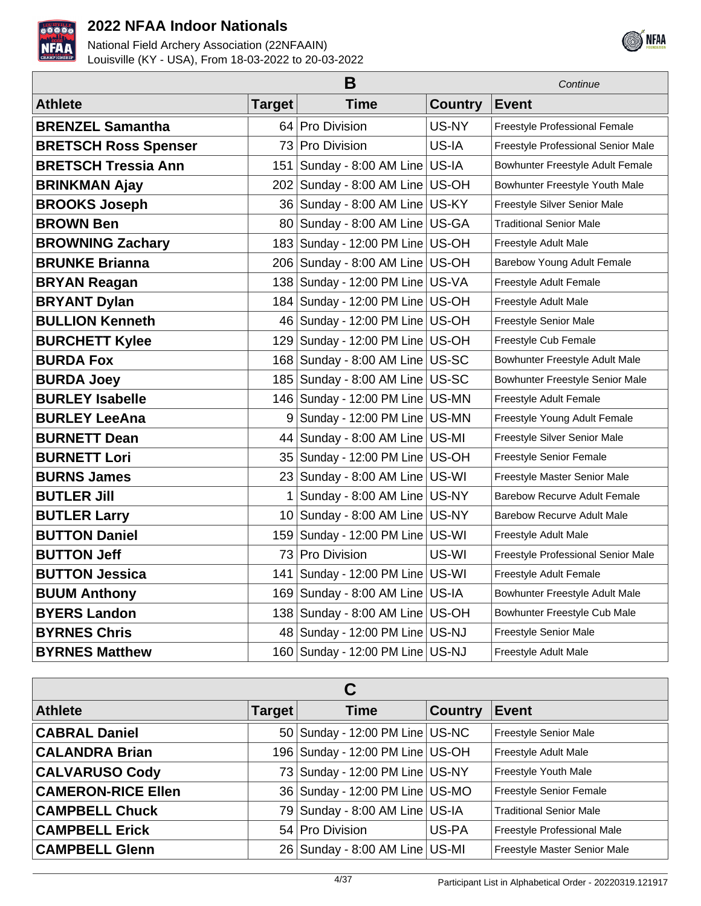# 2022 NFAA Indoor Nationals

National Field Archery Association (22NFAAIN)
Louisville (KY - USA), From 18-03-2022 to 20-03-2022

## B

*Continue*

| Athlete | Target | Time | Country | Event |
|---|---|---|---|---|
| **BRENZEL Samantha** | 64 | Pro Division | US-NY | Freestyle Professional Female |
| **BRETSCH Ross Spenser** | 73 | Pro Division | US-IA | Freestyle Professional Senior Male |
| **BRETSCH Tressia Ann** | 151 | Sunday - 8:00 AM Line | US-IA | Bowhunter Freestyle Adult Female |
| **BRINKMAN Ajay** | 202 | Sunday - 8:00 AM Line | US-OH | Bowhunter Freestyle Youth Male |
| **BROOKS Joseph** | 36 | Sunday - 8:00 AM Line | US-KY | Freestyle Silver Senior Male |
| **BROWN Ben** | 80 | Sunday - 8:00 AM Line | US-GA | Traditional Senior Male |
| **BROWNING Zachary** | 183 | Sunday - 12:00 PM Line | US-OH | Freestyle Adult Male |
| **BRUNKE Brianna** | 206 | Sunday - 8:00 AM Line | US-OH | Barebow Young Adult Female |
| **BRYAN Reagan** | 138 | Sunday - 12:00 PM Line | US-VA | Freestyle Adult Female |
| **BRYANT Dylan** | 184 | Sunday - 12:00 PM Line | US-OH | Freestyle Adult Male |
| **BULLION Kenneth** | 46 | Sunday - 12:00 PM Line | US-OH | Freestyle Senior Male |
| **BURCHETT Kylee** | 129 | Sunday - 12:00 PM Line | US-OH | Freestyle Cub Female |
| **BURDA Fox** | 168 | Sunday - 8:00 AM Line | US-SC | Bowhunter Freestyle Adult Male |
| **BURDA Joey** | 185 | Sunday - 8:00 AM Line | US-SC | Bowhunter Freestyle Senior Male |
| **BURLEY Isabelle** | 146 | Sunday - 12:00 PM Line | US-MN | Freestyle Adult Female |
| **BURLEY LeeAna** | 9 | Sunday - 12:00 PM Line | US-MN | Freestyle Young Adult Female |
| **BURNETT Dean** | 44 | Sunday - 8:00 AM Line | US-MI | Freestyle Silver Senior Male |
| **BURNETT Lori** | 35 | Sunday - 12:00 PM Line | US-OH | Freestyle Senior Female |
| **BURNS James** | 23 | Sunday - 8:00 AM Line | US-WI | Freestyle Master Senior Male |
| **BUTLER Jill** | 1 | Sunday - 8:00 AM Line | US-NY | Barebow Recurve Adult Female |
| **BUTLER Larry** | 10 | Sunday - 8:00 AM Line | US-NY | Barebow Recurve Adult Male |
| **BUTTON Daniel** | 159 | Sunday - 12:00 PM Line | US-WI | Freestyle Adult Male |
| **BUTTON Jeff** | 73 | Pro Division | US-WI | Freestyle Professional Senior Male |
| **BUTTON Jessica** | 141 | Sunday - 12:00 PM Line | US-WI | Freestyle Adult Female |
| **BUUM Anthony** | 169 | Sunday - 8:00 AM Line | US-IA | Bowhunter Freestyle Adult Male |
| **BYERS Landon** | 138 | Sunday - 8:00 AM Line | US-OH | Bowhunter Freestyle Cub Male |
| **BYRNES Chris** | 48 | Sunday - 12:00 PM Line | US-NJ | Freestyle Senior Male |
| **BYRNES Matthew** | 160 | Sunday - 12:00 PM Line | US-NJ | Freestyle Adult Male |

## C

| Athlete | Target | Time | Country | Event |
|---|---|---|---|---|
| **CABRAL Daniel** | 50 | Sunday - 12:00 PM Line | US-NC | Freestyle Senior Male |
| **CALANDRA Brian** | 196 | Sunday - 12:00 PM Line | US-OH | Freestyle Adult Male |
| **CALVARUSO Cody** | 73 | Sunday - 12:00 PM Line | US-NY | Freestyle Youth Male |
| **CAMERON-RICE Ellen** | 36 | Sunday - 12:00 PM Line | US-MO | Freestyle Senior Female |
| **CAMPBELL Chuck** | 79 | Sunday - 8:00 AM Line | US-IA | Traditional Senior Male |
| **CAMPBELL Erick** | 54 | Pro Division | US-PA | Freestyle Professional Male |
| **CAMPBELL Glenn** | 26 | Sunday - 8:00 AM Line | US-MI | Freestyle Master Senior Male |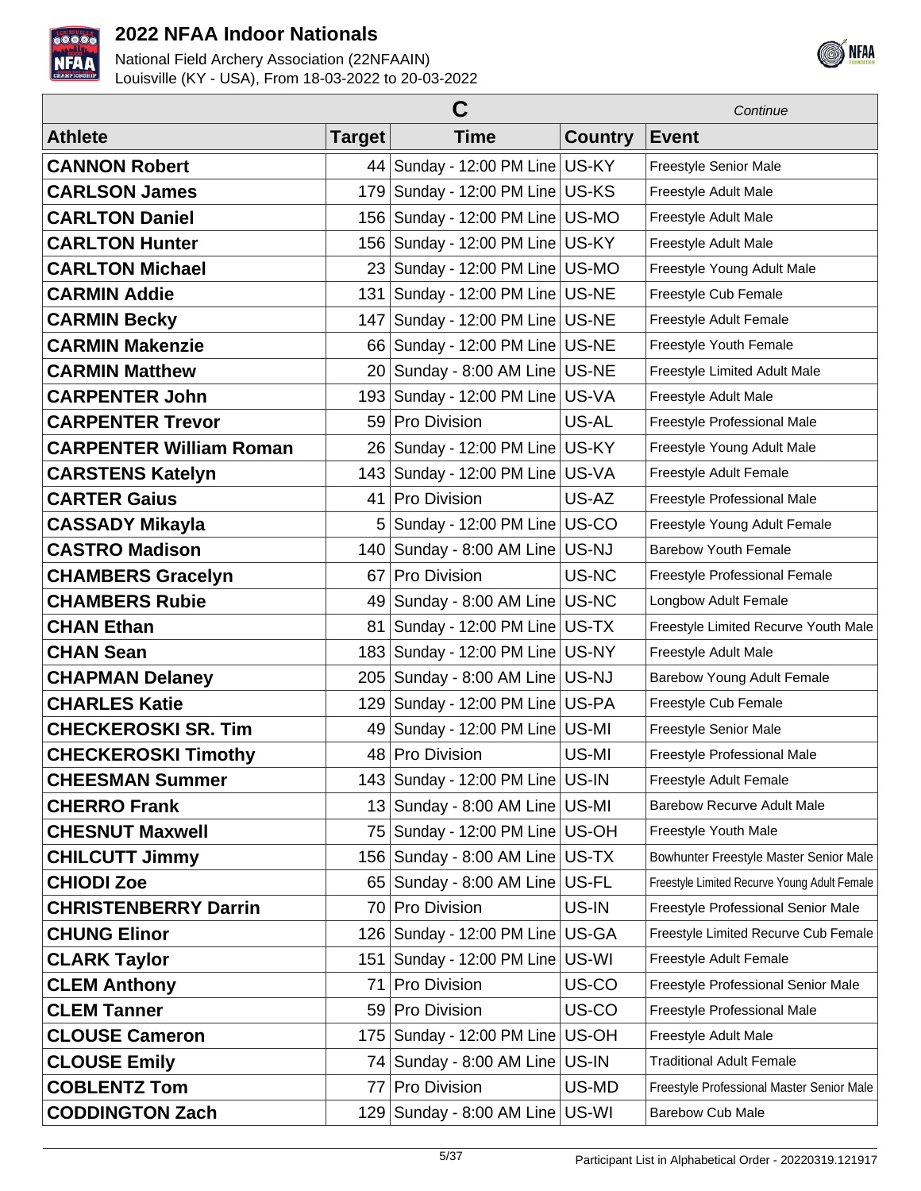# 2022 NFAA Indoor Nationals

National Field Archery Association (22NFAAIN)
Louisville (KY - USA), From 18-03-2022 to 20-03-2022

| C | | | | *Continue* |
|---|---|---|---|---|
| **Athlete** | **Target** | **Time** | **Country** | **Event** |
| **CANNON Robert** | 44 | Sunday - 12:00 PM Line | US-KY | Freestyle Senior Male |
| **CARLSON James** | 179 | Sunday - 12:00 PM Line | US-KS | Freestyle Adult Male |
| **CARLTON Daniel** | 156 | Sunday - 12:00 PM Line | US-MO | Freestyle Adult Male |
| **CARLTON Hunter** | 156 | Sunday - 12:00 PM Line | US-KY | Freestyle Adult Male |
| **CARLTON Michael** | 23 | Sunday - 12:00 PM Line | US-MO | Freestyle Young Adult Male |
| **CARMIN Addie** | 131 | Sunday - 12:00 PM Line | US-NE | Freestyle Cub Female |
| **CARMIN Becky** | 147 | Sunday - 12:00 PM Line | US-NE | Freestyle Adult Female |
| **CARMIN Makenzie** | 66 | Sunday - 12:00 PM Line | US-NE | Freestyle Youth Female |
| **CARMIN Matthew** | 20 | Sunday - 8:00 AM Line | US-NE | Freestyle Limited Adult Male |
| **CARPENTER John** | 193 | Sunday - 12:00 PM Line | US-VA | Freestyle Adult Male |
| **CARPENTER Trevor** | 59 | Pro Division | US-AL | Freestyle Professional Male |
| **CARPENTER William Roman** | 26 | Sunday - 12:00 PM Line | US-KY | Freestyle Young Adult Male |
| **CARSTENS Katelyn** | 143 | Sunday - 12:00 PM Line | US-VA | Freestyle Adult Female |
| **CARTER Gaius** | 41 | Pro Division | US-AZ | Freestyle Professional Male |
| **CASSADY Mikayla** | 5 | Sunday - 12:00 PM Line | US-CO | Freestyle Young Adult Female |
| **CASTRO Madison** | 140 | Sunday - 8:00 AM Line | US-NJ | Barebow Youth Female |
| **CHAMBERS Gracelyn** | 67 | Pro Division | US-NC | Freestyle Professional Female |
| **CHAMBERS Rubie** | 49 | Sunday - 8:00 AM Line | US-NC | Longbow Adult Female |
| **CHAN Ethan** | 81 | Sunday - 12:00 PM Line | US-TX | Freestyle Limited Recurve Youth Male |
| **CHAN Sean** | 183 | Sunday - 12:00 PM Line | US-NY | Freestyle Adult Male |
| **CHAPMAN Delaney** | 205 | Sunday - 8:00 AM Line | US-NJ | Barebow Young Adult Female |
| **CHARLES Katie** | 129 | Sunday - 12:00 PM Line | US-PA | Freestyle Cub Female |
| **CHECKEROSKI SR. Tim** | 49 | Sunday - 12:00 PM Line | US-MI | Freestyle Senior Male |
| **CHECKEROSKI Timothy** | 48 | Pro Division | US-MI | Freestyle Professional Male |
| **CHEESMAN Summer** | 143 | Sunday - 12:00 PM Line | US-IN | Freestyle Adult Female |
| **CHERRO Frank** | 13 | Sunday - 8:00 AM Line | US-MI | Barebow Recurve Adult Male |
| **CHESNUT Maxwell** | 75 | Sunday - 12:00 PM Line | US-OH | Freestyle Youth Male |
| **CHILCUTT Jimmy** | 156 | Sunday - 8:00 AM Line | US-TX | Bowhunter Freestyle Master Senior Male |
| **CHIODI Zoe** | 65 | Sunday - 8:00 AM Line | US-FL | Freestyle Limited Recurve Young Adult Female |
| **CHRISTENBERRY Darrin** | 70 | Pro Division | US-IN | Freestyle Professional Senior Male |
| **CHUNG Elinor** | 126 | Sunday - 12:00 PM Line | US-GA | Freestyle Limited Recurve Cub Female |
| **CLARK Taylor** | 151 | Sunday - 12:00 PM Line | US-WI | Freestyle Adult Female |
| **CLEM Anthony** | 71 | Pro Division | US-CO | Freestyle Professional Senior Male |
| **CLEM Tanner** | 59 | Pro Division | US-CO | Freestyle Professional Male |
| **CLOUSE Cameron** | 175 | Sunday - 12:00 PM Line | US-OH | Freestyle Adult Male |
| **CLOUSE Emily** | 74 | Sunday - 8:00 AM Line | US-IN | Traditional Adult Female |
| **COBLENTZ Tom** | 77 | Pro Division | US-MD | Freestyle Professional Master Senior Male |
| **CODDINGTON Zach** | 129 | Sunday - 8:00 AM Line | US-WI | Barebow Cub Male |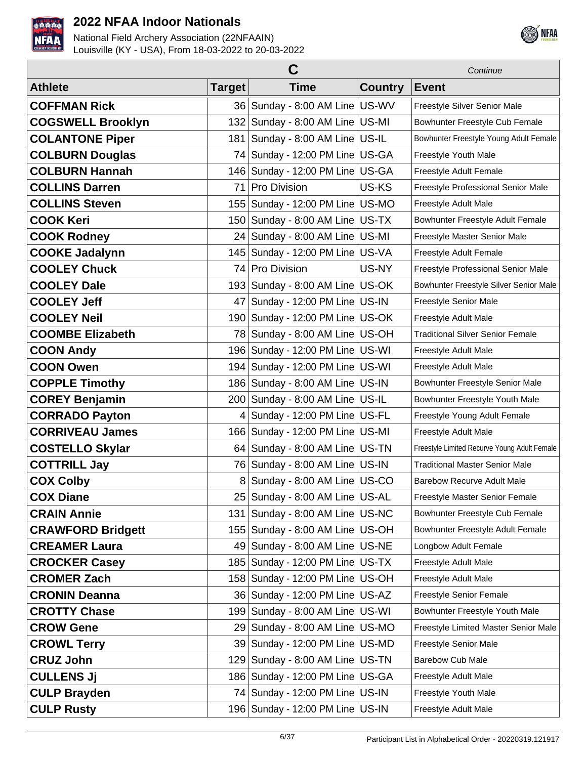| C | | | | *Continue* |
|---|---|---|---|---|
| **Athlete** | **Target** | **Time** | **Country** | **Event** |
| **COFFMAN Rick** | 36 | Sunday - 8:00 AM Line | US-WV | Freestyle Silver Senior Male |
| **COGSWELL Brooklyn** | 132 | Sunday - 8:00 AM Line | US-MI | Bowhunter Freestyle Cub Female |
| **COLANTONE Piper** | 181 | Sunday - 8:00 AM Line | US-IL | Bowhunter Freestyle Young Adult Female |
| **COLBURN Douglas** | 74 | Sunday - 12:00 PM Line | US-GA | Freestyle Youth Male |
| **COLBURN Hannah** | 146 | Sunday - 12:00 PM Line | US-GA | Freestyle Adult Female |
| **COLLINS Darren** | 71 | Pro Division | US-KS | Freestyle Professional Senior Male |
| **COLLINS Steven** | 155 | Sunday - 12:00 PM Line | US-MO | Freestyle Adult Male |
| **COOK Keri** | 150 | Sunday - 8:00 AM Line | US-TX | Bowhunter Freestyle Adult Female |
| **COOK Rodney** | 24 | Sunday - 8:00 AM Line | US-MI | Freestyle Master Senior Male |
| **COOKE Jadalynn** | 145 | Sunday - 12:00 PM Line | US-VA | Freestyle Adult Female |
| **COOLEY Chuck** | 74 | Pro Division | US-NY | Freestyle Professional Senior Male |
| **COOLEY Dale** | 193 | Sunday - 8:00 AM Line | US-OK | Bowhunter Freestyle Silver Senior Male |
| **COOLEY Jeff** | 47 | Sunday - 12:00 PM Line | US-IN | Freestyle Senior Male |
| **COOLEY Neil** | 190 | Sunday - 12:00 PM Line | US-OK | Freestyle Adult Male |
| **COOMBE Elizabeth** | 78 | Sunday - 8:00 AM Line | US-OH | Traditional Silver Senior Female |
| **COON Andy** | 196 | Sunday - 12:00 PM Line | US-WI | Freestyle Adult Male |
| **COON Owen** | 194 | Sunday - 12:00 PM Line | US-WI | Freestyle Adult Male |
| **COPPLE Timothy** | 186 | Sunday - 8:00 AM Line | US-IN | Bowhunter Freestyle Senior Male |
| **COREY Benjamin** | 200 | Sunday - 8:00 AM Line | US-IL | Bowhunter Freestyle Youth Male |
| **CORRADO Payton** | 4 | Sunday - 12:00 PM Line | US-FL | Freestyle Young Adult Female |
| **CORRIVEAU James** | 166 | Sunday - 12:00 PM Line | US-MI | Freestyle Adult Male |
| **COSTELLO Skylar** | 64 | Sunday - 8:00 AM Line | US-TN | Freestyle Limited Recurve Young Adult Female |
| **COTTRILL Jay** | 76 | Sunday - 8:00 AM Line | US-IN | Traditional Master Senior Male |
| **COX Colby** | 8 | Sunday - 8:00 AM Line | US-CO | Barebow Recurve Adult Male |
| **COX Diane** | 25 | Sunday - 8:00 AM Line | US-AL | Freestyle Master Senior Female |
| **CRAIN Annie** | 131 | Sunday - 8:00 AM Line | US-NC | Bowhunter Freestyle Cub Female |
| **CRAWFORD Bridgett** | 155 | Sunday - 8:00 AM Line | US-OH | Bowhunter Freestyle Adult Female |
| **CREAMER Laura** | 49 | Sunday - 8:00 AM Line | US-NE | Longbow Adult Female |
| **CROCKER Casey** | 185 | Sunday - 12:00 PM Line | US-TX | Freestyle Adult Male |
| **CROMER Zach** | 158 | Sunday - 12:00 PM Line | US-OH | Freestyle Adult Male |
| **CRONIN Deanna** | 36 | Sunday - 12:00 PM Line | US-AZ | Freestyle Senior Female |
| **CROTTY Chase** | 199 | Sunday - 8:00 AM Line | US-WI | Bowhunter Freestyle Youth Male |
| **CROW Gene** | 29 | Sunday - 8:00 AM Line | US-MO | Freestyle Limited Master Senior Male |
| **CROWL Terry** | 39 | Sunday - 12:00 PM Line | US-MD | Freestyle Senior Male |
| **CRUZ John** | 129 | Sunday - 8:00 AM Line | US-TN | Barebow Cub Male |
| **CULLENS Jj** | 186 | Sunday - 12:00 PM Line | US-GA | Freestyle Adult Male |
| **CULP Brayden** | 74 | Sunday - 12:00 PM Line | US-IN | Freestyle Youth Male |
| **CULP Rusty** | 196 | Sunday - 12:00 PM Line | US-IN | Freestyle Adult Male |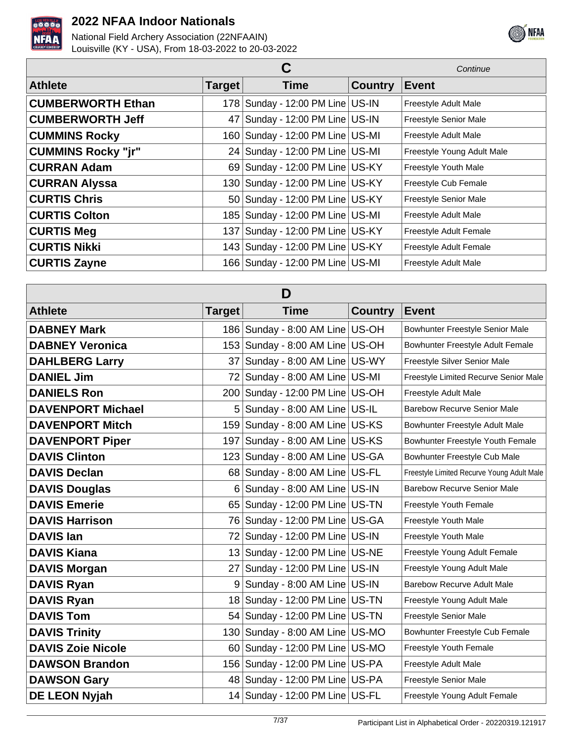# 2022 NFAA Indoor Nationals

National Field Archery Association (22NFAAIN)
Louisville (KY - USA), From 18-03-2022 to 20-03-2022

## C

*Continue*

| Athlete | Target | Time | Country | Event |
|---|---|---|---|---|
| **CUMBERWORTH Ethan** | 178 | Sunday - 12:00 PM Line | US-IN | Freestyle Adult Male |
| **CUMBERWORTH Jeff** | 47 | Sunday - 12:00 PM Line | US-IN | Freestyle Senior Male |
| **CUMMINS Rocky** | 160 | Sunday - 12:00 PM Line | US-MI | Freestyle Adult Male |
| **CUMMINS Rocky "jr"** | 24 | Sunday - 12:00 PM Line | US-MI | Freestyle Young Adult Male |
| **CURRAN Adam** | 69 | Sunday - 12:00 PM Line | US-KY | Freestyle Youth Male |
| **CURRAN Alyssa** | 130 | Sunday - 12:00 PM Line | US-KY | Freestyle Cub Female |
| **CURTIS Chris** | 50 | Sunday - 12:00 PM Line | US-KY | Freestyle Senior Male |
| **CURTIS Colton** | 185 | Sunday - 12:00 PM Line | US-MI | Freestyle Adult Male |
| **CURTIS Meg** | 137 | Sunday - 12:00 PM Line | US-KY | Freestyle Adult Female |
| **CURTIS Nikki** | 143 | Sunday - 12:00 PM Line | US-KY | Freestyle Adult Female |
| **CURTIS Zayne** | 166 | Sunday - 12:00 PM Line | US-MI | Freestyle Adult Male |

## D

| Athlete | Target | Time | Country | Event |
|---|---|---|---|---|
| **DABNEY Mark** | 186 | Sunday - 8:00 AM Line | US-OH | Bowhunter Freestyle Senior Male |
| **DABNEY Veronica** | 153 | Sunday - 8:00 AM Line | US-OH | Bowhunter Freestyle Adult Female |
| **DAHLBERG Larry** | 37 | Sunday - 8:00 AM Line | US-WY | Freestyle Silver Senior Male |
| **DANIEL Jim** | 72 | Sunday - 8:00 AM Line | US-MI | Freestyle Limited Recurve Senior Male |
| **DANIELS Ron** | 200 | Sunday - 12:00 PM Line | US-OH | Freestyle Adult Male |
| **DAVENPORT Michael** | 5 | Sunday - 8:00 AM Line | US-IL | Barebow Recurve Senior Male |
| **DAVENPORT Mitch** | 159 | Sunday - 8:00 AM Line | US-KS | Bowhunter Freestyle Adult Male |
| **DAVENPORT Piper** | 197 | Sunday - 8:00 AM Line | US-KS | Bowhunter Freestyle Youth Female |
| **DAVIS Clinton** | 123 | Sunday - 8:00 AM Line | US-GA | Bowhunter Freestyle Cub Male |
| **DAVIS Declan** | 68 | Sunday - 8:00 AM Line | US-FL | Freestyle Limited Recurve Young Adult Male |
| **DAVIS Douglas** | 6 | Sunday - 8:00 AM Line | US-IN | Barebow Recurve Senior Male |
| **DAVIS Emerie** | 65 | Sunday - 12:00 PM Line | US-TN | Freestyle Youth Female |
| **DAVIS Harrison** | 76 | Sunday - 12:00 PM Line | US-GA | Freestyle Youth Male |
| **DAVIS Ian** | 72 | Sunday - 12:00 PM Line | US-IN | Freestyle Youth Male |
| **DAVIS Kiana** | 13 | Sunday - 12:00 PM Line | US-NE | Freestyle Young Adult Female |
| **DAVIS Morgan** | 27 | Sunday - 12:00 PM Line | US-IN | Freestyle Young Adult Male |
| **DAVIS Ryan** | 9 | Sunday - 8:00 AM Line | US-IN | Barebow Recurve Adult Male |
| **DAVIS Ryan** | 18 | Sunday - 12:00 PM Line | US-TN | Freestyle Young Adult Male |
| **DAVIS Tom** | 54 | Sunday - 12:00 PM Line | US-TN | Freestyle Senior Male |
| **DAVIS Trinity** | 130 | Sunday - 8:00 AM Line | US-MO | Bowhunter Freestyle Cub Female |
| **DAVIS Zoie Nicole** | 60 | Sunday - 12:00 PM Line | US-MO | Freestyle Youth Female |
| **DAWSON Brandon** | 156 | Sunday - 12:00 PM Line | US-PA | Freestyle Adult Male |
| **DAWSON Gary** | 48 | Sunday - 12:00 PM Line | US-PA | Freestyle Senior Male |
| **DE LEON Nyjah** | 14 | Sunday - 12:00 PM Line | US-FL | Freestyle Young Adult Female |

Participant List in Alphabetical Order - 20220319.121917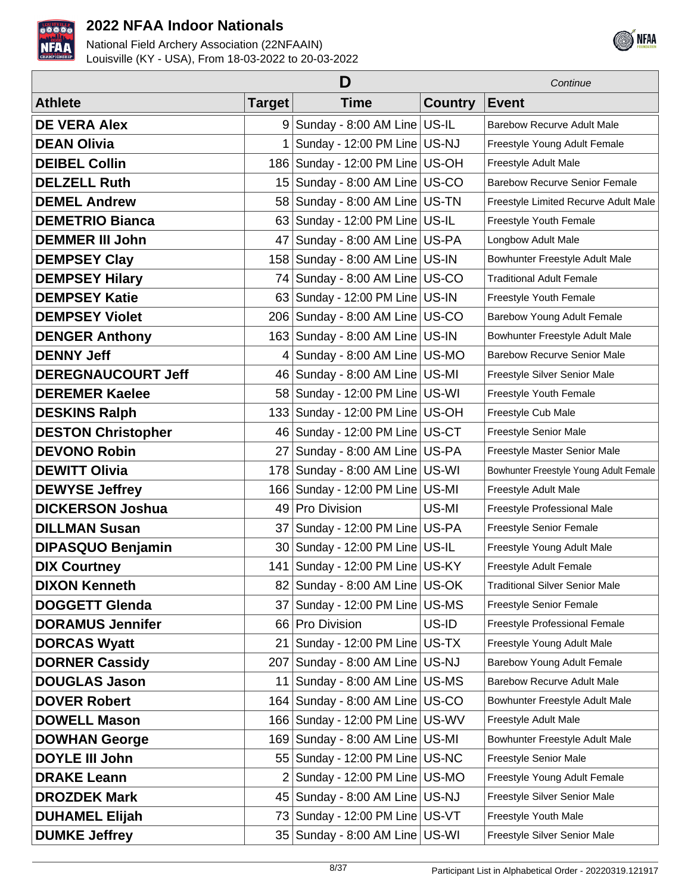## D

*Continue*

| Athlete | Target | Time | Country | Event |
|---|---|---|---|---|
| **DE VERA Alex** | 9 | Sunday - 8:00 AM Line | US-IL | Barebow Recurve Adult Male |
| **DEAN Olivia** | 1 | Sunday - 12:00 PM Line | US-NJ | Freestyle Young Adult Female |
| **DEIBEL Collin** | 186 | Sunday - 12:00 PM Line | US-OH | Freestyle Adult Male |
| **DELZELL Ruth** | 15 | Sunday - 8:00 AM Line | US-CO | Barebow Recurve Senior Female |
| **DEMEL Andrew** | 58 | Sunday - 8:00 AM Line | US-TN | Freestyle Limited Recurve Adult Male |
| **DEMETRIO Bianca** | 63 | Sunday - 12:00 PM Line | US-IL | Freestyle Youth Female |
| **DEMMER III John** | 47 | Sunday - 8:00 AM Line | US-PA | Longbow Adult Male |
| **DEMPSEY Clay** | 158 | Sunday - 8:00 AM Line | US-IN | Bowhunter Freestyle Adult Male |
| **DEMPSEY Hilary** | 74 | Sunday - 8:00 AM Line | US-CO | Traditional Adult Female |
| **DEMPSEY Katie** | 63 | Sunday - 12:00 PM Line | US-IN | Freestyle Youth Female |
| **DEMPSEY Violet** | 206 | Sunday - 8:00 AM Line | US-CO | Barebow Young Adult Female |
| **DENGER Anthony** | 163 | Sunday - 8:00 AM Line | US-IN | Bowhunter Freestyle Adult Male |
| **DENNY Jeff** | 4 | Sunday - 8:00 AM Line | US-MO | Barebow Recurve Senior Male |
| **DEREGNAUCOURT Jeff** | 46 | Sunday - 8:00 AM Line | US-MI | Freestyle Silver Senior Male |
| **DEREMER Kaelee** | 58 | Sunday - 12:00 PM Line | US-WI | Freestyle Youth Female |
| **DESKINS Ralph** | 133 | Sunday - 12:00 PM Line | US-OH | Freestyle Cub Male |
| **DESTON Christopher** | 46 | Sunday - 12:00 PM Line | US-CT | Freestyle Senior Male |
| **DEVONO Robin** | 27 | Sunday - 8:00 AM Line | US-PA | Freestyle Master Senior Male |
| **DEWITT Olivia** | 178 | Sunday - 8:00 AM Line | US-WI | Bowhunter Freestyle Young Adult Female |
| **DEWYSE Jeffrey** | 166 | Sunday - 12:00 PM Line | US-MI | Freestyle Adult Male |
| **DICKERSON Joshua** | 49 | Pro Division | US-MI | Freestyle Professional Male |
| **DILLMAN Susan** | 37 | Sunday - 12:00 PM Line | US-PA | Freestyle Senior Female |
| **DIPASQUO Benjamin** | 30 | Sunday - 12:00 PM Line | US-IL | Freestyle Young Adult Male |
| **DIX Courtney** | 141 | Sunday - 12:00 PM Line | US-KY | Freestyle Adult Female |
| **DIXON Kenneth** | 82 | Sunday - 8:00 AM Line | US-OK | Traditional Silver Senior Male |
| **DOGGETT Glenda** | 37 | Sunday - 12:00 PM Line | US-MS | Freestyle Senior Female |
| **DORAMUS Jennifer** | 66 | Pro Division | US-ID | Freestyle Professional Female |
| **DORCAS Wyatt** | 21 | Sunday - 12:00 PM Line | US-TX | Freestyle Young Adult Male |
| **DORNER Cassidy** | 207 | Sunday - 8:00 AM Line | US-NJ | Barebow Young Adult Female |
| **DOUGLAS Jason** | 11 | Sunday - 8:00 AM Line | US-MS | Barebow Recurve Adult Male |
| **DOVER Robert** | 164 | Sunday - 8:00 AM Line | US-CO | Bowhunter Freestyle Adult Male |
| **DOWELL Mason** | 166 | Sunday - 12:00 PM Line | US-WV | Freestyle Adult Male |
| **DOWHAN George** | 169 | Sunday - 8:00 AM Line | US-MI | Bowhunter Freestyle Adult Male |
| **DOYLE III John** | 55 | Sunday - 12:00 PM Line | US-NC | Freestyle Senior Male |
| **DRAKE Leann** | 2 | Sunday - 12:00 PM Line | US-MO | Freestyle Young Adult Female |
| **DROZDEK Mark** | 45 | Sunday - 8:00 AM Line | US-NJ | Freestyle Silver Senior Male |
| **DUHAMEL Elijah** | 73 | Sunday - 12:00 PM Line | US-VT | Freestyle Youth Male |
| **DUMKE Jeffrey** | 35 | Sunday - 8:00 AM Line | US-WI | Freestyle Silver Senior Male |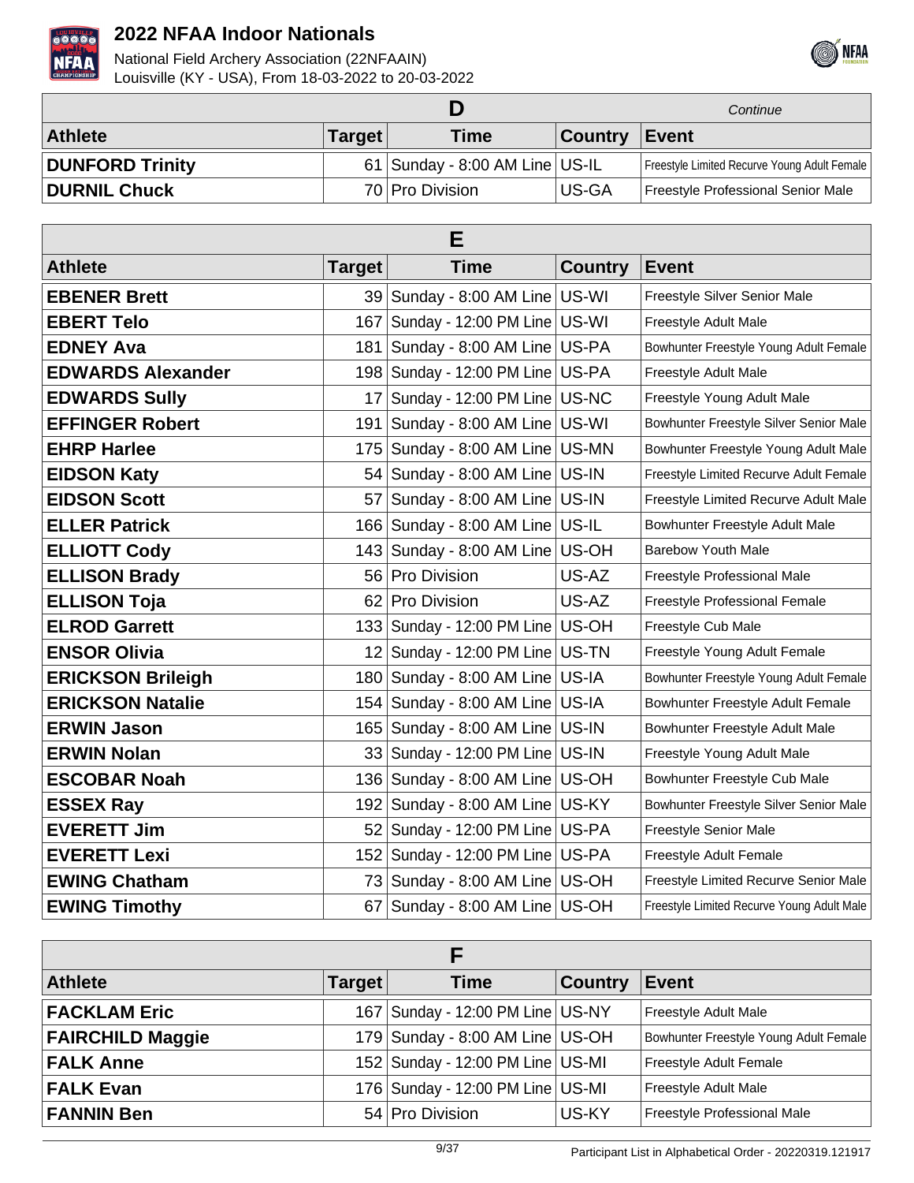# 2022 NFAA Indoor Nationals

National Field Archery Association (22NFAAIN)
Louisville (KY - USA), From 18-03-2022 to 20-03-2022

## D

*Continue*

| Athlete | Target | Time | Country | Event |
|---|---|---|---|---|
| **DUNFORD Trinity** | 61 | Sunday - 8:00 AM Line | US-IL | Freestyle Limited Recurve Young Adult Female |
| **DURNIL Chuck** | 70 | Pro Division | US-GA | Freestyle Professional Senior Male |

## E

| Athlete | Target | Time | Country | Event |
|---|---|---|---|---|
| **EBENER Brett** | 39 | Sunday - 8:00 AM Line | US-WI | Freestyle Silver Senior Male |
| **EBERT Telo** | 167 | Sunday - 12:00 PM Line | US-WI | Freestyle Adult Male |
| **EDNEY Ava** | 181 | Sunday - 8:00 AM Line | US-PA | Bowhunter Freestyle Young Adult Female |
| **EDWARDS Alexander** | 198 | Sunday - 12:00 PM Line | US-PA | Freestyle Adult Male |
| **EDWARDS Sully** | 17 | Sunday - 12:00 PM Line | US-NC | Freestyle Young Adult Male |
| **EFFINGER Robert** | 191 | Sunday - 8:00 AM Line | US-WI | Bowhunter Freestyle Silver Senior Male |
| **EHRP Harlee** | 175 | Sunday - 8:00 AM Line | US-MN | Bowhunter Freestyle Young Adult Male |
| **EIDSON Katy** | 54 | Sunday - 8:00 AM Line | US-IN | Freestyle Limited Recurve Adult Female |
| **EIDSON Scott** | 57 | Sunday - 8:00 AM Line | US-IN | Freestyle Limited Recurve Adult Male |
| **ELLER Patrick** | 166 | Sunday - 8:00 AM Line | US-IL | Bowhunter Freestyle Adult Male |
| **ELLIOTT Cody** | 143 | Sunday - 8:00 AM Line | US-OH | Barebow Youth Male |
| **ELLISON Brady** | 56 | Pro Division | US-AZ | Freestyle Professional Male |
| **ELLISON Toja** | 62 | Pro Division | US-AZ | Freestyle Professional Female |
| **ELROD Garrett** | 133 | Sunday - 12:00 PM Line | US-OH | Freestyle Cub Male |
| **ENSOR Olivia** | 12 | Sunday - 12:00 PM Line | US-TN | Freestyle Young Adult Female |
| **ERICKSON Brileigh** | 180 | Sunday - 8:00 AM Line | US-IA | Bowhunter Freestyle Young Adult Female |
| **ERICKSON Natalie** | 154 | Sunday - 8:00 AM Line | US-IA | Bowhunter Freestyle Adult Female |
| **ERWIN Jason** | 165 | Sunday - 8:00 AM Line | US-IN | Bowhunter Freestyle Adult Male |
| **ERWIN Nolan** | 33 | Sunday - 12:00 PM Line | US-IN | Freestyle Young Adult Male |
| **ESCOBAR Noah** | 136 | Sunday - 8:00 AM Line | US-OH | Bowhunter Freestyle Cub Male |
| **ESSEX Ray** | 192 | Sunday - 8:00 AM Line | US-KY | Bowhunter Freestyle Silver Senior Male |
| **EVERETT Jim** | 52 | Sunday - 12:00 PM Line | US-PA | Freestyle Senior Male |
| **EVERETT Lexi** | 152 | Sunday - 12:00 PM Line | US-PA | Freestyle Adult Female |
| **EWING Chatham** | 73 | Sunday - 8:00 AM Line | US-OH | Freestyle Limited Recurve Senior Male |
| **EWING Timothy** | 67 | Sunday - 8:00 AM Line | US-OH | Freestyle Limited Recurve Young Adult Male |

## F

| Athlete | Target | Time | Country | Event |
|---|---|---|---|---|
| **FACKLAM Eric** | 167 | Sunday - 12:00 PM Line | US-NY | Freestyle Adult Male |
| **FAIRCHILD Maggie** | 179 | Sunday - 8:00 AM Line | US-OH | Bowhunter Freestyle Young Adult Female |
| **FALK Anne** | 152 | Sunday - 12:00 PM Line | US-MI | Freestyle Adult Female |
| **FALK Evan** | 176 | Sunday - 12:00 PM Line | US-MI | Freestyle Adult Male |
| **FANNIN Ben** | 54 | Pro Division | US-KY | Freestyle Professional Male |

Participant List in Alphabetical Order - 20220319.121917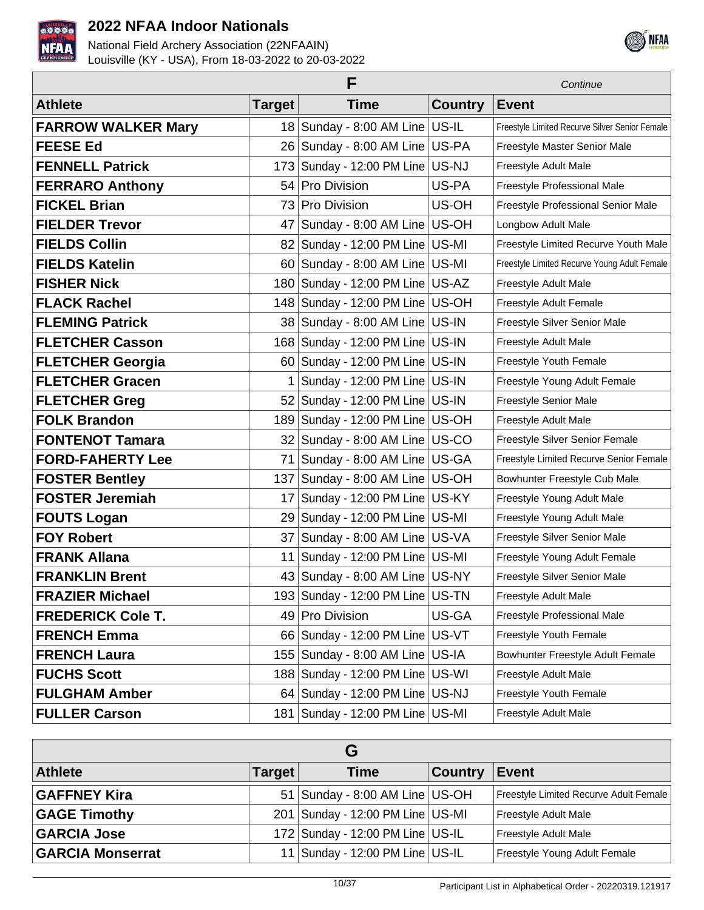# 2022 NFAA Indoor Nationals

National Field Archery Association (22NFAAIN)
Louisville (KY - USA), From 18-03-2022 to 20-03-2022

## F

*Continue*

| Athlete | Target | Time | Country | Event |
|---|---|---|---|---|
| **FARROW WALKER Mary** | 18 | Sunday - 8:00 AM Line | US-IL | Freestyle Limited Recurve Silver Senior Female |
| **FEESE Ed** | 26 | Sunday - 8:00 AM Line | US-PA | Freestyle Master Senior Male |
| **FENNELL Patrick** | 173 | Sunday - 12:00 PM Line | US-NJ | Freestyle Adult Male |
| **FERRARO Anthony** | 54 | Pro Division | US-PA | Freestyle Professional Male |
| **FICKEL Brian** | 73 | Pro Division | US-OH | Freestyle Professional Senior Male |
| **FIELDER Trevor** | 47 | Sunday - 8:00 AM Line | US-OH | Longbow Adult Male |
| **FIELDS Collin** | 82 | Sunday - 12:00 PM Line | US-MI | Freestyle Limited Recurve Youth Male |
| **FIELDS Katelin** | 60 | Sunday - 8:00 AM Line | US-MI | Freestyle Limited Recurve Young Adult Female |
| **FISHER Nick** | 180 | Sunday - 12:00 PM Line | US-AZ | Freestyle Adult Male |
| **FLACK Rachel** | 148 | Sunday - 12:00 PM Line | US-OH | Freestyle Adult Female |
| **FLEMING Patrick** | 38 | Sunday - 8:00 AM Line | US-IN | Freestyle Silver Senior Male |
| **FLETCHER Casson** | 168 | Sunday - 12:00 PM Line | US-IN | Freestyle Adult Male |
| **FLETCHER Georgia** | 60 | Sunday - 12:00 PM Line | US-IN | Freestyle Youth Female |
| **FLETCHER Gracen** | 1 | Sunday - 12:00 PM Line | US-IN | Freestyle Young Adult Female |
| **FLETCHER Greg** | 52 | Sunday - 12:00 PM Line | US-IN | Freestyle Senior Male |
| **FOLK Brandon** | 189 | Sunday - 12:00 PM Line | US-OH | Freestyle Adult Male |
| **FONTENOT Tamara** | 32 | Sunday - 8:00 AM Line | US-CO | Freestyle Silver Senior Female |
| **FORD-FAHERTY Lee** | 71 | Sunday - 8:00 AM Line | US-GA | Freestyle Limited Recurve Senior Female |
| **FOSTER Bentley** | 137 | Sunday - 8:00 AM Line | US-OH | Bowhunter Freestyle Cub Male |
| **FOSTER Jeremiah** | 17 | Sunday - 12:00 PM Line | US-KY | Freestyle Young Adult Male |
| **FOUTS Logan** | 29 | Sunday - 12:00 PM Line | US-MI | Freestyle Young Adult Male |
| **FOY Robert** | 37 | Sunday - 8:00 AM Line | US-VA | Freestyle Silver Senior Male |
| **FRANK Allana** | 11 | Sunday - 12:00 PM Line | US-MI | Freestyle Young Adult Female |
| **FRANKLIN Brent** | 43 | Sunday - 8:00 AM Line | US-NY | Freestyle Silver Senior Male |
| **FRAZIER Michael** | 193 | Sunday - 12:00 PM Line | US-TN | Freestyle Adult Male |
| **FREDERICK Cole T.** | 49 | Pro Division | US-GA | Freestyle Professional Male |
| **FRENCH Emma** | 66 | Sunday - 12:00 PM Line | US-VT | Freestyle Youth Female |
| **FRENCH Laura** | 155 | Sunday - 8:00 AM Line | US-IA | Bowhunter Freestyle Adult Female |
| **FUCHS Scott** | 188 | Sunday - 12:00 PM Line | US-WI | Freestyle Adult Male |
| **FULGHAM Amber** | 64 | Sunday - 12:00 PM Line | US-NJ | Freestyle Youth Female |
| **FULLER Carson** | 181 | Sunday - 12:00 PM Line | US-MI | Freestyle Adult Male |

## G

| Athlete | Target | Time | Country | Event |
|---|---|---|---|---|
| **GAFFNEY Kira** | 51 | Sunday - 8:00 AM Line | US-OH | Freestyle Limited Recurve Adult Female |
| **GAGE Timothy** | 201 | Sunday - 12:00 PM Line | US-MI | Freestyle Adult Male |
| **GARCIA Jose** | 172 | Sunday - 12:00 PM Line | US-IL | Freestyle Adult Male |
| **GARCIA Monserrat** | 11 | Sunday - 12:00 PM Line | US-IL | Freestyle Young Adult Female |

Participant List in Alphabetical Order - 20220319.121917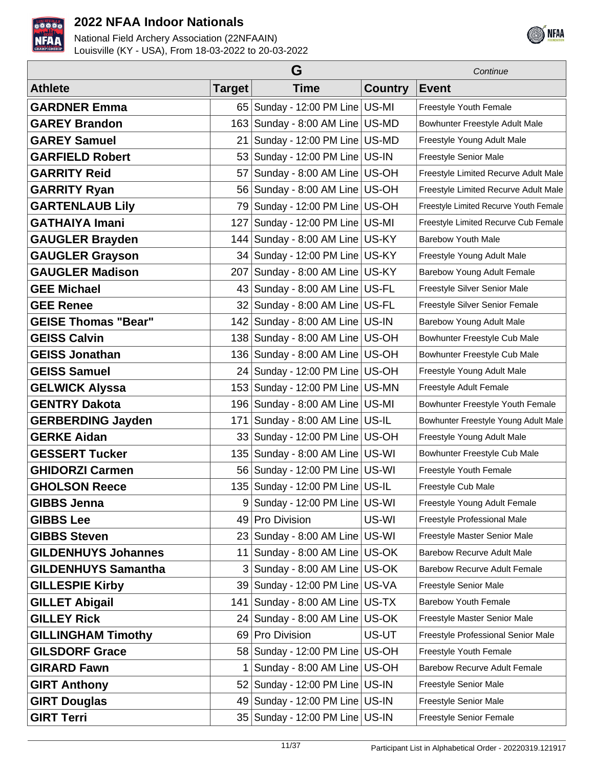| G | | | | Continue |
|---|---|---|---|---|
| **Athlete** | **Target** | **Time** | **Country** | **Event** |
| **GARDNER Emma** | 65 | Sunday - 12:00 PM Line | US-MI | Freestyle Youth Female |
| **GAREY Brandon** | 163 | Sunday - 8:00 AM Line | US-MD | Bowhunter Freestyle Adult Male |
| **GAREY Samuel** | 21 | Sunday - 12:00 PM Line | US-MD | Freestyle Young Adult Male |
| **GARFIELD Robert** | 53 | Sunday - 12:00 PM Line | US-IN | Freestyle Senior Male |
| **GARRITY Reid** | 57 | Sunday - 8:00 AM Line | US-OH | Freestyle Limited Recurve Adult Male |
| **GARRITY Ryan** | 56 | Sunday - 8:00 AM Line | US-OH | Freestyle Limited Recurve Adult Male |
| **GARTENLAUB Lily** | 79 | Sunday - 12:00 PM Line | US-OH | Freestyle Limited Recurve Youth Female |
| **GATHAIYA Imani** | 127 | Sunday - 12:00 PM Line | US-MI | Freestyle Limited Recurve Cub Female |
| **GAUGLER Brayden** | 144 | Sunday - 8:00 AM Line | US-KY | Barebow Youth Male |
| **GAUGLER Grayson** | 34 | Sunday - 12:00 PM Line | US-KY | Freestyle Young Adult Male |
| **GAUGLER Madison** | 207 | Sunday - 8:00 AM Line | US-KY | Barebow Young Adult Female |
| **GEE Michael** | 43 | Sunday - 8:00 AM Line | US-FL | Freestyle Silver Senior Male |
| **GEE Renee** | 32 | Sunday - 8:00 AM Line | US-FL | Freestyle Silver Senior Female |
| **GEISE Thomas "Bear"** | 142 | Sunday - 8:00 AM Line | US-IN | Barebow Young Adult Male |
| **GEISS Calvin** | 138 | Sunday - 8:00 AM Line | US-OH | Bowhunter Freestyle Cub Male |
| **GEISS Jonathan** | 136 | Sunday - 8:00 AM Line | US-OH | Bowhunter Freestyle Cub Male |
| **GEISS Samuel** | 24 | Sunday - 12:00 PM Line | US-OH | Freestyle Young Adult Male |
| **GELWICK Alyssa** | 153 | Sunday - 12:00 PM Line | US-MN | Freestyle Adult Female |
| **GENTRY Dakota** | 196 | Sunday - 8:00 AM Line | US-MI | Bowhunter Freestyle Youth Female |
| **GERBERDING Jayden** | 171 | Sunday - 8:00 AM Line | US-IL | Bowhunter Freestyle Young Adult Male |
| **GERKE Aidan** | 33 | Sunday - 12:00 PM Line | US-OH | Freestyle Young Adult Male |
| **GESSERT Tucker** | 135 | Sunday - 8:00 AM Line | US-WI | Bowhunter Freestyle Cub Male |
| **GHIDORZI Carmen** | 56 | Sunday - 12:00 PM Line | US-WI | Freestyle Youth Female |
| **GHOLSON Reece** | 135 | Sunday - 12:00 PM Line | US-IL | Freestyle Cub Male |
| **GIBBS Jenna** | 9 | Sunday - 12:00 PM Line | US-WI | Freestyle Young Adult Female |
| **GIBBS Lee** | 49 | Pro Division | US-WI | Freestyle Professional Male |
| **GIBBS Steven** | 23 | Sunday - 8:00 AM Line | US-WI | Freestyle Master Senior Male |
| **GILDENHUYS Johannes** | 11 | Sunday - 8:00 AM Line | US-OK | Barebow Recurve Adult Male |
| **GILDENHUYS Samantha** | 3 | Sunday - 8:00 AM Line | US-OK | Barebow Recurve Adult Female |
| **GILLESPIE Kirby** | 39 | Sunday - 12:00 PM Line | US-VA | Freestyle Senior Male |
| **GILLET Abigail** | 141 | Sunday - 8:00 AM Line | US-TX | Barebow Youth Female |
| **GILLEY Rick** | 24 | Sunday - 8:00 AM Line | US-OK | Freestyle Master Senior Male |
| **GILLINGHAM Timothy** | 69 | Pro Division | US-UT | Freestyle Professional Senior Male |
| **GILSDORF Grace** | 58 | Sunday - 12:00 PM Line | US-OH | Freestyle Youth Female |
| **GIRARD Fawn** | 1 | Sunday - 8:00 AM Line | US-OH | Barebow Recurve Adult Female |
| **GIRT Anthony** | 52 | Sunday - 12:00 PM Line | US-IN | Freestyle Senior Male |
| **GIRT Douglas** | 49 | Sunday - 12:00 PM Line | US-IN | Freestyle Senior Male |
| **GIRT Terri** | 35 | Sunday - 12:00 PM Line | US-IN | Freestyle Senior Female |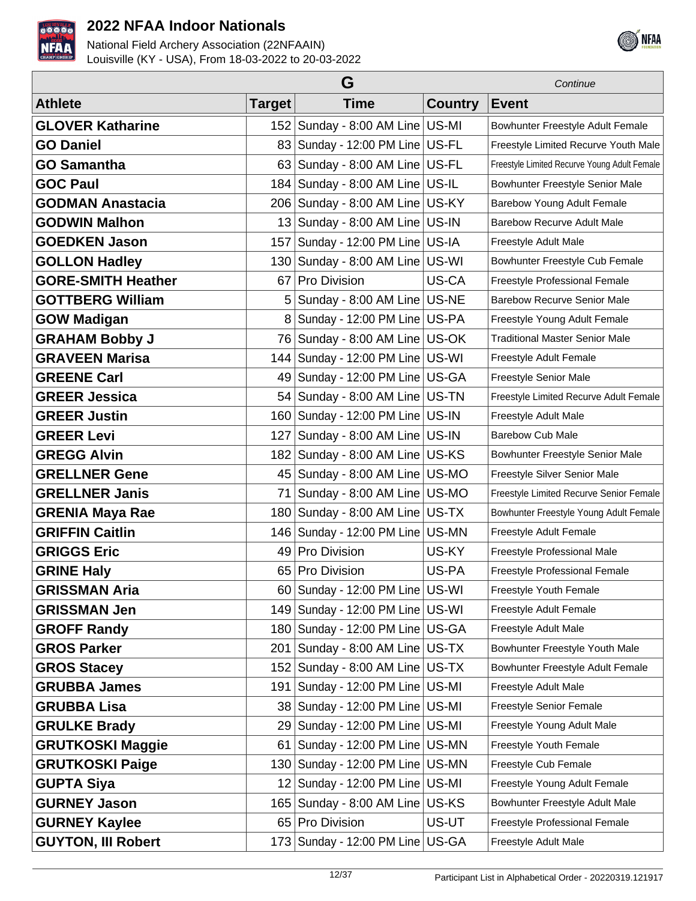# 2022 NFAA Indoor Nationals

National Field Archery Association (22NFAAIN)
Louisville (KY - USA), From 18-03-2022 to 20-03-2022

| G | | | | *Continue* |
|---|---|---|---|---|
| **Athlete** | **Target** | **Time** | **Country** | **Event** |
| **GLOVER Katharine** | 152 | Sunday - 8:00 AM Line | US-MI | Bowhunter Freestyle Adult Female |
| **GO Daniel** | 83 | Sunday - 12:00 PM Line | US-FL | Freestyle Limited Recurve Youth Male |
| **GO Samantha** | 63 | Sunday - 8:00 AM Line | US-FL | Freestyle Limited Recurve Young Adult Female |
| **GOC Paul** | 184 | Sunday - 8:00 AM Line | US-IL | Bowhunter Freestyle Senior Male |
| **GODMAN Anastacia** | 206 | Sunday - 8:00 AM Line | US-KY | Barebow Young Adult Female |
| **GODWIN Malhon** | 13 | Sunday - 8:00 AM Line | US-IN | Barebow Recurve Adult Male |
| **GOEDKEN Jason** | 157 | Sunday - 12:00 PM Line | US-IA | Freestyle Adult Male |
| **GOLLON Hadley** | 130 | Sunday - 8:00 AM Line | US-WI | Bowhunter Freestyle Cub Female |
| **GORE-SMITH Heather** | 67 | Pro Division | US-CA | Freestyle Professional Female |
| **GOTTBERG William** | 5 | Sunday - 8:00 AM Line | US-NE | Barebow Recurve Senior Male |
| **GOW Madigan** | 8 | Sunday - 12:00 PM Line | US-PA | Freestyle Young Adult Female |
| **GRAHAM Bobby J** | 76 | Sunday - 8:00 AM Line | US-OK | Traditional Master Senior Male |
| **GRAVEEN Marisa** | 144 | Sunday - 12:00 PM Line | US-WI | Freestyle Adult Female |
| **GREENE Carl** | 49 | Sunday - 12:00 PM Line | US-GA | Freestyle Senior Male |
| **GREER Jessica** | 54 | Sunday - 8:00 AM Line | US-TN | Freestyle Limited Recurve Adult Female |
| **GREER Justin** | 160 | Sunday - 12:00 PM Line | US-IN | Freestyle Adult Male |
| **GREER Levi** | 127 | Sunday - 8:00 AM Line | US-IN | Barebow Cub Male |
| **GREGG Alvin** | 182 | Sunday - 8:00 AM Line | US-KS | Bowhunter Freestyle Senior Male |
| **GRELLNER Gene** | 45 | Sunday - 8:00 AM Line | US-MO | Freestyle Silver Senior Male |
| **GRELLNER Janis** | 71 | Sunday - 8:00 AM Line | US-MO | Freestyle Limited Recurve Senior Female |
| **GRENIA Maya Rae** | 180 | Sunday - 8:00 AM Line | US-TX | Bowhunter Freestyle Young Adult Female |
| **GRIFFIN Caitlin** | 146 | Sunday - 12:00 PM Line | US-MN | Freestyle Adult Female |
| **GRIGGS Eric** | 49 | Pro Division | US-KY | Freestyle Professional Male |
| **GRINE Haly** | 65 | Pro Division | US-PA | Freestyle Professional Female |
| **GRISSMAN Aria** | 60 | Sunday - 12:00 PM Line | US-WI | Freestyle Youth Female |
| **GRISSMAN Jen** | 149 | Sunday - 12:00 PM Line | US-WI | Freestyle Adult Female |
| **GROFF Randy** | 180 | Sunday - 12:00 PM Line | US-GA | Freestyle Adult Male |
| **GROS Parker** | 201 | Sunday - 8:00 AM Line | US-TX | Bowhunter Freestyle Youth Male |
| **GROS Stacey** | 152 | Sunday - 8:00 AM Line | US-TX | Bowhunter Freestyle Adult Female |
| **GRUBBA James** | 191 | Sunday - 12:00 PM Line | US-MI | Freestyle Adult Male |
| **GRUBBA Lisa** | 38 | Sunday - 12:00 PM Line | US-MI | Freestyle Senior Female |
| **GRULKE Brady** | 29 | Sunday - 12:00 PM Line | US-MI | Freestyle Young Adult Male |
| **GRUTKOSKI Maggie** | 61 | Sunday - 12:00 PM Line | US-MN | Freestyle Youth Female |
| **GRUTKOSKI Paige** | 130 | Sunday - 12:00 PM Line | US-MN | Freestyle Cub Female |
| **GUPTA Siya** | 12 | Sunday - 12:00 PM Line | US-MI | Freestyle Young Adult Female |
| **GURNEY Jason** | 165 | Sunday - 8:00 AM Line | US-KS | Bowhunter Freestyle Adult Male |
| **GURNEY Kaylee** | 65 | Pro Division | US-UT | Freestyle Professional Female |
| **GUYTON, III Robert** | 173 | Sunday - 12:00 PM Line | US-GA | Freestyle Adult Male |

Participant List in Alphabetical Order - 20220319.121917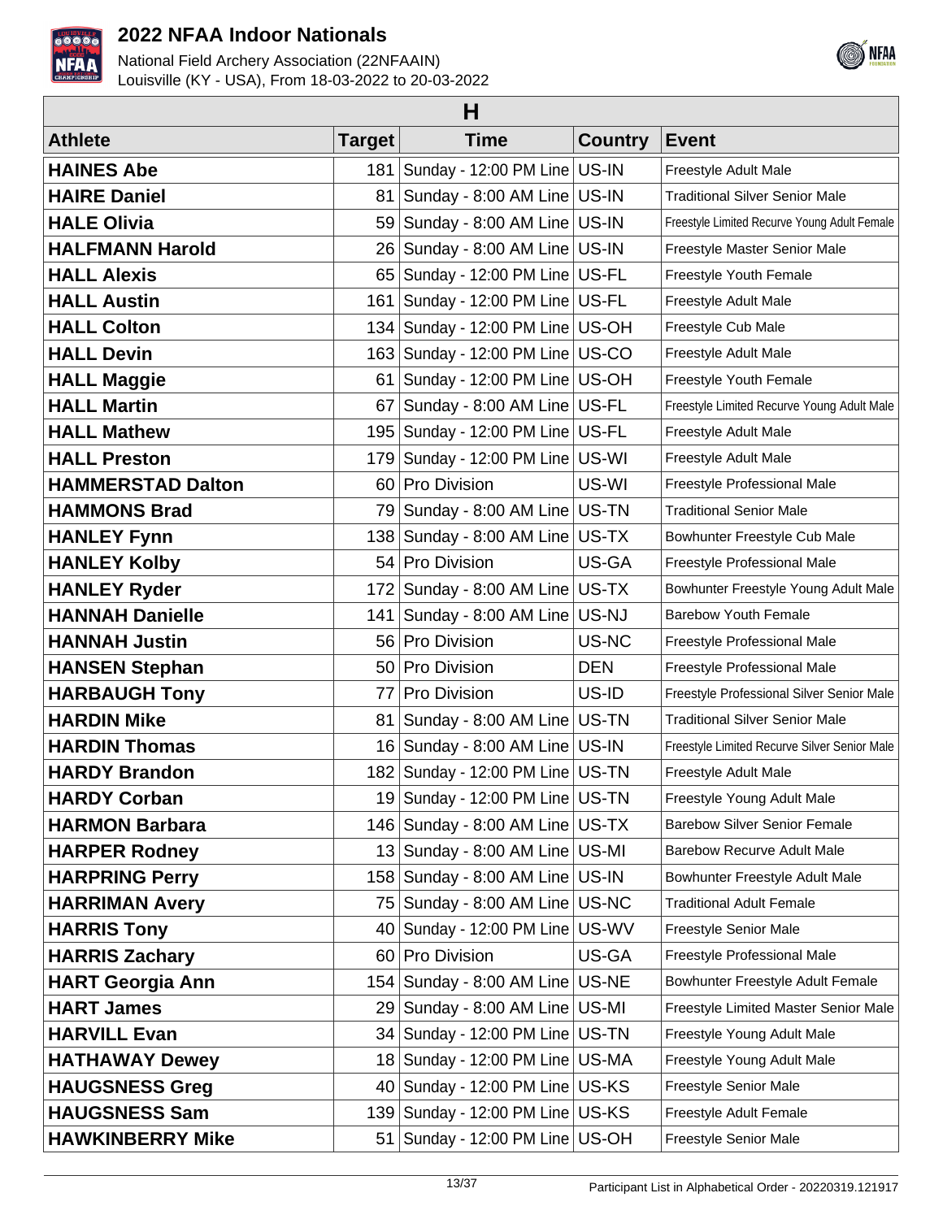# 2022 NFAA Indoor Nationals

National Field Archery Association (22NFAAIN)
Louisville (KY - USA), From 18-03-2022 to 20-03-2022

## H

| Athlete | Target | Time | Country | Event |
|---|---|---|---|---|
| **HAINES Abe** | 181 | Sunday - 12:00 PM Line | US-IN | Freestyle Adult Male |
| **HAIRE Daniel** | 81 | Sunday - 8:00 AM Line | US-IN | Traditional Silver Senior Male |
| **HALE Olivia** | 59 | Sunday - 8:00 AM Line | US-IN | Freestyle Limited Recurve Young Adult Female |
| **HALFMANN Harold** | 26 | Sunday - 8:00 AM Line | US-IN | Freestyle Master Senior Male |
| **HALL Alexis** | 65 | Sunday - 12:00 PM Line | US-FL | Freestyle Youth Female |
| **HALL Austin** | 161 | Sunday - 12:00 PM Line | US-FL | Freestyle Adult Male |
| **HALL Colton** | 134 | Sunday - 12:00 PM Line | US-OH | Freestyle Cub Male |
| **HALL Devin** | 163 | Sunday - 12:00 PM Line | US-CO | Freestyle Adult Male |
| **HALL Maggie** | 61 | Sunday - 12:00 PM Line | US-OH | Freestyle Youth Female |
| **HALL Martin** | 67 | Sunday - 8:00 AM Line | US-FL | Freestyle Limited Recurve Young Adult Male |
| **HALL Mathew** | 195 | Sunday - 12:00 PM Line | US-FL | Freestyle Adult Male |
| **HALL Preston** | 179 | Sunday - 12:00 PM Line | US-WI | Freestyle Adult Male |
| **HAMMERSTAD Dalton** | 60 | Pro Division | US-WI | Freestyle Professional Male |
| **HAMMONS Brad** | 79 | Sunday - 8:00 AM Line | US-TN | Traditional Senior Male |
| **HANLEY Fynn** | 138 | Sunday - 8:00 AM Line | US-TX | Bowhunter Freestyle Cub Male |
| **HANLEY Kolby** | 54 | Pro Division | US-GA | Freestyle Professional Male |
| **HANLEY Ryder** | 172 | Sunday - 8:00 AM Line | US-TX | Bowhunter Freestyle Young Adult Male |
| **HANNAH Danielle** | 141 | Sunday - 8:00 AM Line | US-NJ | Barebow Youth Female |
| **HANNAH Justin** | 56 | Pro Division | US-NC | Freestyle Professional Male |
| **HANSEN Stephan** | 50 | Pro Division | DEN | Freestyle Professional Male |
| **HARBAUGH Tony** | 77 | Pro Division | US-ID | Freestyle Professional Silver Senior Male |
| **HARDIN Mike** | 81 | Sunday - 8:00 AM Line | US-TN | Traditional Silver Senior Male |
| **HARDIN Thomas** | 16 | Sunday - 8:00 AM Line | US-IN | Freestyle Limited Recurve Silver Senior Male |
| **HARDY Brandon** | 182 | Sunday - 12:00 PM Line | US-TN | Freestyle Adult Male |
| **HARDY Corban** | 19 | Sunday - 12:00 PM Line | US-TN | Freestyle Young Adult Male |
| **HARMON Barbara** | 146 | Sunday - 8:00 AM Line | US-TX | Barebow Silver Senior Female |
| **HARPER Rodney** | 13 | Sunday - 8:00 AM Line | US-MI | Barebow Recurve Adult Male |
| **HARPRING Perry** | 158 | Sunday - 8:00 AM Line | US-IN | Bowhunter Freestyle Adult Male |
| **HARRIMAN Avery** | 75 | Sunday - 8:00 AM Line | US-NC | Traditional Adult Female |
| **HARRIS Tony** | 40 | Sunday - 12:00 PM Line | US-WV | Freestyle Senior Male |
| **HARRIS Zachary** | 60 | Pro Division | US-GA | Freestyle Professional Male |
| **HART Georgia Ann** | 154 | Sunday - 8:00 AM Line | US-NE | Bowhunter Freestyle Adult Female |
| **HART James** | 29 | Sunday - 8:00 AM Line | US-MI | Freestyle Limited Master Senior Male |
| **HARVILL Evan** | 34 | Sunday - 12:00 PM Line | US-TN | Freestyle Young Adult Male |
| **HATHAWAY Dewey** | 18 | Sunday - 12:00 PM Line | US-MA | Freestyle Young Adult Male |
| **HAUGSNESS Greg** | 40 | Sunday - 12:00 PM Line | US-KS | Freestyle Senior Male |
| **HAUGSNESS Sam** | 139 | Sunday - 12:00 PM Line | US-KS | Freestyle Adult Female |
| **HAWKINBERRY Mike** | 51 | Sunday - 12:00 PM Line | US-OH | Freestyle Senior Male |

Participant List in Alphabetical Order - 20220319.121917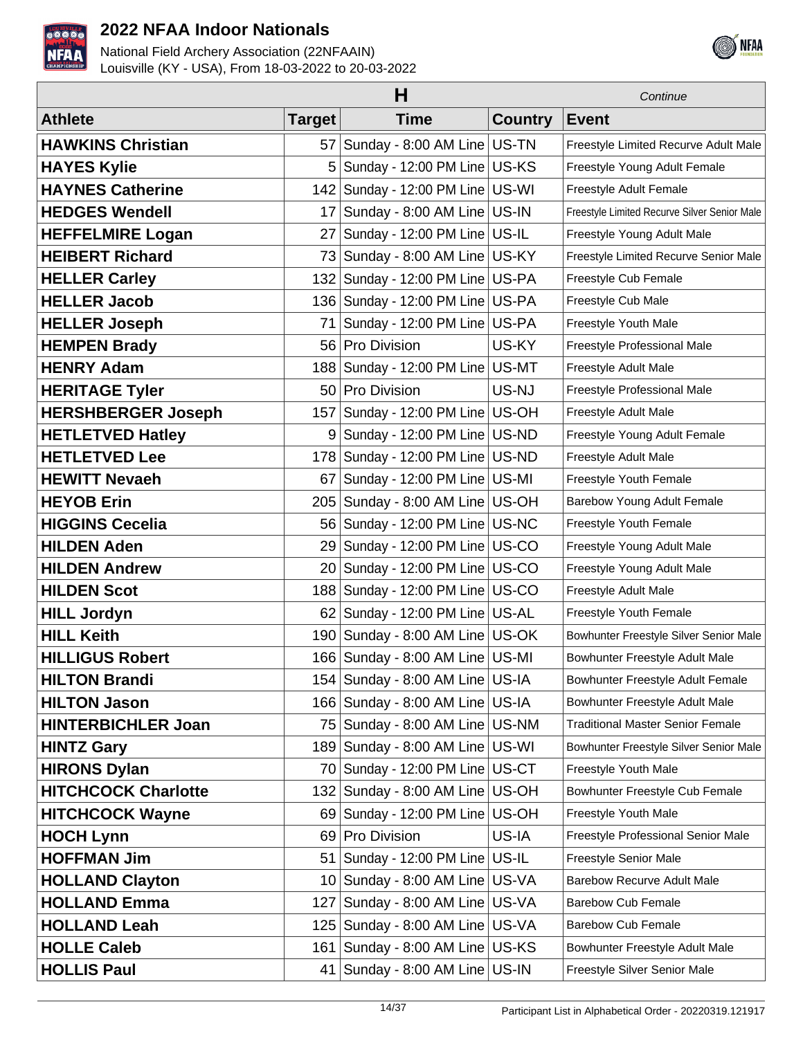# 2022 NFAA Indoor Nationals

National Field Archery Association (22NFAAIN)
Louisville (KY - USA), From 18-03-2022 to 20-03-2022

| H | | | | *Continue* |
|---|---|---|---|---|
| **Athlete** | **Target** | **Time** | **Country** | **Event** |
| **HAWKINS Christian** | 57 | Sunday - 8:00 AM Line | US-TN | Freestyle Limited Recurve Adult Male |
| **HAYES Kylie** | 5 | Sunday - 12:00 PM Line | US-KS | Freestyle Young Adult Female |
| **HAYNES Catherine** | 142 | Sunday - 12:00 PM Line | US-WI | Freestyle Adult Female |
| **HEDGES Wendell** | 17 | Sunday - 8:00 AM Line | US-IN | Freestyle Limited Recurve Silver Senior Male |
| **HEFFELMIRE Logan** | 27 | Sunday - 12:00 PM Line | US-IL | Freestyle Young Adult Male |
| **HEIBERT Richard** | 73 | Sunday - 8:00 AM Line | US-KY | Freestyle Limited Recurve Senior Male |
| **HELLER Carley** | 132 | Sunday - 12:00 PM Line | US-PA | Freestyle Cub Female |
| **HELLER Jacob** | 136 | Sunday - 12:00 PM Line | US-PA | Freestyle Cub Male |
| **HELLER Joseph** | 71 | Sunday - 12:00 PM Line | US-PA | Freestyle Youth Male |
| **HEMPEN Brady** | 56 | Pro Division | US-KY | Freestyle Professional Male |
| **HENRY Adam** | 188 | Sunday - 12:00 PM Line | US-MT | Freestyle Adult Male |
| **HERITAGE Tyler** | 50 | Pro Division | US-NJ | Freestyle Professional Male |
| **HERSHBERGER Joseph** | 157 | Sunday - 12:00 PM Line | US-OH | Freestyle Adult Male |
| **HETLETVED Hatley** | 9 | Sunday - 12:00 PM Line | US-ND | Freestyle Young Adult Female |
| **HETLETVED Lee** | 178 | Sunday - 12:00 PM Line | US-ND | Freestyle Adult Male |
| **HEWITT Nevaeh** | 67 | Sunday - 12:00 PM Line | US-MI | Freestyle Youth Female |
| **HEYOB Erin** | 205 | Sunday - 8:00 AM Line | US-OH | Barebow Young Adult Female |
| **HIGGINS Cecelia** | 56 | Sunday - 12:00 PM Line | US-NC | Freestyle Youth Female |
| **HILDEN Aden** | 29 | Sunday - 12:00 PM Line | US-CO | Freestyle Young Adult Male |
| **HILDEN Andrew** | 20 | Sunday - 12:00 PM Line | US-CO | Freestyle Young Adult Male |
| **HILDEN Scot** | 188 | Sunday - 12:00 PM Line | US-CO | Freestyle Adult Male |
| **HILL Jordyn** | 62 | Sunday - 12:00 PM Line | US-AL | Freestyle Youth Female |
| **HILL Keith** | 190 | Sunday - 8:00 AM Line | US-OK | Bowhunter Freestyle Silver Senior Male |
| **HILLIGUS Robert** | 166 | Sunday - 8:00 AM Line | US-MI | Bowhunter Freestyle Adult Male |
| **HILTON Brandi** | 154 | Sunday - 8:00 AM Line | US-IA | Bowhunter Freestyle Adult Female |
| **HILTON Jason** | 166 | Sunday - 8:00 AM Line | US-IA | Bowhunter Freestyle Adult Male |
| **HINTERBICHLER Joan** | 75 | Sunday - 8:00 AM Line | US-NM | Traditional Master Senior Female |
| **HINTZ Gary** | 189 | Sunday - 8:00 AM Line | US-WI | Bowhunter Freestyle Silver Senior Male |
| **HIRONS Dylan** | 70 | Sunday - 12:00 PM Line | US-CT | Freestyle Youth Male |
| **HITCHCOCK Charlotte** | 132 | Sunday - 8:00 AM Line | US-OH | Bowhunter Freestyle Cub Female |
| **HITCHCOCK Wayne** | 69 | Sunday - 12:00 PM Line | US-OH | Freestyle Youth Male |
| **HOCH Lynn** | 69 | Pro Division | US-IA | Freestyle Professional Senior Male |
| **HOFFMAN Jim** | 51 | Sunday - 12:00 PM Line | US-IL | Freestyle Senior Male |
| **HOLLAND Clayton** | 10 | Sunday - 8:00 AM Line | US-VA | Barebow Recurve Adult Male |
| **HOLLAND Emma** | 127 | Sunday - 8:00 AM Line | US-VA | Barebow Cub Female |
| **HOLLAND Leah** | 125 | Sunday - 8:00 AM Line | US-VA | Barebow Cub Female |
| **HOLLE Caleb** | 161 | Sunday - 8:00 AM Line | US-KS | Bowhunter Freestyle Adult Male |
| **HOLLIS Paul** | 41 | Sunday - 8:00 AM Line | US-IN | Freestyle Silver Senior Male |

Participant List in Alphabetical Order - 20220319.121917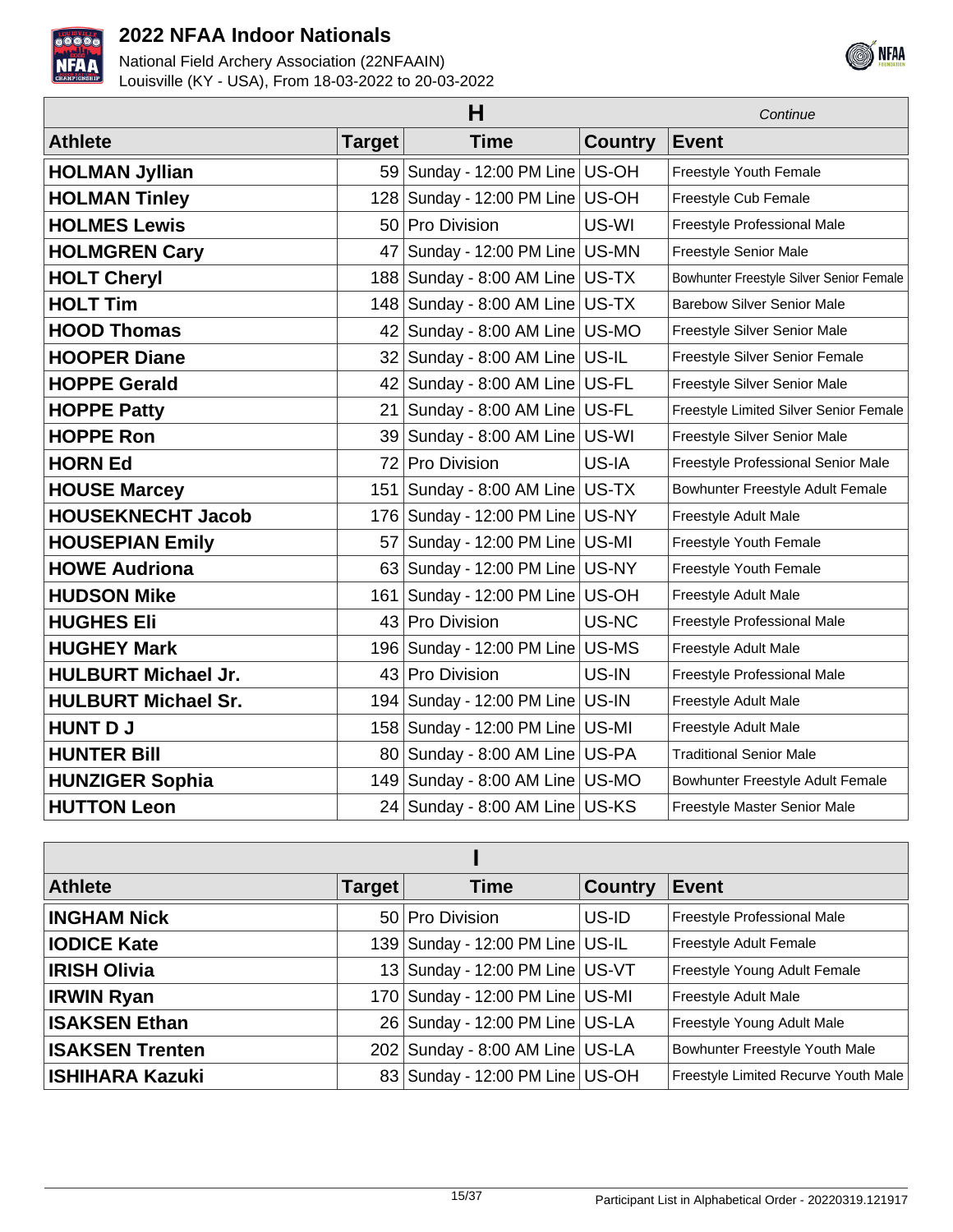## H

*Continue*

| Athlete | Target | Time | Country | Event |
|---|---|---|---|---|
| **HOLMAN Jyllian** | 59 | Sunday - 12:00 PM Line | US-OH | Freestyle Youth Female |
| **HOLMAN Tinley** | 128 | Sunday - 12:00 PM Line | US-OH | Freestyle Cub Female |
| **HOLMES Lewis** | 50 | Pro Division | US-WI | Freestyle Professional Male |
| **HOLMGREN Cary** | 47 | Sunday - 12:00 PM Line | US-MN | Freestyle Senior Male |
| **HOLT Cheryl** | 188 | Sunday - 8:00 AM Line | US-TX | Bowhunter Freestyle Silver Senior Female |
| **HOLT Tim** | 148 | Sunday - 8:00 AM Line | US-TX | Barebow Silver Senior Male |
| **HOOD Thomas** | 42 | Sunday - 8:00 AM Line | US-MO | Freestyle Silver Senior Male |
| **HOOPER Diane** | 32 | Sunday - 8:00 AM Line | US-IL | Freestyle Silver Senior Female |
| **HOPPE Gerald** | 42 | Sunday - 8:00 AM Line | US-FL | Freestyle Silver Senior Male |
| **HOPPE Patty** | 21 | Sunday - 8:00 AM Line | US-FL | Freestyle Limited Silver Senior Female |
| **HOPPE Ron** | 39 | Sunday - 8:00 AM Line | US-WI | Freestyle Silver Senior Male |
| **HORN Ed** | 72 | Pro Division | US-IA | Freestyle Professional Senior Male |
| **HOUSE Marcey** | 151 | Sunday - 8:00 AM Line | US-TX | Bowhunter Freestyle Adult Female |
| **HOUSEKNECHT Jacob** | 176 | Sunday - 12:00 PM Line | US-NY | Freestyle Adult Male |
| **HOUSEPIAN Emily** | 57 | Sunday - 12:00 PM Line | US-MI | Freestyle Youth Female |
| **HOWE Audriona** | 63 | Sunday - 12:00 PM Line | US-NY | Freestyle Youth Female |
| **HUDSON Mike** | 161 | Sunday - 12:00 PM Line | US-OH | Freestyle Adult Male |
| **HUGHES Eli** | 43 | Pro Division | US-NC | Freestyle Professional Male |
| **HUGHEY Mark** | 196 | Sunday - 12:00 PM Line | US-MS | Freestyle Adult Male |
| **HULBURT Michael Jr.** | 43 | Pro Division | US-IN | Freestyle Professional Male |
| **HULBURT Michael Sr.** | 194 | Sunday - 12:00 PM Line | US-IN | Freestyle Adult Male |
| **HUNT D J** | 158 | Sunday - 12:00 PM Line | US-MI | Freestyle Adult Male |
| **HUNTER Bill** | 80 | Sunday - 8:00 AM Line | US-PA | Traditional Senior Male |
| **HUNZIGER Sophia** | 149 | Sunday - 8:00 AM Line | US-MO | Bowhunter Freestyle Adult Female |
| **HUTTON Leon** | 24 | Sunday - 8:00 AM Line | US-KS | Freestyle Master Senior Male |

## I

| Athlete | Target | Time | Country | Event |
|---|---|---|---|---|
| **INGHAM Nick** | 50 | Pro Division | US-ID | Freestyle Professional Male |
| **IODICE Kate** | 139 | Sunday - 12:00 PM Line | US-IL | Freestyle Adult Female |
| **IRISH Olivia** | 13 | Sunday - 12:00 PM Line | US-VT | Freestyle Young Adult Female |
| **IRWIN Ryan** | 170 | Sunday - 12:00 PM Line | US-MI | Freestyle Adult Male |
| **ISAKSEN Ethan** | 26 | Sunday - 12:00 PM Line | US-LA | Freestyle Young Adult Male |
| **ISAKSEN Trenten** | 202 | Sunday - 8:00 AM Line | US-LA | Bowhunter Freestyle Youth Male |
| **ISHIHARA Kazuki** | 83 | Sunday - 12:00 PM Line | US-OH | Freestyle Limited Recurve Youth Male |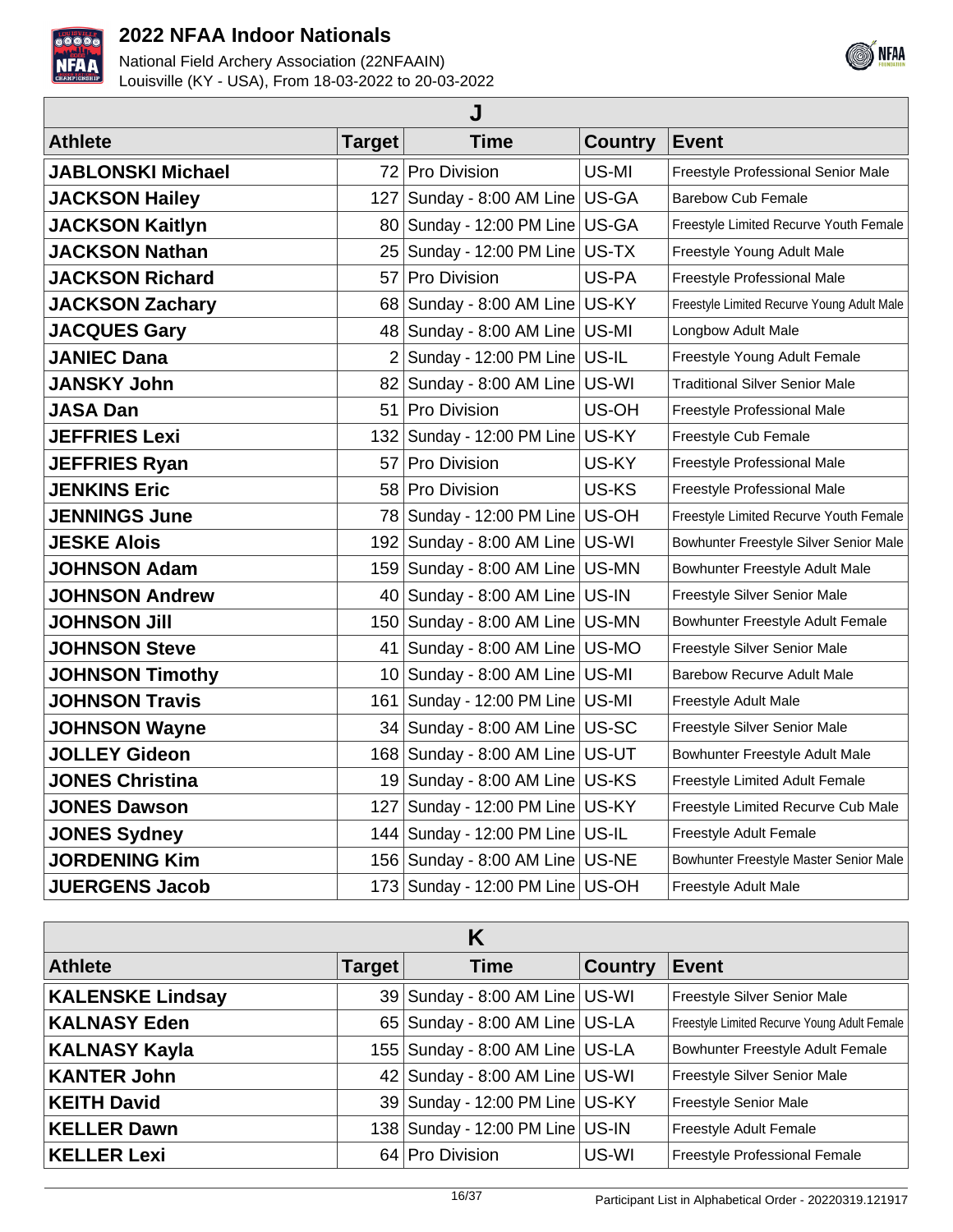## J

| Athlete | Target | Time | Country | Event |
|---|---|---|---|---|
| **JABLONSKI Michael** | 72 | Pro Division | US-MI | Freestyle Professional Senior Male |
| **JACKSON Hailey** | 127 | Sunday - 8:00 AM Line | US-GA | Barebow Cub Female |
| **JACKSON Kaitlyn** | 80 | Sunday - 12:00 PM Line | US-GA | Freestyle Limited Recurve Youth Female |
| **JACKSON Nathan** | 25 | Sunday - 12:00 PM Line | US-TX | Freestyle Young Adult Male |
| **JACKSON Richard** | 57 | Pro Division | US-PA | Freestyle Professional Male |
| **JACKSON Zachary** | 68 | Sunday - 8:00 AM Line | US-KY | Freestyle Limited Recurve Young Adult Male |
| **JACQUES Gary** | 48 | Sunday - 8:00 AM Line | US-MI | Longbow Adult Male |
| **JANIEC Dana** | 2 | Sunday - 12:00 PM Line | US-IL | Freestyle Young Adult Female |
| **JANSKY John** | 82 | Sunday - 8:00 AM Line | US-WI | Traditional Silver Senior Male |
| **JASA Dan** | 51 | Pro Division | US-OH | Freestyle Professional Male |
| **JEFFRIES Lexi** | 132 | Sunday - 12:00 PM Line | US-KY | Freestyle Cub Female |
| **JEFFRIES Ryan** | 57 | Pro Division | US-KY | Freestyle Professional Male |
| **JENKINS Eric** | 58 | Pro Division | US-KS | Freestyle Professional Male |
| **JENNINGS June** | 78 | Sunday - 12:00 PM Line | US-OH | Freestyle Limited Recurve Youth Female |
| **JESKE Alois** | 192 | Sunday - 8:00 AM Line | US-WI | Bowhunter Freestyle Silver Senior Male |
| **JOHNSON Adam** | 159 | Sunday - 8:00 AM Line | US-MN | Bowhunter Freestyle Adult Male |
| **JOHNSON Andrew** | 40 | Sunday - 8:00 AM Line | US-IN | Freestyle Silver Senior Male |
| **JOHNSON Jill** | 150 | Sunday - 8:00 AM Line | US-MN | Bowhunter Freestyle Adult Female |
| **JOHNSON Steve** | 41 | Sunday - 8:00 AM Line | US-MO | Freestyle Silver Senior Male |
| **JOHNSON Timothy** | 10 | Sunday - 8:00 AM Line | US-MI | Barebow Recurve Adult Male |
| **JOHNSON Travis** | 161 | Sunday - 12:00 PM Line | US-MI | Freestyle Adult Male |
| **JOHNSON Wayne** | 34 | Sunday - 8:00 AM Line | US-SC | Freestyle Silver Senior Male |
| **JOLLEY Gideon** | 168 | Sunday - 8:00 AM Line | US-UT | Bowhunter Freestyle Adult Male |
| **JONES Christina** | 19 | Sunday - 8:00 AM Line | US-KS | Freestyle Limited Adult Female |
| **JONES Dawson** | 127 | Sunday - 12:00 PM Line | US-KY | Freestyle Limited Recurve Cub Male |
| **JONES Sydney** | 144 | Sunday - 12:00 PM Line | US-IL | Freestyle Adult Female |
| **JORDENING Kim** | 156 | Sunday - 8:00 AM Line | US-NE | Bowhunter Freestyle Master Senior Male |
| **JUERGENS Jacob** | 173 | Sunday - 12:00 PM Line | US-OH | Freestyle Adult Male |

## K

| Athlete | Target | Time | Country | Event |
|---|---|---|---|---|
| **KALENSKE Lindsay** | 39 | Sunday - 8:00 AM Line | US-WI | Freestyle Silver Senior Male |
| **KALNASY Eden** | 65 | Sunday - 8:00 AM Line | US-LA | Freestyle Limited Recurve Young Adult Female |
| **KALNASY Kayla** | 155 | Sunday - 8:00 AM Line | US-LA | Bowhunter Freestyle Adult Female |
| **KANTER John** | 42 | Sunday - 8:00 AM Line | US-WI | Freestyle Silver Senior Male |
| **KEITH David** | 39 | Sunday - 12:00 PM Line | US-KY | Freestyle Senior Male |
| **KELLER Dawn** | 138 | Sunday - 12:00 PM Line | US-IN | Freestyle Adult Female |
| **KELLER Lexi** | 64 | Pro Division | US-WI | Freestyle Professional Female |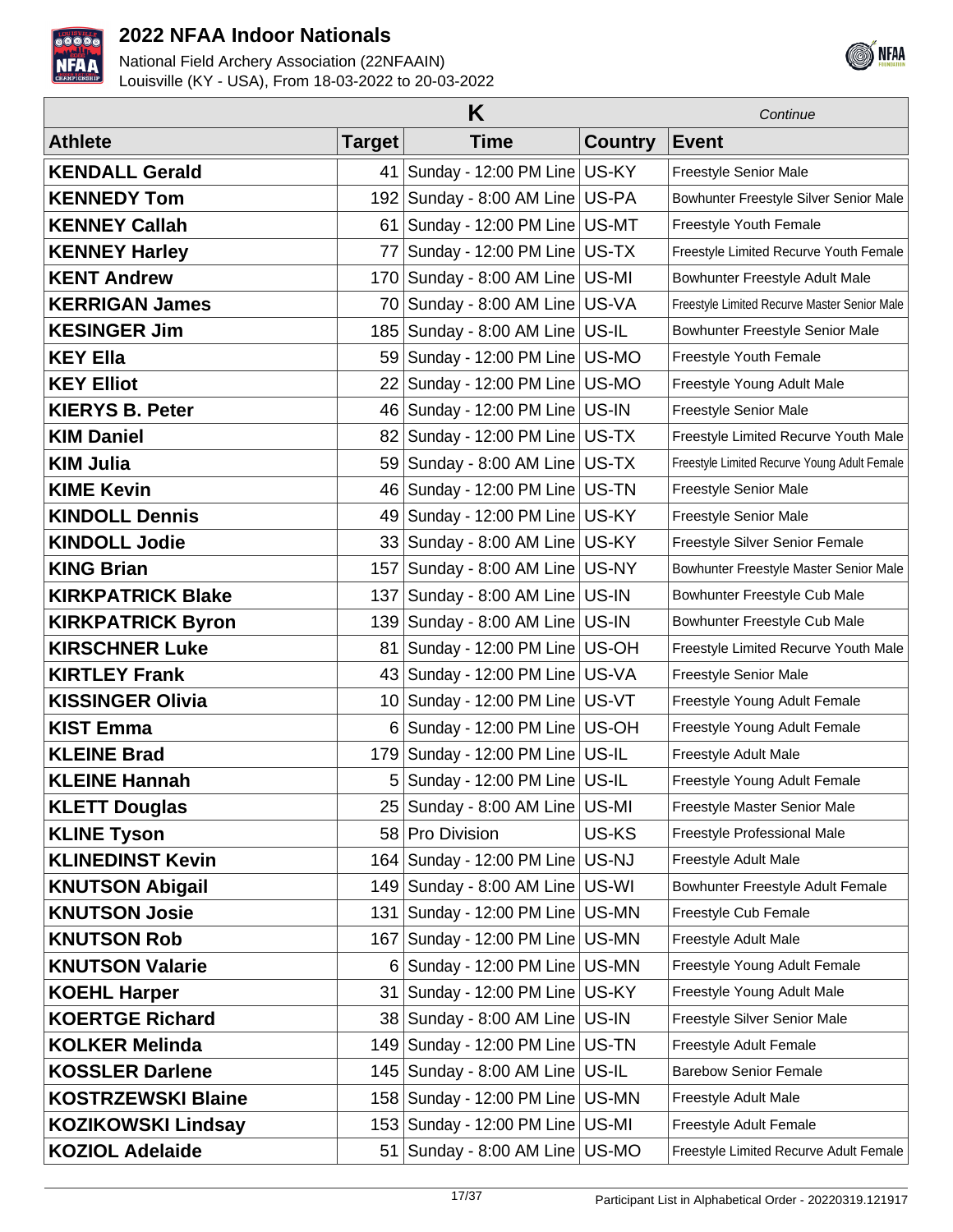# 2022 NFAA Indoor Nationals

National Field Archery Association (22NFAAIN)
Louisville (KY - USA), From 18-03-2022 to 20-03-2022

| K | | | | *Continue* |
|---|---|---|---|---|
| **Athlete** | **Target** | **Time** | **Country** | **Event** |
| **KENDALL Gerald** | 41 | Sunday - 12:00 PM Line | US-KY | Freestyle Senior Male |
| **KENNEDY Tom** | 192 | Sunday - 8:00 AM Line | US-PA | Bowhunter Freestyle Silver Senior Male |
| **KENNEY Callah** | 61 | Sunday - 12:00 PM Line | US-MT | Freestyle Youth Female |
| **KENNEY Harley** | 77 | Sunday - 12:00 PM Line | US-TX | Freestyle Limited Recurve Youth Female |
| **KENT Andrew** | 170 | Sunday - 8:00 AM Line | US-MI | Bowhunter Freestyle Adult Male |
| **KERRIGAN James** | 70 | Sunday - 8:00 AM Line | US-VA | Freestyle Limited Recurve Master Senior Male |
| **KESINGER Jim** | 185 | Sunday - 8:00 AM Line | US-IL | Bowhunter Freestyle Senior Male |
| **KEY Ella** | 59 | Sunday - 12:00 PM Line | US-MO | Freestyle Youth Female |
| **KEY Elliot** | 22 | Sunday - 12:00 PM Line | US-MO | Freestyle Young Adult Male |
| **KIERYS B. Peter** | 46 | Sunday - 12:00 PM Line | US-IN | Freestyle Senior Male |
| **KIM Daniel** | 82 | Sunday - 12:00 PM Line | US-TX | Freestyle Limited Recurve Youth Male |
| **KIM Julia** | 59 | Sunday - 8:00 AM Line | US-TX | Freestyle Limited Recurve Young Adult Female |
| **KIME Kevin** | 46 | Sunday - 12:00 PM Line | US-TN | Freestyle Senior Male |
| **KINDOLL Dennis** | 49 | Sunday - 12:00 PM Line | US-KY | Freestyle Senior Male |
| **KINDOLL Jodie** | 33 | Sunday - 8:00 AM Line | US-KY | Freestyle Silver Senior Female |
| **KING Brian** | 157 | Sunday - 8:00 AM Line | US-NY | Bowhunter Freestyle Master Senior Male |
| **KIRKPATRICK Blake** | 137 | Sunday - 8:00 AM Line | US-IN | Bowhunter Freestyle Cub Male |
| **KIRKPATRICK Byron** | 139 | Sunday - 8:00 AM Line | US-IN | Bowhunter Freestyle Cub Male |
| **KIRSCHNER Luke** | 81 | Sunday - 12:00 PM Line | US-OH | Freestyle Limited Recurve Youth Male |
| **KIRTLEY Frank** | 43 | Sunday - 12:00 PM Line | US-VA | Freestyle Senior Male |
| **KISSINGER Olivia** | 10 | Sunday - 12:00 PM Line | US-VT | Freestyle Young Adult Female |
| **KIST Emma** | 6 | Sunday - 12:00 PM Line | US-OH | Freestyle Young Adult Female |
| **KLEINE Brad** | 179 | Sunday - 12:00 PM Line | US-IL | Freestyle Adult Male |
| **KLEINE Hannah** | 5 | Sunday - 12:00 PM Line | US-IL | Freestyle Young Adult Female |
| **KLETT Douglas** | 25 | Sunday - 8:00 AM Line | US-MI | Freestyle Master Senior Male |
| **KLINE Tyson** | 58 | Pro Division | US-KS | Freestyle Professional Male |
| **KLINEDINST Kevin** | 164 | Sunday - 12:00 PM Line | US-NJ | Freestyle Adult Male |
| **KNUTSON Abigail** | 149 | Sunday - 8:00 AM Line | US-WI | Bowhunter Freestyle Adult Female |
| **KNUTSON Josie** | 131 | Sunday - 12:00 PM Line | US-MN | Freestyle Cub Female |
| **KNUTSON Rob** | 167 | Sunday - 12:00 PM Line | US-MN | Freestyle Adult Male |
| **KNUTSON Valarie** | 6 | Sunday - 12:00 PM Line | US-MN | Freestyle Young Adult Female |
| **KOEHL Harper** | 31 | Sunday - 12:00 PM Line | US-KY | Freestyle Young Adult Male |
| **KOERTGE Richard** | 38 | Sunday - 8:00 AM Line | US-IN | Freestyle Silver Senior Male |
| **KOLKER Melinda** | 149 | Sunday - 12:00 PM Line | US-TN | Freestyle Adult Female |
| **KOSSLER Darlene** | 145 | Sunday - 8:00 AM Line | US-IL | Barebow Senior Female |
| **KOSTRZEWSKI Blaine** | 158 | Sunday - 12:00 PM Line | US-MN | Freestyle Adult Male |
| **KOZIKOWSKI Lindsay** | 153 | Sunday - 12:00 PM Line | US-MI | Freestyle Adult Female |
| **KOZIOL Adelaide** | 51 | Sunday - 8:00 AM Line | US-MO | Freestyle Limited Recurve Adult Female |

Participant List in Alphabetical Order - 20220319.121917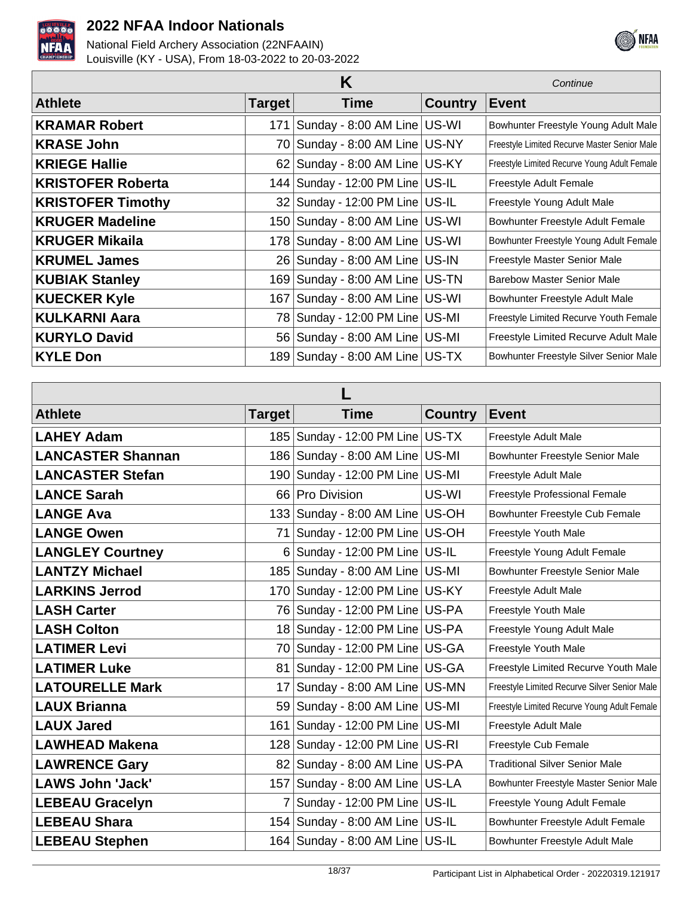## K

*Continue*

| Athlete | Target | Time | Country | Event |
|---|---|---|---|---|
| **KRAMAR Robert** | 171 | Sunday - 8:00 AM Line | US-WI | Bowhunter Freestyle Young Adult Male |
| **KRASE John** | 70 | Sunday - 8:00 AM Line | US-NY | Freestyle Limited Recurve Master Senior Male |
| **KRIEGE Hallie** | 62 | Sunday - 8:00 AM Line | US-KY | Freestyle Limited Recurve Young Adult Female |
| **KRISTOFER Roberta** | 144 | Sunday - 12:00 PM Line | US-IL | Freestyle Adult Female |
| **KRISTOFER Timothy** | 32 | Sunday - 12:00 PM Line | US-IL | Freestyle Young Adult Male |
| **KRUGER Madeline** | 150 | Sunday - 8:00 AM Line | US-WI | Bowhunter Freestyle Adult Female |
| **KRUGER Mikaila** | 178 | Sunday - 8:00 AM Line | US-WI | Bowhunter Freestyle Young Adult Female |
| **KRUMEL James** | 26 | Sunday - 8:00 AM Line | US-IN | Freestyle Master Senior Male |
| **KUBIAK Stanley** | 169 | Sunday - 8:00 AM Line | US-TN | Barebow Master Senior Male |
| **KUECKER Kyle** | 167 | Sunday - 8:00 AM Line | US-WI | Bowhunter Freestyle Adult Male |
| **KULKARNI Aara** | 78 | Sunday - 12:00 PM Line | US-MI | Freestyle Limited Recurve Youth Female |
| **KURYLO David** | 56 | Sunday - 8:00 AM Line | US-MI | Freestyle Limited Recurve Adult Male |
| **KYLE Don** | 189 | Sunday - 8:00 AM Line | US-TX | Bowhunter Freestyle Silver Senior Male |

## L

| Athlete | Target | Time | Country | Event |
|---|---|---|---|---|
| **LAHEY Adam** | 185 | Sunday - 12:00 PM Line | US-TX | Freestyle Adult Male |
| **LANCASTER Shannan** | 186 | Sunday - 8:00 AM Line | US-MI | Bowhunter Freestyle Senior Male |
| **LANCASTER Stefan** | 190 | Sunday - 12:00 PM Line | US-MI | Freestyle Adult Male |
| **LANCE Sarah** | 66 | Pro Division | US-WI | Freestyle Professional Female |
| **LANGE Ava** | 133 | Sunday - 8:00 AM Line | US-OH | Bowhunter Freestyle Cub Female |
| **LANGE Owen** | 71 | Sunday - 12:00 PM Line | US-OH | Freestyle Youth Male |
| **LANGLEY Courtney** | 6 | Sunday - 12:00 PM Line | US-IL | Freestyle Young Adult Female |
| **LANTZY Michael** | 185 | Sunday - 8:00 AM Line | US-MI | Bowhunter Freestyle Senior Male |
| **LARKINS Jerrod** | 170 | Sunday - 12:00 PM Line | US-KY | Freestyle Adult Male |
| **LASH Carter** | 76 | Sunday - 12:00 PM Line | US-PA | Freestyle Youth Male |
| **LASH Colton** | 18 | Sunday - 12:00 PM Line | US-PA | Freestyle Young Adult Male |
| **LATIMER Levi** | 70 | Sunday - 12:00 PM Line | US-GA | Freestyle Youth Male |
| **LATIMER Luke** | 81 | Sunday - 12:00 PM Line | US-GA | Freestyle Limited Recurve Youth Male |
| **LATOURELLE Mark** | 17 | Sunday - 8:00 AM Line | US-MN | Freestyle Limited Recurve Silver Senior Male |
| **LAUX Brianna** | 59 | Sunday - 8:00 AM Line | US-MI | Freestyle Limited Recurve Young Adult Female |
| **LAUX Jared** | 161 | Sunday - 12:00 PM Line | US-MI | Freestyle Adult Male |
| **LAWHEAD Makena** | 128 | Sunday - 12:00 PM Line | US-RI | Freestyle Cub Female |
| **LAWRENCE Gary** | 82 | Sunday - 8:00 AM Line | US-PA | Traditional Silver Senior Male |
| **LAWS John 'Jack'** | 157 | Sunday - 8:00 AM Line | US-LA | Bowhunter Freestyle Master Senior Male |
| **LEBEAU Gracelyn** | 7 | Sunday - 12:00 PM Line | US-IL | Freestyle Young Adult Female |
| **LEBEAU Shara** | 154 | Sunday - 8:00 AM Line | US-IL | Bowhunter Freestyle Adult Female |
| **LEBEAU Stephen** | 164 | Sunday - 8:00 AM Line | US-IL | Bowhunter Freestyle Adult Male |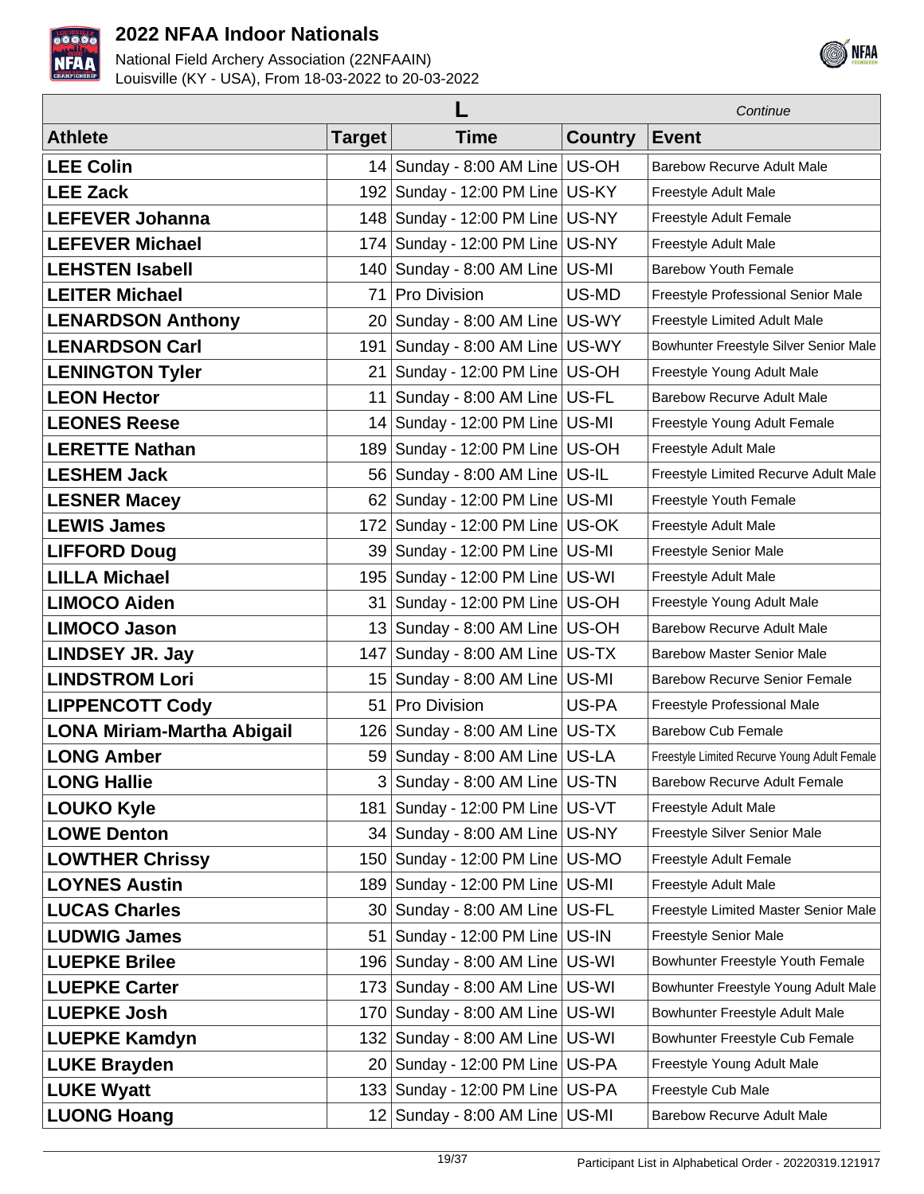| L | | | | *Continue* |
|---|---|---|---|---|
| **Athlete** | **Target** | **Time** | **Country** | **Event** |
| **LEE Colin** | 14 | Sunday - 8:00 AM Line | US-OH | Barebow Recurve Adult Male |
| **LEE Zack** | 192 | Sunday - 12:00 PM Line | US-KY | Freestyle Adult Male |
| **LEFEVER Johanna** | 148 | Sunday - 12:00 PM Line | US-NY | Freestyle Adult Female |
| **LEFEVER Michael** | 174 | Sunday - 12:00 PM Line | US-NY | Freestyle Adult Male |
| **LEHSTEN Isabell** | 140 | Sunday - 8:00 AM Line | US-MI | Barebow Youth Female |
| **LEITER Michael** | 71 | Pro Division | US-MD | Freestyle Professional Senior Male |
| **LENARDSON Anthony** | 20 | Sunday - 8:00 AM Line | US-WY | Freestyle Limited Adult Male |
| **LENARDSON Carl** | 191 | Sunday - 8:00 AM Line | US-WY | Bowhunter Freestyle Silver Senior Male |
| **LENINGTON Tyler** | 21 | Sunday - 12:00 PM Line | US-OH | Freestyle Young Adult Male |
| **LEON Hector** | 11 | Sunday - 8:00 AM Line | US-FL | Barebow Recurve Adult Male |
| **LEONES Reese** | 14 | Sunday - 12:00 PM Line | US-MI | Freestyle Young Adult Female |
| **LERETTE Nathan** | 189 | Sunday - 12:00 PM Line | US-OH | Freestyle Adult Male |
| **LESHEM Jack** | 56 | Sunday - 8:00 AM Line | US-IL | Freestyle Limited Recurve Adult Male |
| **LESNER Macey** | 62 | Sunday - 12:00 PM Line | US-MI | Freestyle Youth Female |
| **LEWIS James** | 172 | Sunday - 12:00 PM Line | US-OK | Freestyle Adult Male |
| **LIFFORD Doug** | 39 | Sunday - 12:00 PM Line | US-MI | Freestyle Senior Male |
| **LILLA Michael** | 195 | Sunday - 12:00 PM Line | US-WI | Freestyle Adult Male |
| **LIMOCO Aiden** | 31 | Sunday - 12:00 PM Line | US-OH | Freestyle Young Adult Male |
| **LIMOCO Jason** | 13 | Sunday - 8:00 AM Line | US-OH | Barebow Recurve Adult Male |
| **LINDSEY JR. Jay** | 147 | Sunday - 8:00 AM Line | US-TX | Barebow Master Senior Male |
| **LINDSTROM Lori** | 15 | Sunday - 8:00 AM Line | US-MI | Barebow Recurve Senior Female |
| **LIPPENCOTT Cody** | 51 | Pro Division | US-PA | Freestyle Professional Male |
| **LONA Miriam-Martha Abigail** | 126 | Sunday - 8:00 AM Line | US-TX | Barebow Cub Female |
| **LONG Amber** | 59 | Sunday - 8:00 AM Line | US-LA | Freestyle Limited Recurve Young Adult Female |
| **LONG Hallie** | 3 | Sunday - 8:00 AM Line | US-TN | Barebow Recurve Adult Female |
| **LOUKO Kyle** | 181 | Sunday - 12:00 PM Line | US-VT | Freestyle Adult Male |
| **LOWE Denton** | 34 | Sunday - 8:00 AM Line | US-NY | Freestyle Silver Senior Male |
| **LOWTHER Chrissy** | 150 | Sunday - 12:00 PM Line | US-MO | Freestyle Adult Female |
| **LOYNES Austin** | 189 | Sunday - 12:00 PM Line | US-MI | Freestyle Adult Male |
| **LUCAS Charles** | 30 | Sunday - 8:00 AM Line | US-FL | Freestyle Limited Master Senior Male |
| **LUDWIG James** | 51 | Sunday - 12:00 PM Line | US-IN | Freestyle Senior Male |
| **LUEPKE Brilee** | 196 | Sunday - 8:00 AM Line | US-WI | Bowhunter Freestyle Youth Female |
| **LUEPKE Carter** | 173 | Sunday - 8:00 AM Line | US-WI | Bowhunter Freestyle Young Adult Male |
| **LUEPKE Josh** | 170 | Sunday - 8:00 AM Line | US-WI | Bowhunter Freestyle Adult Male |
| **LUEPKE Kamdyn** | 132 | Sunday - 8:00 AM Line | US-WI | Bowhunter Freestyle Cub Female |
| **LUKE Brayden** | 20 | Sunday - 12:00 PM Line | US-PA | Freestyle Young Adult Male |
| **LUKE Wyatt** | 133 | Sunday - 12:00 PM Line | US-PA | Freestyle Cub Male |
| **LUONG Hoang** | 12 | Sunday - 8:00 AM Line | US-MI | Barebow Recurve Adult Male |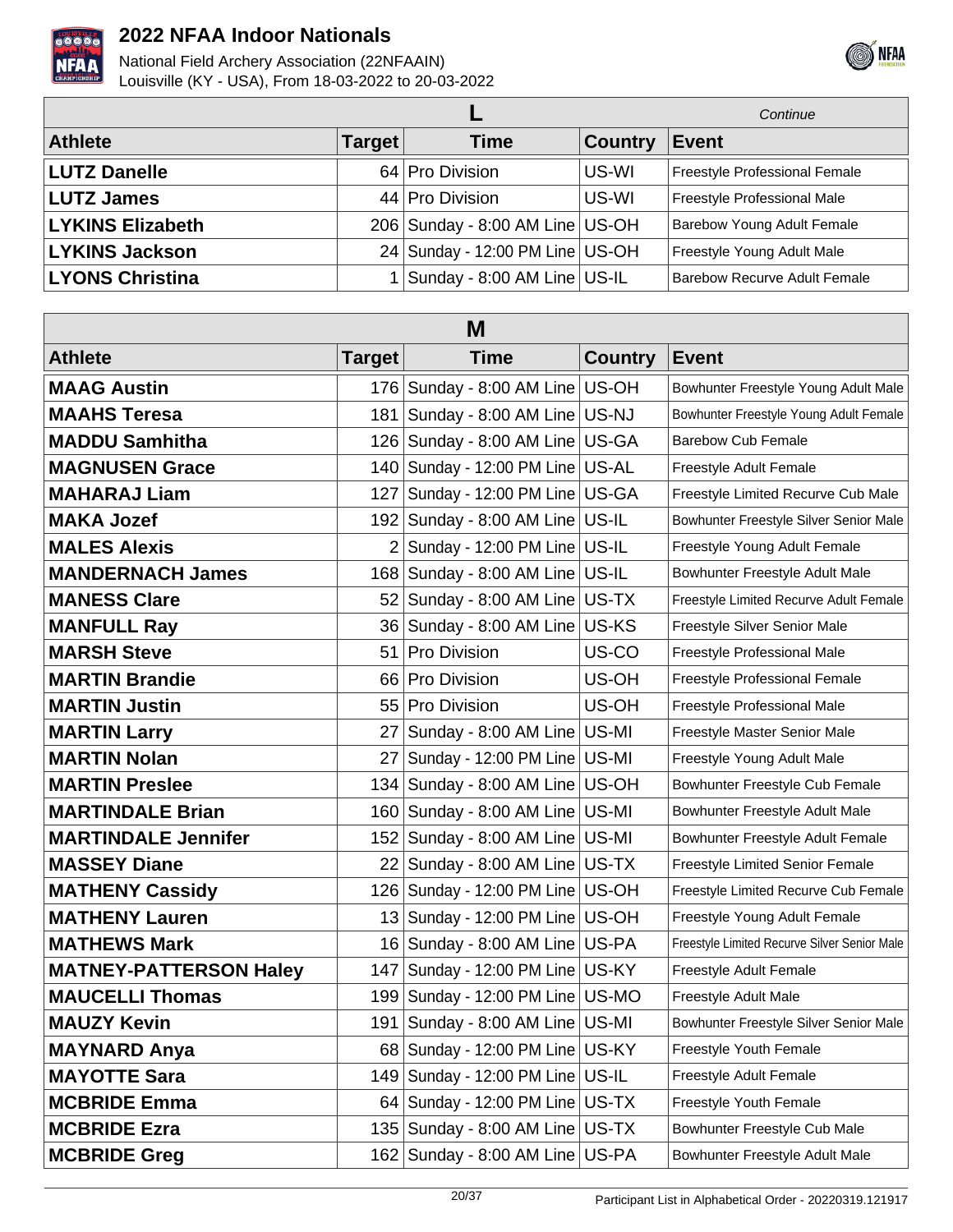# 2022 NFAA Indoor Nationals

National Field Archery Association (22NFAAIN)
Louisville (KY - USA), From 18-03-2022 to 20-03-2022

| **L** | | | | *Continue* |
|---|---|---|---|---|
| **Athlete** | **Target** | **Time** | **Country** | **Event** |
| **LUTZ Danelle** | 64 | Pro Division | US-WI | Freestyle Professional Female |
| **LUTZ James** | 44 | Pro Division | US-WI | Freestyle Professional Male |
| **LYKINS Elizabeth** | 206 | Sunday - 8:00 AM Line | US-OH | Barebow Young Adult Female |
| **LYKINS Jackson** | 24 | Sunday - 12:00 PM Line | US-OH | Freestyle Young Adult Male |
| **LYONS Christina** | 1 | Sunday - 8:00 AM Line | US-IL | Barebow Recurve Adult Female |

| **M** | | | | |
|---|---|---|---|---|
| **Athlete** | **Target** | **Time** | **Country** | **Event** |
| **MAAG Austin** | 176 | Sunday - 8:00 AM Line | US-OH | Bowhunter Freestyle Young Adult Male |
| **MAAHS Teresa** | 181 | Sunday - 8:00 AM Line | US-NJ | Bowhunter Freestyle Young Adult Female |
| **MADDU Samhitha** | 126 | Sunday - 8:00 AM Line | US-GA | Barebow Cub Female |
| **MAGNUSEN Grace** | 140 | Sunday - 12:00 PM Line | US-AL | Freestyle Adult Female |
| **MAHARAJ Liam** | 127 | Sunday - 12:00 PM Line | US-GA | Freestyle Limited Recurve Cub Male |
| **MAKA Jozef** | 192 | Sunday - 8:00 AM Line | US-IL | Bowhunter Freestyle Silver Senior Male |
| **MALES Alexis** | 2 | Sunday - 12:00 PM Line | US-IL | Freestyle Young Adult Female |
| **MANDERNACH James** | 168 | Sunday - 8:00 AM Line | US-IL | Bowhunter Freestyle Adult Male |
| **MANESS Clare** | 52 | Sunday - 8:00 AM Line | US-TX | Freestyle Limited Recurve Adult Female |
| **MANFULL Ray** | 36 | Sunday - 8:00 AM Line | US-KS | Freestyle Silver Senior Male |
| **MARSH Steve** | 51 | Pro Division | US-CO | Freestyle Professional Male |
| **MARTIN Brandie** | 66 | Pro Division | US-OH | Freestyle Professional Female |
| **MARTIN Justin** | 55 | Pro Division | US-OH | Freestyle Professional Male |
| **MARTIN Larry** | 27 | Sunday - 8:00 AM Line | US-MI | Freestyle Master Senior Male |
| **MARTIN Nolan** | 27 | Sunday - 12:00 PM Line | US-MI | Freestyle Young Adult Male |
| **MARTIN Preslee** | 134 | Sunday - 8:00 AM Line | US-OH | Bowhunter Freestyle Cub Female |
| **MARTINDALE Brian** | 160 | Sunday - 8:00 AM Line | US-MI | Bowhunter Freestyle Adult Male |
| **MARTINDALE Jennifer** | 152 | Sunday - 8:00 AM Line | US-MI | Bowhunter Freestyle Adult Female |
| **MASSEY Diane** | 22 | Sunday - 8:00 AM Line | US-TX | Freestyle Limited Senior Female |
| **MATHENY Cassidy** | 126 | Sunday - 12:00 PM Line | US-OH | Freestyle Limited Recurve Cub Female |
| **MATHENY Lauren** | 13 | Sunday - 12:00 PM Line | US-OH | Freestyle Young Adult Female |
| **MATHEWS Mark** | 16 | Sunday - 8:00 AM Line | US-PA | Freestyle Limited Recurve Silver Senior Male |
| **MATNEY-PATTERSON Haley** | 147 | Sunday - 12:00 PM Line | US-KY | Freestyle Adult Female |
| **MAUCELLI Thomas** | 199 | Sunday - 12:00 PM Line | US-MO | Freestyle Adult Male |
| **MAUZY Kevin** | 191 | Sunday - 8:00 AM Line | US-MI | Bowhunter Freestyle Silver Senior Male |
| **MAYNARD Anya** | 68 | Sunday - 12:00 PM Line | US-KY | Freestyle Youth Female |
| **MAYOTTE Sara** | 149 | Sunday - 12:00 PM Line | US-IL | Freestyle Adult Female |
| **MCBRIDE Emma** | 64 | Sunday - 12:00 PM Line | US-TX | Freestyle Youth Female |
| **MCBRIDE Ezra** | 135 | Sunday - 8:00 AM Line | US-TX | Bowhunter Freestyle Cub Male |
| **MCBRIDE Greg** | 162 | Sunday - 8:00 AM Line | US-PA | Bowhunter Freestyle Adult Male |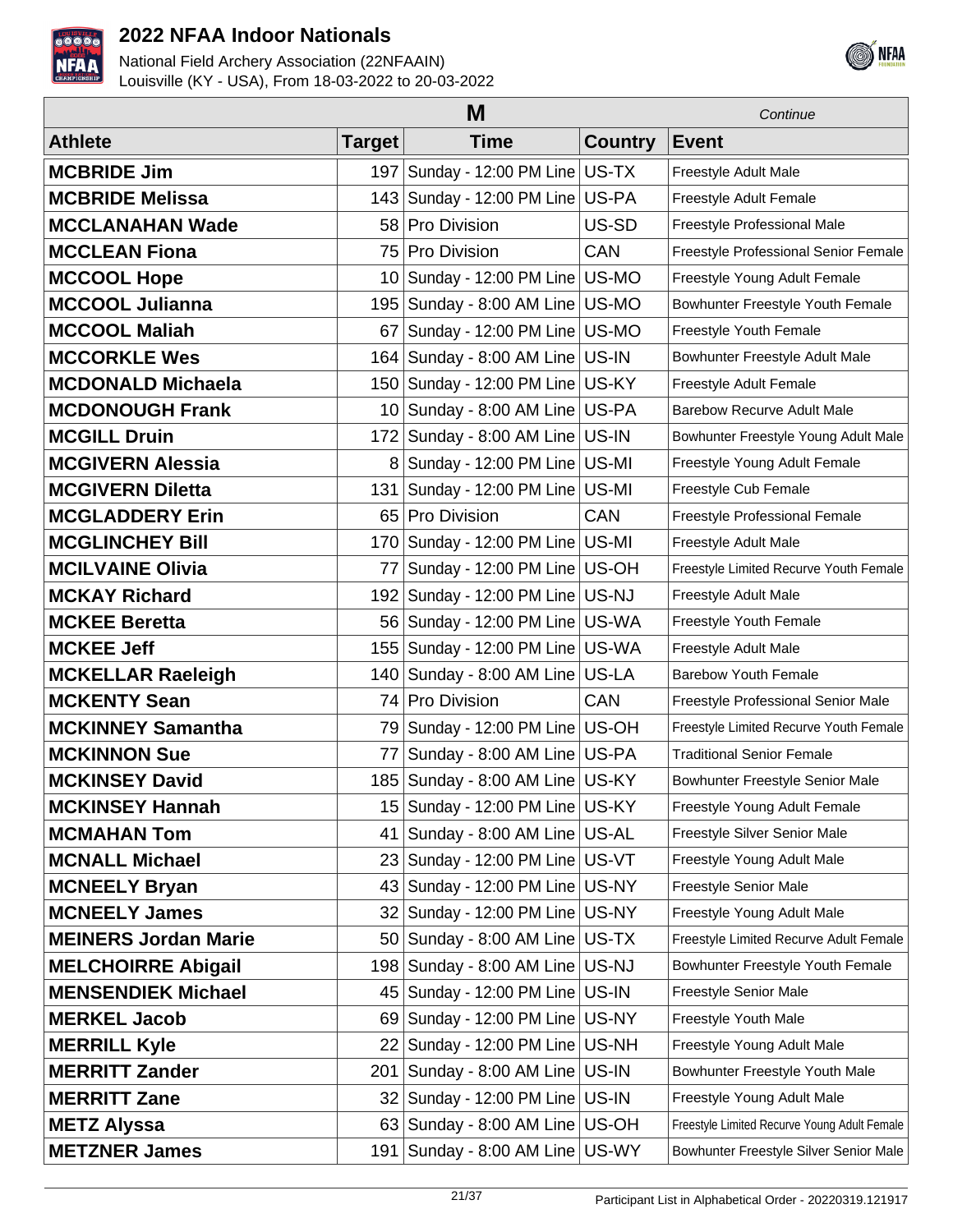# 2022 NFAA Indoor Nationals

National Field Archery Association (22NFAAIN)
Louisville (KY - USA), From 18-03-2022 to 20-03-2022

| M | | | | *Continue* |
|---|---|---|---|---|
| **Athlete** | **Target** | **Time** | **Country** | **Event** |
| **MCBRIDE Jim** | 197 | Sunday - 12:00 PM Line | US-TX | Freestyle Adult Male |
| **MCBRIDE Melissa** | 143 | Sunday - 12:00 PM Line | US-PA | Freestyle Adult Female |
| **MCCLANAHAN Wade** | 58 | Pro Division | US-SD | Freestyle Professional Male |
| **MCCLEAN Fiona** | 75 | Pro Division | CAN | Freestyle Professional Senior Female |
| **MCCOOL Hope** | 10 | Sunday - 12:00 PM Line | US-MO | Freestyle Young Adult Female |
| **MCCOOL Julianna** | 195 | Sunday - 8:00 AM Line | US-MO | Bowhunter Freestyle Youth Female |
| **MCCOOL Maliah** | 67 | Sunday - 12:00 PM Line | US-MO | Freestyle Youth Female |
| **MCCORKLE Wes** | 164 | Sunday - 8:00 AM Line | US-IN | Bowhunter Freestyle Adult Male |
| **MCDONALD Michaela** | 150 | Sunday - 12:00 PM Line | US-KY | Freestyle Adult Female |
| **MCDONOUGH Frank** | 10 | Sunday - 8:00 AM Line | US-PA | Barebow Recurve Adult Male |
| **MCGILL Druin** | 172 | Sunday - 8:00 AM Line | US-IN | Bowhunter Freestyle Young Adult Male |
| **MCGIVERN Alessia** | 8 | Sunday - 12:00 PM Line | US-MI | Freestyle Young Adult Female |
| **MCGIVERN Diletta** | 131 | Sunday - 12:00 PM Line | US-MI | Freestyle Cub Female |
| **MCGLADDERY Erin** | 65 | Pro Division | CAN | Freestyle Professional Female |
| **MCGLINCHEY Bill** | 170 | Sunday - 12:00 PM Line | US-MI | Freestyle Adult Male |
| **MCILVAINE Olivia** | 77 | Sunday - 12:00 PM Line | US-OH | Freestyle Limited Recurve Youth Female |
| **MCKAY Richard** | 192 | Sunday - 12:00 PM Line | US-NJ | Freestyle Adult Male |
| **MCKEE Beretta** | 56 | Sunday - 12:00 PM Line | US-WA | Freestyle Youth Female |
| **MCKEE Jeff** | 155 | Sunday - 12:00 PM Line | US-WA | Freestyle Adult Male |
| **MCKELLAR Raeleigh** | 140 | Sunday - 8:00 AM Line | US-LA | Barebow Youth Female |
| **MCKENTY Sean** | 74 | Pro Division | CAN | Freestyle Professional Senior Male |
| **MCKINNEY Samantha** | 79 | Sunday - 12:00 PM Line | US-OH | Freestyle Limited Recurve Youth Female |
| **MCKINNON Sue** | 77 | Sunday - 8:00 AM Line | US-PA | Traditional Senior Female |
| **MCKINSEY David** | 185 | Sunday - 8:00 AM Line | US-KY | Bowhunter Freestyle Senior Male |
| **MCKINSEY Hannah** | 15 | Sunday - 12:00 PM Line | US-KY | Freestyle Young Adult Female |
| **MCMAHAN Tom** | 41 | Sunday - 8:00 AM Line | US-AL | Freestyle Silver Senior Male |
| **MCNALL Michael** | 23 | Sunday - 12:00 PM Line | US-VT | Freestyle Young Adult Male |
| **MCNEELY Bryan** | 43 | Sunday - 12:00 PM Line | US-NY | Freestyle Senior Male |
| **MCNEELY James** | 32 | Sunday - 12:00 PM Line | US-NY | Freestyle Young Adult Male |
| **MEINERS Jordan Marie** | 50 | Sunday - 8:00 AM Line | US-TX | Freestyle Limited Recurve Adult Female |
| **MELCHOIRRE Abigail** | 198 | Sunday - 8:00 AM Line | US-NJ | Bowhunter Freestyle Youth Female |
| **MENSENDIEK Michael** | 45 | Sunday - 12:00 PM Line | US-IN | Freestyle Senior Male |
| **MERKEL Jacob** | 69 | Sunday - 12:00 PM Line | US-NY | Freestyle Youth Male |
| **MERRILL Kyle** | 22 | Sunday - 12:00 PM Line | US-NH | Freestyle Young Adult Male |
| **MERRITT Zander** | 201 | Sunday - 8:00 AM Line | US-IN | Bowhunter Freestyle Youth Male |
| **MERRITT Zane** | 32 | Sunday - 12:00 PM Line | US-IN | Freestyle Young Adult Male |
| **METZ Alyssa** | 63 | Sunday - 8:00 AM Line | US-OH | Freestyle Limited Recurve Young Adult Female |
| **METZNER James** | 191 | Sunday - 8:00 AM Line | US-WY | Bowhunter Freestyle Silver Senior Male |

Participant List in Alphabetical Order - 20220319.121917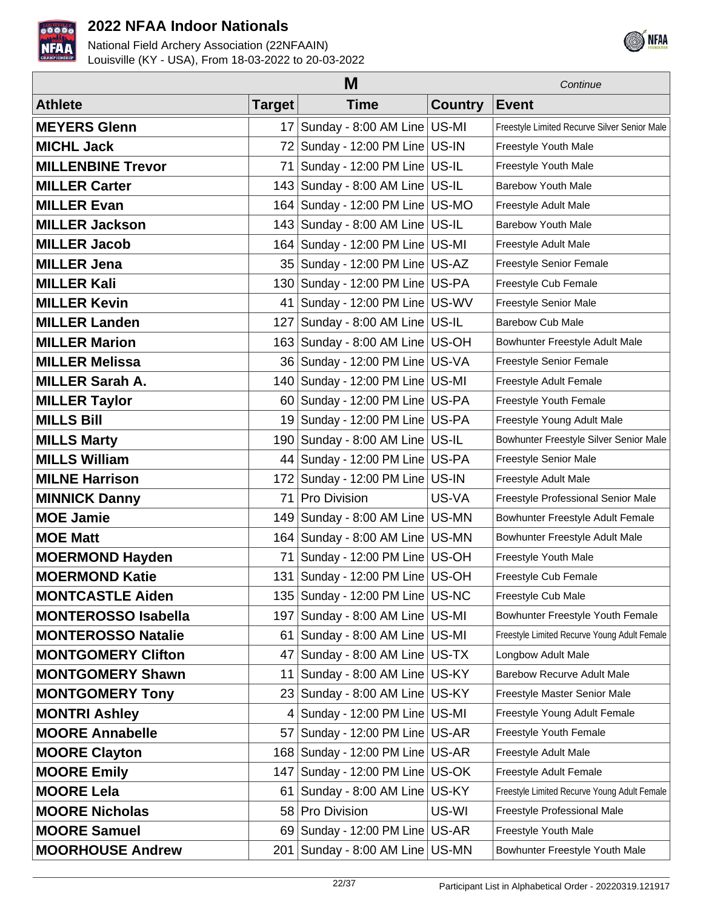# 2022 NFAA Indoor Nationals

National Field Archery Association (22NFAAIN)
Louisville (KY - USA), From 18-03-2022 to 20-03-2022

| M | | | | *Continue* |
|---|---|---|---|---|
| **Athlete** | **Target** | **Time** | **Country** | **Event** |
| **MEYERS Glenn** | 17 | Sunday - 8:00 AM Line | US-MI | Freestyle Limited Recurve Silver Senior Male |
| **MICHL Jack** | 72 | Sunday - 12:00 PM Line | US-IN | Freestyle Youth Male |
| **MILLENBINE Trevor** | 71 | Sunday - 12:00 PM Line | US-IL | Freestyle Youth Male |
| **MILLER Carter** | 143 | Sunday - 8:00 AM Line | US-IL | Barebow Youth Male |
| **MILLER Evan** | 164 | Sunday - 12:00 PM Line | US-MO | Freestyle Adult Male |
| **MILLER Jackson** | 143 | Sunday - 8:00 AM Line | US-IL | Barebow Youth Male |
| **MILLER Jacob** | 164 | Sunday - 12:00 PM Line | US-MI | Freestyle Adult Male |
| **MILLER Jena** | 35 | Sunday - 12:00 PM Line | US-AZ | Freestyle Senior Female |
| **MILLER Kali** | 130 | Sunday - 12:00 PM Line | US-PA | Freestyle Cub Female |
| **MILLER Kevin** | 41 | Sunday - 12:00 PM Line | US-WV | Freestyle Senior Male |
| **MILLER Landen** | 127 | Sunday - 8:00 AM Line | US-IL | Barebow Cub Male |
| **MILLER Marion** | 163 | Sunday - 8:00 AM Line | US-OH | Bowhunter Freestyle Adult Male |
| **MILLER Melissa** | 36 | Sunday - 12:00 PM Line | US-VA | Freestyle Senior Female |
| **MILLER Sarah A.** | 140 | Sunday - 12:00 PM Line | US-MI | Freestyle Adult Female |
| **MILLER Taylor** | 60 | Sunday - 12:00 PM Line | US-PA | Freestyle Youth Female |
| **MILLS Bill** | 19 | Sunday - 12:00 PM Line | US-PA | Freestyle Young Adult Male |
| **MILLS Marty** | 190 | Sunday - 8:00 AM Line | US-IL | Bowhunter Freestyle Silver Senior Male |
| **MILLS William** | 44 | Sunday - 12:00 PM Line | US-PA | Freestyle Senior Male |
| **MILNE Harrison** | 172 | Sunday - 12:00 PM Line | US-IN | Freestyle Adult Male |
| **MINNICK Danny** | 71 | Pro Division | US-VA | Freestyle Professional Senior Male |
| **MOE Jamie** | 149 | Sunday - 8:00 AM Line | US-MN | Bowhunter Freestyle Adult Female |
| **MOE Matt** | 164 | Sunday - 8:00 AM Line | US-MN | Bowhunter Freestyle Adult Male |
| **MOERMOND Hayden** | 71 | Sunday - 12:00 PM Line | US-OH | Freestyle Youth Male |
| **MOERMOND Katie** | 131 | Sunday - 12:00 PM Line | US-OH | Freestyle Cub Female |
| **MONTCASTLE Aiden** | 135 | Sunday - 12:00 PM Line | US-NC | Freestyle Cub Male |
| **MONTEROSSO Isabella** | 197 | Sunday - 8:00 AM Line | US-MI | Bowhunter Freestyle Youth Female |
| **MONTEROSSO Natalie** | 61 | Sunday - 8:00 AM Line | US-MI | Freestyle Limited Recurve Young Adult Female |
| **MONTGOMERY Clifton** | 47 | Sunday - 8:00 AM Line | US-TX | Longbow Adult Male |
| **MONTGOMERY Shawn** | 11 | Sunday - 8:00 AM Line | US-KY | Barebow Recurve Adult Male |
| **MONTGOMERY Tony** | 23 | Sunday - 8:00 AM Line | US-KY | Freestyle Master Senior Male |
| **MONTRI Ashley** | 4 | Sunday - 12:00 PM Line | US-MI | Freestyle Young Adult Female |
| **MOORE Annabelle** | 57 | Sunday - 12:00 PM Line | US-AR | Freestyle Youth Female |
| **MOORE Clayton** | 168 | Sunday - 12:00 PM Line | US-AR | Freestyle Adult Male |
| **MOORE Emily** | 147 | Sunday - 12:00 PM Line | US-OK | Freestyle Adult Female |
| **MOORE Lela** | 61 | Sunday - 8:00 AM Line | US-KY | Freestyle Limited Recurve Young Adult Female |
| **MOORE Nicholas** | 58 | Pro Division | US-WI | Freestyle Professional Male |
| **MOORE Samuel** | 69 | Sunday - 12:00 PM Line | US-AR | Freestyle Youth Male |
| **MOORHOUSE Andrew** | 201 | Sunday - 8:00 AM Line | US-MN | Bowhunter Freestyle Youth Male |

Participant List in Alphabetical Order - 20220319.121917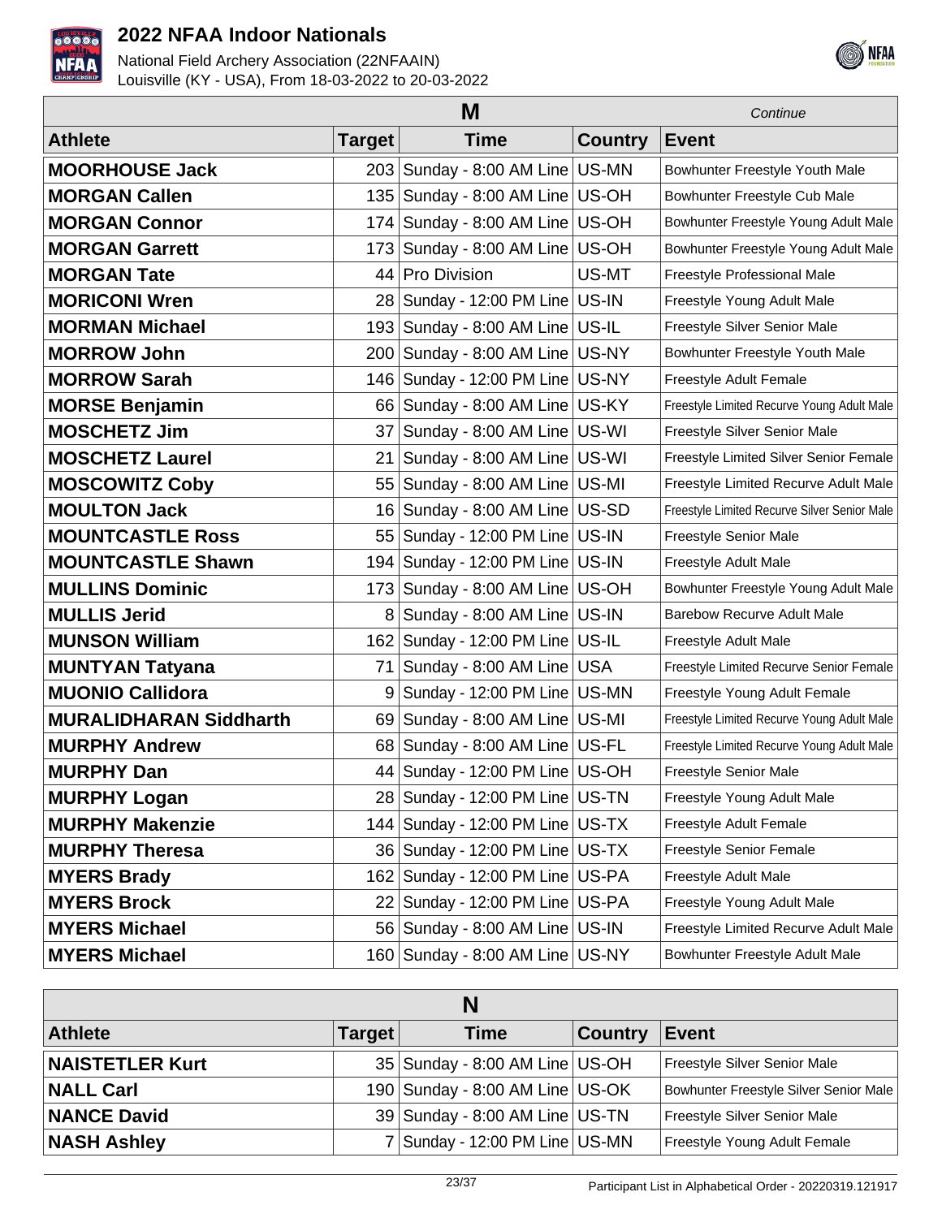# 2022 NFAA Indoor Nationals

National Field Archery Association (22NFAAIN)
Louisville (KY - USA), From 18-03-2022 to 20-03-2022

## M

*Continue*

| Athlete | Target | Time | Country | Event |
|---|---|---|---|---|
| **MOORHOUSE Jack** | 203 | Sunday - 8:00 AM Line | US-MN | Bowhunter Freestyle Youth Male |
| **MORGAN Callen** | 135 | Sunday - 8:00 AM Line | US-OH | Bowhunter Freestyle Cub Male |
| **MORGAN Connor** | 174 | Sunday - 8:00 AM Line | US-OH | Bowhunter Freestyle Young Adult Male |
| **MORGAN Garrett** | 173 | Sunday - 8:00 AM Line | US-OH | Bowhunter Freestyle Young Adult Male |
| **MORGAN Tate** | 44 | Pro Division | US-MT | Freestyle Professional Male |
| **MORICONI Wren** | 28 | Sunday - 12:00 PM Line | US-IN | Freestyle Young Adult Male |
| **MORMAN Michael** | 193 | Sunday - 8:00 AM Line | US-IL | Freestyle Silver Senior Male |
| **MORROW John** | 200 | Sunday - 8:00 AM Line | US-NY | Bowhunter Freestyle Youth Male |
| **MORROW Sarah** | 146 | Sunday - 12:00 PM Line | US-NY | Freestyle Adult Female |
| **MORSE Benjamin** | 66 | Sunday - 8:00 AM Line | US-KY | Freestyle Limited Recurve Young Adult Male |
| **MOSCHETZ Jim** | 37 | Sunday - 8:00 AM Line | US-WI | Freestyle Silver Senior Male |
| **MOSCHETZ Laurel** | 21 | Sunday - 8:00 AM Line | US-WI | Freestyle Limited Silver Senior Female |
| **MOSCOWITZ Coby** | 55 | Sunday - 8:00 AM Line | US-MI | Freestyle Limited Recurve Adult Male |
| **MOULTON Jack** | 16 | Sunday - 8:00 AM Line | US-SD | Freestyle Limited Recurve Silver Senior Male |
| **MOUNTCASTLE Ross** | 55 | Sunday - 12:00 PM Line | US-IN | Freestyle Senior Male |
| **MOUNTCASTLE Shawn** | 194 | Sunday - 12:00 PM Line | US-IN | Freestyle Adult Male |
| **MULLINS Dominic** | 173 | Sunday - 8:00 AM Line | US-OH | Bowhunter Freestyle Young Adult Male |
| **MULLIS Jerid** | 8 | Sunday - 8:00 AM Line | US-IN | Barebow Recurve Adult Male |
| **MUNSON William** | 162 | Sunday - 12:00 PM Line | US-IL | Freestyle Adult Male |
| **MUNTYAN Tatyana** | 71 | Sunday - 8:00 AM Line | USA | Freestyle Limited Recurve Senior Female |
| **MUONIO Callidora** | 9 | Sunday - 12:00 PM Line | US-MN | Freestyle Young Adult Female |
| **MURALIDHARAN Siddharth** | 69 | Sunday - 8:00 AM Line | US-MI | Freestyle Limited Recurve Young Adult Male |
| **MURPHY Andrew** | 68 | Sunday - 8:00 AM Line | US-FL | Freestyle Limited Recurve Young Adult Male |
| **MURPHY Dan** | 44 | Sunday - 12:00 PM Line | US-OH | Freestyle Senior Male |
| **MURPHY Logan** | 28 | Sunday - 12:00 PM Line | US-TN | Freestyle Young Adult Male |
| **MURPHY Makenzie** | 144 | Sunday - 12:00 PM Line | US-TX | Freestyle Adult Female |
| **MURPHY Theresa** | 36 | Sunday - 12:00 PM Line | US-TX | Freestyle Senior Female |
| **MYERS Brady** | 162 | Sunday - 12:00 PM Line | US-PA | Freestyle Adult Male |
| **MYERS Brock** | 22 | Sunday - 12:00 PM Line | US-PA | Freestyle Young Adult Male |
| **MYERS Michael** | 56 | Sunday - 8:00 AM Line | US-IN | Freestyle Limited Recurve Adult Male |
| **MYERS Michael** | 160 | Sunday - 8:00 AM Line | US-NY | Bowhunter Freestyle Adult Male |

## N

| Athlete | Target | Time | Country | Event |
|---|---|---|---|---|
| **NAISTETLER Kurt** | 35 | Sunday - 8:00 AM Line | US-OH | Freestyle Silver Senior Male |
| **NALL Carl** | 190 | Sunday - 8:00 AM Line | US-OK | Bowhunter Freestyle Silver Senior Male |
| **NANCE David** | 39 | Sunday - 8:00 AM Line | US-TN | Freestyle Silver Senior Male |
| **NASH Ashley** | 7 | Sunday - 12:00 PM Line | US-MN | Freestyle Young Adult Female |

Participant List in Alphabetical Order - 20220319.121917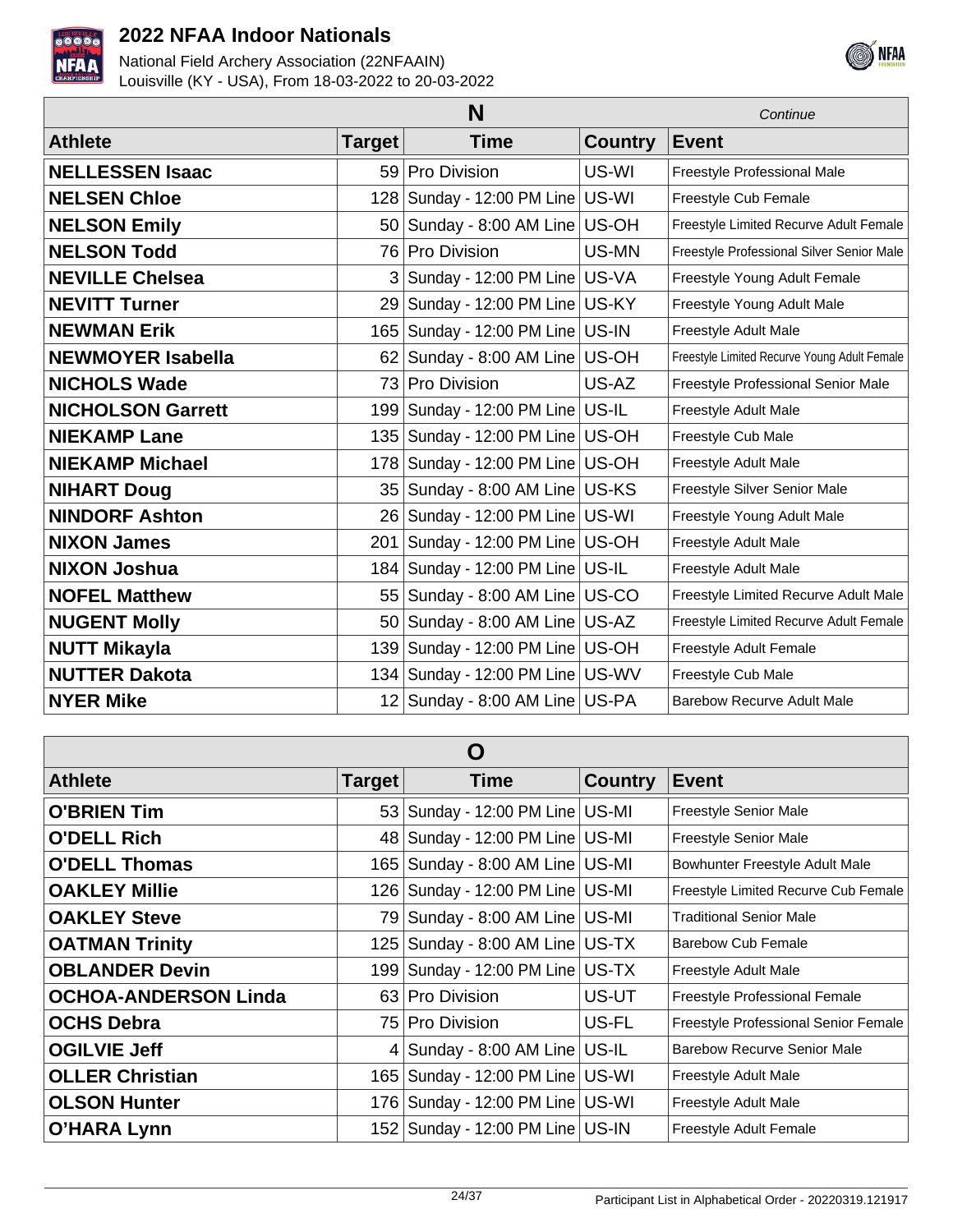# 2022 NFAA Indoor Nationals

National Field Archery Association (22NFAAIN)
Louisville (KY - USA), From 18-03-2022 to 20-03-2022

## N

*Continue*

| Athlete | Target | Time | Country | Event |
|---|---|---|---|---|
| **NELLESSEN Isaac** | 59 | Pro Division | US-WI | Freestyle Professional Male |
| **NELSEN Chloe** | 128 | Sunday - 12:00 PM Line | US-WI | Freestyle Cub Female |
| **NELSON Emily** | 50 | Sunday - 8:00 AM Line | US-OH | Freestyle Limited Recurve Adult Female |
| **NELSON Todd** | 76 | Pro Division | US-MN | Freestyle Professional Silver Senior Male |
| **NEVILLE Chelsea** | 3 | Sunday - 12:00 PM Line | US-VA | Freestyle Young Adult Female |
| **NEVITT Turner** | 29 | Sunday - 12:00 PM Line | US-KY | Freestyle Young Adult Male |
| **NEWMAN Erik** | 165 | Sunday - 12:00 PM Line | US-IN | Freestyle Adult Male |
| **NEWMOYER Isabella** | 62 | Sunday - 8:00 AM Line | US-OH | Freestyle Limited Recurve Young Adult Female |
| **NICHOLS Wade** | 73 | Pro Division | US-AZ | Freestyle Professional Senior Male |
| **NICHOLSON Garrett** | 199 | Sunday - 12:00 PM Line | US-IL | Freestyle Adult Male |
| **NIEKAMP Lane** | 135 | Sunday - 12:00 PM Line | US-OH | Freestyle Cub Male |
| **NIEKAMP Michael** | 178 | Sunday - 12:00 PM Line | US-OH | Freestyle Adult Male |
| **NIHART Doug** | 35 | Sunday - 8:00 AM Line | US-KS | Freestyle Silver Senior Male |
| **NINDORF Ashton** | 26 | Sunday - 12:00 PM Line | US-WI | Freestyle Young Adult Male |
| **NIXON James** | 201 | Sunday - 12:00 PM Line | US-OH | Freestyle Adult Male |
| **NIXON Joshua** | 184 | Sunday - 12:00 PM Line | US-IL | Freestyle Adult Male |
| **NOFEL Matthew** | 55 | Sunday - 8:00 AM Line | US-CO | Freestyle Limited Recurve Adult Male |
| **NUGENT Molly** | 50 | Sunday - 8:00 AM Line | US-AZ | Freestyle Limited Recurve Adult Female |
| **NUTT Mikayla** | 139 | Sunday - 12:00 PM Line | US-OH | Freestyle Adult Female |
| **NUTTER Dakota** | 134 | Sunday - 12:00 PM Line | US-WV | Freestyle Cub Male |
| **NYER Mike** | 12 | Sunday - 8:00 AM Line | US-PA | Barebow Recurve Adult Male |

## O

| Athlete | Target | Time | Country | Event |
|---|---|---|---|---|
| **O'BRIEN Tim** | 53 | Sunday - 12:00 PM Line | US-MI | Freestyle Senior Male |
| **O'DELL Rich** | 48 | Sunday - 12:00 PM Line | US-MI | Freestyle Senior Male |
| **O'DELL Thomas** | 165 | Sunday - 8:00 AM Line | US-MI | Bowhunter Freestyle Adult Male |
| **OAKLEY Millie** | 126 | Sunday - 12:00 PM Line | US-MI | Freestyle Limited Recurve Cub Female |
| **OAKLEY Steve** | 79 | Sunday - 8:00 AM Line | US-MI | Traditional Senior Male |
| **OATMAN Trinity** | 125 | Sunday - 8:00 AM Line | US-TX | Barebow Cub Female |
| **OBLANDER Devin** | 199 | Sunday - 12:00 PM Line | US-TX | Freestyle Adult Male |
| **OCHOA-ANDERSON Linda** | 63 | Pro Division | US-UT | Freestyle Professional Female |
| **OCHS Debra** | 75 | Pro Division | US-FL | Freestyle Professional Senior Female |
| **OGILVIE Jeff** | 4 | Sunday - 8:00 AM Line | US-IL | Barebow Recurve Senior Male |
| **OLLER Christian** | 165 | Sunday - 12:00 PM Line | US-WI | Freestyle Adult Male |
| **OLSON Hunter** | 176 | Sunday - 12:00 PM Line | US-WI | Freestyle Adult Male |
| **O’HARA Lynn** | 152 | Sunday - 12:00 PM Line | US-IN | Freestyle Adult Female |

Participant List in Alphabetical Order - 20220319.121917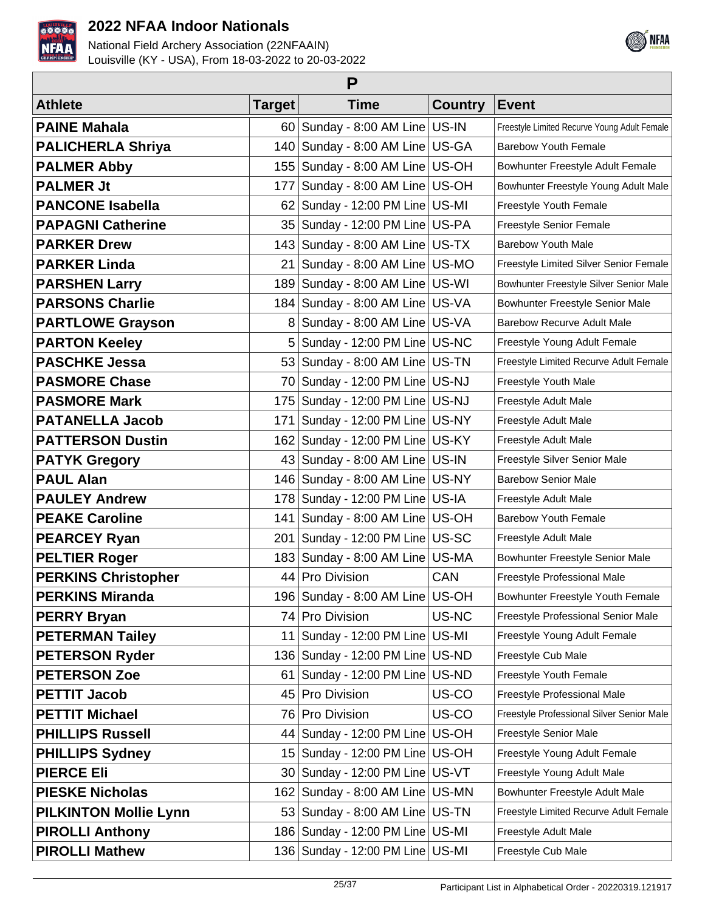## P

| Athlete | Target | Time | Country | Event |
|---|---|---|---|---|
| PAINE Mahala | 60 | Sunday - 8:00 AM Line | US-IN | Freestyle Limited Recurve Young Adult Female |
| PALICHERLA Shriya | 140 | Sunday - 8:00 AM Line | US-GA | Barebow Youth Female |
| PALMER Abby | 155 | Sunday - 8:00 AM Line | US-OH | Bowhunter Freestyle Adult Female |
| PALMER Jt | 177 | Sunday - 8:00 AM Line | US-OH | Bowhunter Freestyle Young Adult Male |
| PANCONE Isabella | 62 | Sunday - 12:00 PM Line | US-MI | Freestyle Youth Female |
| PAPAGNI Catherine | 35 | Sunday - 12:00 PM Line | US-PA | Freestyle Senior Female |
| PARKER Drew | 143 | Sunday - 8:00 AM Line | US-TX | Barebow Youth Male |
| PARKER Linda | 21 | Sunday - 8:00 AM Line | US-MO | Freestyle Limited Silver Senior Female |
| PARSHEN Larry | 189 | Sunday - 8:00 AM Line | US-WI | Bowhunter Freestyle Silver Senior Male |
| PARSONS Charlie | 184 | Sunday - 8:00 AM Line | US-VA | Bowhunter Freestyle Senior Male |
| PARTLOWE Grayson | 8 | Sunday - 8:00 AM Line | US-VA | Barebow Recurve Adult Male |
| PARTON Keeley | 5 | Sunday - 12:00 PM Line | US-NC | Freestyle Young Adult Female |
| PASCHKE Jessa | 53 | Sunday - 8:00 AM Line | US-TN | Freestyle Limited Recurve Adult Female |
| PASMORE Chase | 70 | Sunday - 12:00 PM Line | US-NJ | Freestyle Youth Male |
| PASMORE Mark | 175 | Sunday - 12:00 PM Line | US-NJ | Freestyle Adult Male |
| PATANELLA Jacob | 171 | Sunday - 12:00 PM Line | US-NY | Freestyle Adult Male |
| PATTERSON Dustin | 162 | Sunday - 12:00 PM Line | US-KY | Freestyle Adult Male |
| PATYK Gregory | 43 | Sunday - 8:00 AM Line | US-IN | Freestyle Silver Senior Male |
| PAUL Alan | 146 | Sunday - 8:00 AM Line | US-NY | Barebow Senior Male |
| PAULEY Andrew | 178 | Sunday - 12:00 PM Line | US-IA | Freestyle Adult Male |
| PEAKE Caroline | 141 | Sunday - 8:00 AM Line | US-OH | Barebow Youth Female |
| PEARCEY Ryan | 201 | Sunday - 12:00 PM Line | US-SC | Freestyle Adult Male |
| PELTIER Roger | 183 | Sunday - 8:00 AM Line | US-MA | Bowhunter Freestyle Senior Male |
| PERKINS Christopher | 44 | Pro Division | CAN | Freestyle Professional Male |
| PERKINS Miranda | 196 | Sunday - 8:00 AM Line | US-OH | Bowhunter Freestyle Youth Female |
| PERRY Bryan | 74 | Pro Division | US-NC | Freestyle Professional Senior Male |
| PETERMAN Tailey | 11 | Sunday - 12:00 PM Line | US-MI | Freestyle Young Adult Female |
| PETERSON Ryder | 136 | Sunday - 12:00 PM Line | US-ND | Freestyle Cub Male |
| PETERSON Zoe | 61 | Sunday - 12:00 PM Line | US-ND | Freestyle Youth Female |
| PETTIT Jacob | 45 | Pro Division | US-CO | Freestyle Professional Male |
| PETTIT Michael | 76 | Pro Division | US-CO | Freestyle Professional Silver Senior Male |
| PHILLIPS Russell | 44 | Sunday - 12:00 PM Line | US-OH | Freestyle Senior Male |
| PHILLIPS Sydney | 15 | Sunday - 12:00 PM Line | US-OH | Freestyle Young Adult Female |
| PIERCE Eli | 30 | Sunday - 12:00 PM Line | US-VT | Freestyle Young Adult Male |
| PIESKE Nicholas | 162 | Sunday - 8:00 AM Line | US-MN | Bowhunter Freestyle Adult Male |
| PILKINTON Mollie Lynn | 53 | Sunday - 8:00 AM Line | US-TN | Freestyle Limited Recurve Adult Female |
| PIROLLI Anthony | 186 | Sunday - 12:00 PM Line | US-MI | Freestyle Adult Male |
| PIROLLI Mathew | 136 | Sunday - 12:00 PM Line | US-MI | Freestyle Cub Male |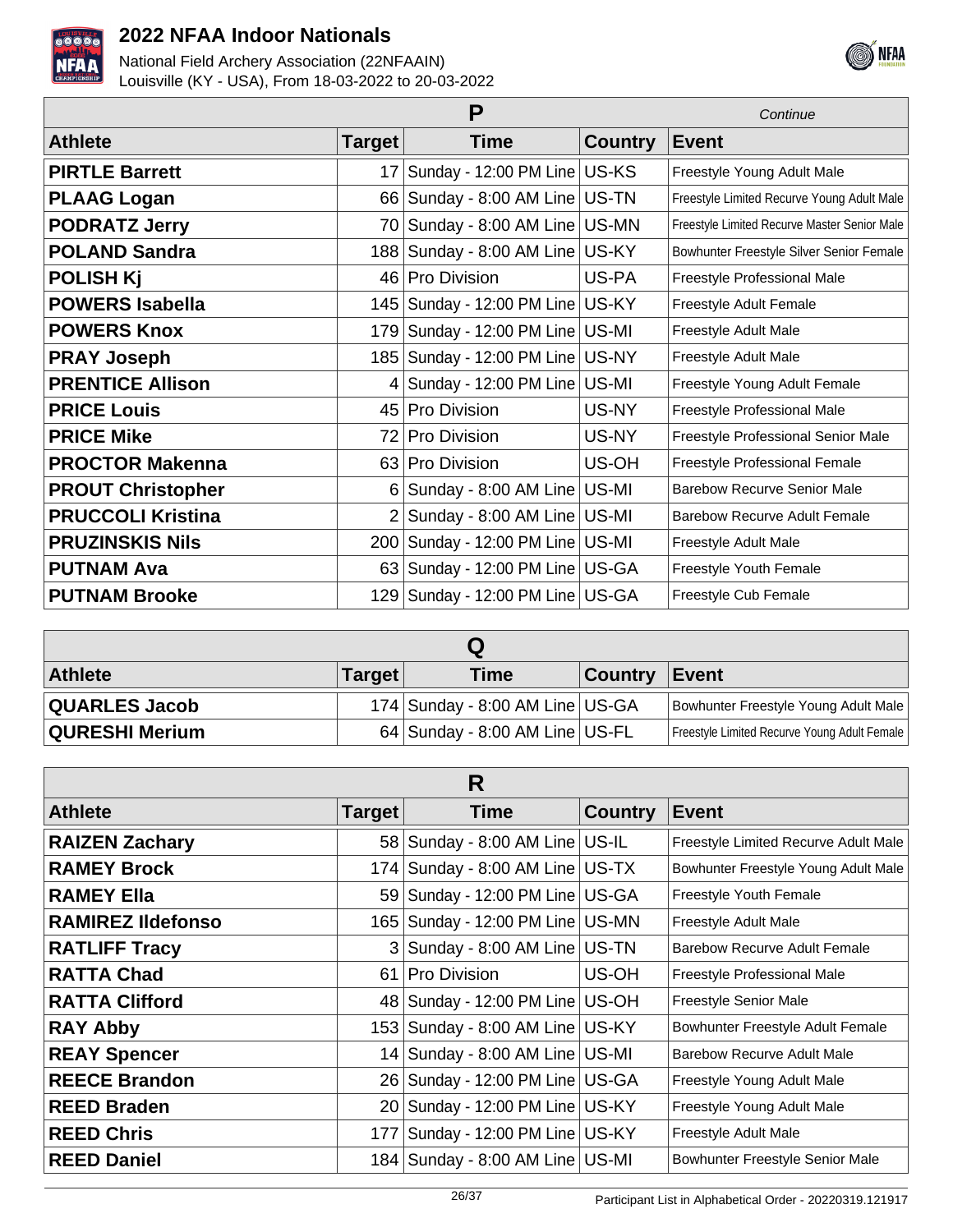| P | | | | *Continue* |
|---|---|---|---|---|
| **Athlete** | **Target** | **Time** | **Country** | **Event** |
| **PIRTLE Barrett** | 17 | Sunday - 12:00 PM Line | US-KS | Freestyle Young Adult Male |
| **PLAAG Logan** | 66 | Sunday - 8:00 AM Line | US-TN | Freestyle Limited Recurve Young Adult Male |
| **PODRATZ Jerry** | 70 | Sunday - 8:00 AM Line | US-MN | Freestyle Limited Recurve Master Senior Male |
| **POLAND Sandra** | 188 | Sunday - 8:00 AM Line | US-KY | Bowhunter Freestyle Silver Senior Female |
| **POLISH Kj** | 46 | Pro Division | US-PA | Freestyle Professional Male |
| **POWERS Isabella** | 145 | Sunday - 12:00 PM Line | US-KY | Freestyle Adult Female |
| **POWERS Knox** | 179 | Sunday - 12:00 PM Line | US-MI | Freestyle Adult Male |
| **PRAY Joseph** | 185 | Sunday - 12:00 PM Line | US-NY | Freestyle Adult Male |
| **PRENTICE Allison** | 4 | Sunday - 12:00 PM Line | US-MI | Freestyle Young Adult Female |
| **PRICE Louis** | 45 | Pro Division | US-NY | Freestyle Professional Male |
| **PRICE Mike** | 72 | Pro Division | US-NY | Freestyle Professional Senior Male |
| **PROCTOR Makenna** | 63 | Pro Division | US-OH | Freestyle Professional Female |
| **PROUT Christopher** | 6 | Sunday - 8:00 AM Line | US-MI | Barebow Recurve Senior Male |
| **PRUCCOLI Kristina** | 2 | Sunday - 8:00 AM Line | US-MI | Barebow Recurve Adult Female |
| **PRUZINSKIS Nils** | 200 | Sunday - 12:00 PM Line | US-MI | Freestyle Adult Male |
| **PUTNAM Ava** | 63 | Sunday - 12:00 PM Line | US-GA | Freestyle Youth Female |
| **PUTNAM Brooke** | 129 | Sunday - 12:00 PM Line | US-GA | Freestyle Cub Female |

| Q | | | | |
|---|---|---|---|---|
| **Athlete** | **Target** | **Time** | **Country** | **Event** |
| **QUARLES Jacob** | 174 | Sunday - 8:00 AM Line | US-GA | Bowhunter Freestyle Young Adult Male |
| **QURESHI Merium** | 64 | Sunday - 8:00 AM Line | US-FL | Freestyle Limited Recurve Young Adult Female |

| R | | | | |
|---|---|---|---|---|
| **Athlete** | **Target** | **Time** | **Country** | **Event** |
| **RAIZEN Zachary** | 58 | Sunday - 8:00 AM Line | US-IL | Freestyle Limited Recurve Adult Male |
| **RAMEY Brock** | 174 | Sunday - 8:00 AM Line | US-TX | Bowhunter Freestyle Young Adult Male |
| **RAMEY Ella** | 59 | Sunday - 12:00 PM Line | US-GA | Freestyle Youth Female |
| **RAMIREZ Ildefonso** | 165 | Sunday - 12:00 PM Line | US-MN | Freestyle Adult Male |
| **RATLIFF Tracy** | 3 | Sunday - 8:00 AM Line | US-TN | Barebow Recurve Adult Female |
| **RATTA Chad** | 61 | Pro Division | US-OH | Freestyle Professional Male |
| **RATTA Clifford** | 48 | Sunday - 12:00 PM Line | US-OH | Freestyle Senior Male |
| **RAY Abby** | 153 | Sunday - 8:00 AM Line | US-KY | Bowhunter Freestyle Adult Female |
| **REAY Spencer** | 14 | Sunday - 8:00 AM Line | US-MI | Barebow Recurve Adult Male |
| **REECE Brandon** | 26 | Sunday - 12:00 PM Line | US-GA | Freestyle Young Adult Male |
| **REED Braden** | 20 | Sunday - 12:00 PM Line | US-KY | Freestyle Young Adult Male |
| **REED Chris** | 177 | Sunday - 12:00 PM Line | US-KY | Freestyle Adult Male |
| **REED Daniel** | 184 | Sunday - 8:00 AM Line | US-MI | Bowhunter Freestyle Senior Male |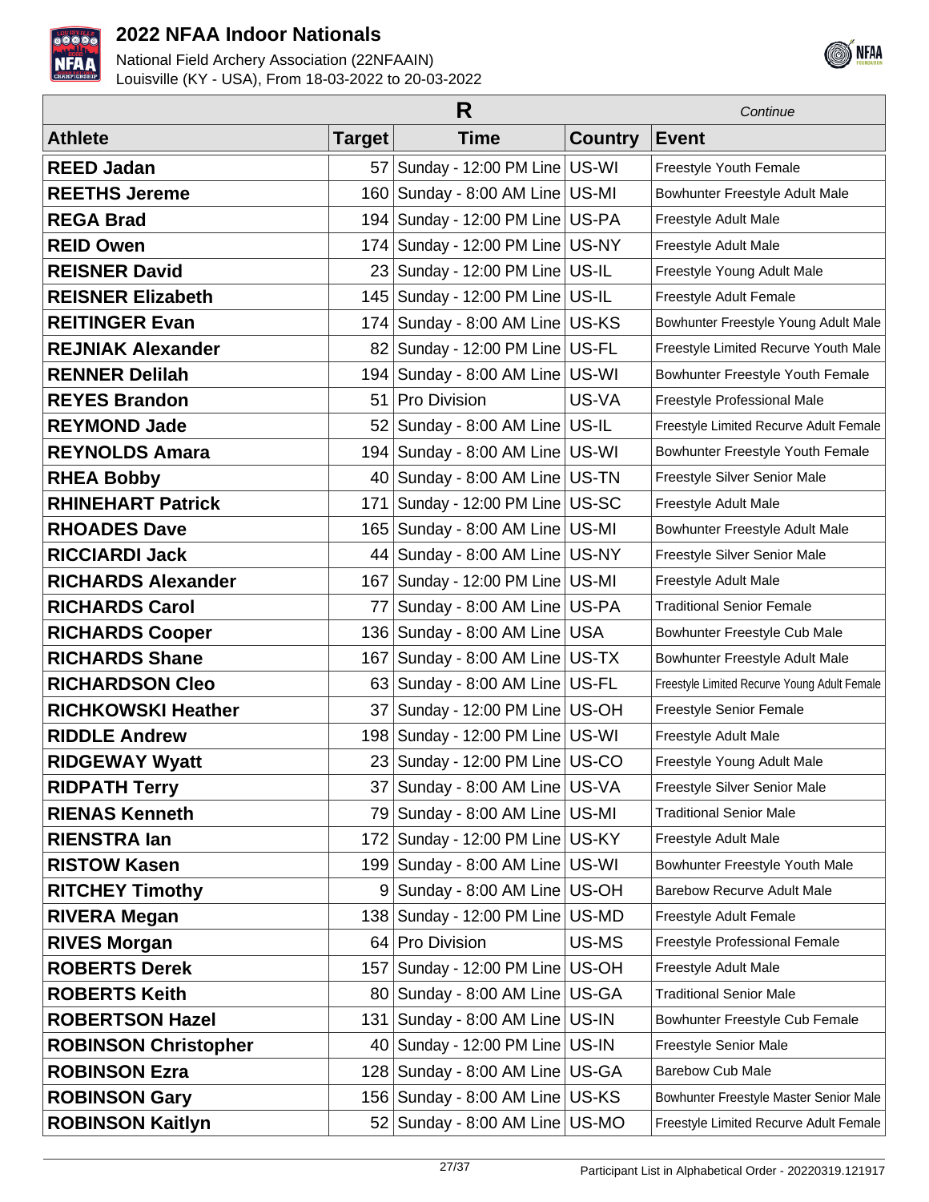| R | | | | Continue |
|---|---|---|---|---|
| **Athlete** | **Target** | **Time** | **Country** | **Event** |
| **REED Jadan** | 57 | Sunday - 12:00 PM Line | US-WI | Freestyle Youth Female |
| **REETHS Jereme** | 160 | Sunday - 8:00 AM Line | US-MI | Bowhunter Freestyle Adult Male |
| **REGA Brad** | 194 | Sunday - 12:00 PM Line | US-PA | Freestyle Adult Male |
| **REID Owen** | 174 | Sunday - 12:00 PM Line | US-NY | Freestyle Adult Male |
| **REISNER David** | 23 | Sunday - 12:00 PM Line | US-IL | Freestyle Young Adult Male |
| **REISNER Elizabeth** | 145 | Sunday - 12:00 PM Line | US-IL | Freestyle Adult Female |
| **REITINGER Evan** | 174 | Sunday - 8:00 AM Line | US-KS | Bowhunter Freestyle Young Adult Male |
| **REJNIAK Alexander** | 82 | Sunday - 12:00 PM Line | US-FL | Freestyle Limited Recurve Youth Male |
| **RENNER Delilah** | 194 | Sunday - 8:00 AM Line | US-WI | Bowhunter Freestyle Youth Female |
| **REYES Brandon** | 51 | Pro Division | US-VA | Freestyle Professional Male |
| **REYMOND Jade** | 52 | Sunday - 8:00 AM Line | US-IL | Freestyle Limited Recurve Adult Female |
| **REYNOLDS Amara** | 194 | Sunday - 8:00 AM Line | US-WI | Bowhunter Freestyle Youth Female |
| **RHEA Bobby** | 40 | Sunday - 8:00 AM Line | US-TN | Freestyle Silver Senior Male |
| **RHINEHART Patrick** | 171 | Sunday - 12:00 PM Line | US-SC | Freestyle Adult Male |
| **RHOADES Dave** | 165 | Sunday - 8:00 AM Line | US-MI | Bowhunter Freestyle Adult Male |
| **RICCIARDI Jack** | 44 | Sunday - 8:00 AM Line | US-NY | Freestyle Silver Senior Male |
| **RICHARDS Alexander** | 167 | Sunday - 12:00 PM Line | US-MI | Freestyle Adult Male |
| **RICHARDS Carol** | 77 | Sunday - 8:00 AM Line | US-PA | Traditional Senior Female |
| **RICHARDS Cooper** | 136 | Sunday - 8:00 AM Line | USA | Bowhunter Freestyle Cub Male |
| **RICHARDS Shane** | 167 | Sunday - 8:00 AM Line | US-TX | Bowhunter Freestyle Adult Male |
| **RICHARDSON Cleo** | 63 | Sunday - 8:00 AM Line | US-FL | Freestyle Limited Recurve Young Adult Female |
| **RICHKOWSKI Heather** | 37 | Sunday - 12:00 PM Line | US-OH | Freestyle Senior Female |
| **RIDDLE Andrew** | 198 | Sunday - 12:00 PM Line | US-WI | Freestyle Adult Male |
| **RIDGEWAY Wyatt** | 23 | Sunday - 12:00 PM Line | US-CO | Freestyle Young Adult Male |
| **RIDPATH Terry** | 37 | Sunday - 8:00 AM Line | US-VA | Freestyle Silver Senior Male |
| **RIENAS Kenneth** | 79 | Sunday - 8:00 AM Line | US-MI | Traditional Senior Male |
| **RIENSTRA Ian** | 172 | Sunday - 12:00 PM Line | US-KY | Freestyle Adult Male |
| **RISTOW Kasen** | 199 | Sunday - 8:00 AM Line | US-WI | Bowhunter Freestyle Youth Male |
| **RITCHEY Timothy** | 9 | Sunday - 8:00 AM Line | US-OH | Barebow Recurve Adult Male |
| **RIVERA Megan** | 138 | Sunday - 12:00 PM Line | US-MD | Freestyle Adult Female |
| **RIVES Morgan** | 64 | Pro Division | US-MS | Freestyle Professional Female |
| **ROBERTS Derek** | 157 | Sunday - 12:00 PM Line | US-OH | Freestyle Adult Male |
| **ROBERTS Keith** | 80 | Sunday - 8:00 AM Line | US-GA | Traditional Senior Male |
| **ROBERTSON Hazel** | 131 | Sunday - 8:00 AM Line | US-IN | Bowhunter Freestyle Cub Female |
| **ROBINSON Christopher** | 40 | Sunday - 12:00 PM Line | US-IN | Freestyle Senior Male |
| **ROBINSON Ezra** | 128 | Sunday - 8:00 AM Line | US-GA | Barebow Cub Male |
| **ROBINSON Gary** | 156 | Sunday - 8:00 AM Line | US-KS | Bowhunter Freestyle Master Senior Male |
| **ROBINSON Kaitlyn** | 52 | Sunday - 8:00 AM Line | US-MO | Freestyle Limited Recurve Adult Female |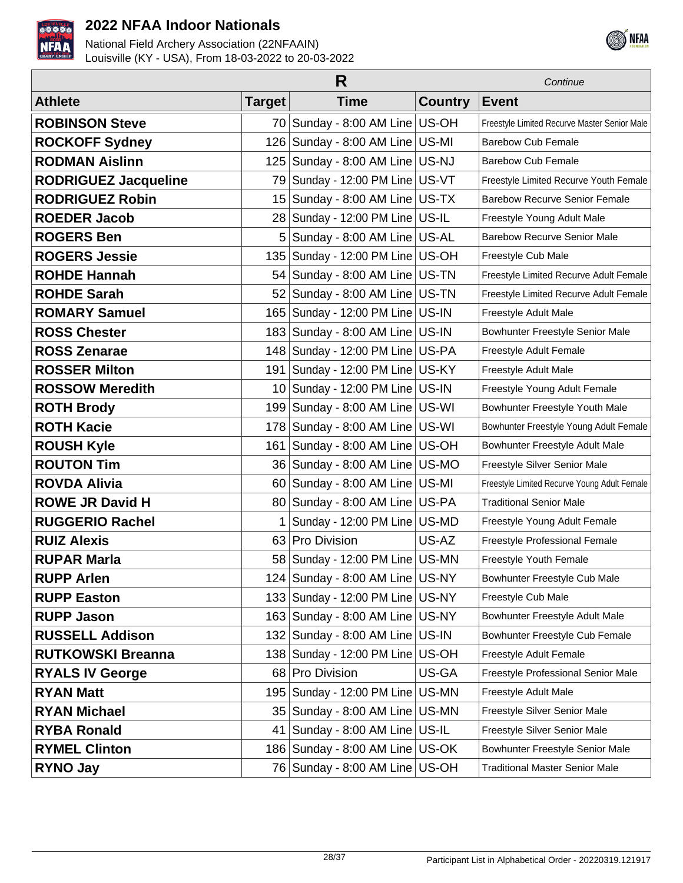# 2022 NFAA Indoor Nationals

National Field Archery Association (22NFAAIN)
Louisville (KY - USA), From 18-03-2022 to 20-03-2022

| R | | | | *Continue* |
|---|---|---|---|---|
| **Athlete** | **Target** | **Time** | **Country** | **Event** |
| **ROBINSON Steve** | 70 | Sunday - 8:00 AM Line | US-OH | Freestyle Limited Recurve Master Senior Male |
| **ROCKOFF Sydney** | 126 | Sunday - 8:00 AM Line | US-MI | Barebow Cub Female |
| **RODMAN Aislinn** | 125 | Sunday - 8:00 AM Line | US-NJ | Barebow Cub Female |
| **RODRIGUEZ Jacqueline** | 79 | Sunday - 12:00 PM Line | US-VT | Freestyle Limited Recurve Youth Female |
| **RODRIGUEZ Robin** | 15 | Sunday - 8:00 AM Line | US-TX | Barebow Recurve Senior Female |
| **ROEDER Jacob** | 28 | Sunday - 12:00 PM Line | US-IL | Freestyle Young Adult Male |
| **ROGERS Ben** | 5 | Sunday - 8:00 AM Line | US-AL | Barebow Recurve Senior Male |
| **ROGERS Jessie** | 135 | Sunday - 12:00 PM Line | US-OH | Freestyle Cub Male |
| **ROHDE Hannah** | 54 | Sunday - 8:00 AM Line | US-TN | Freestyle Limited Recurve Adult Female |
| **ROHDE Sarah** | 52 | Sunday - 8:00 AM Line | US-TN | Freestyle Limited Recurve Adult Female |
| **ROMARY Samuel** | 165 | Sunday - 12:00 PM Line | US-IN | Freestyle Adult Male |
| **ROSS Chester** | 183 | Sunday - 8:00 AM Line | US-IN | Bowhunter Freestyle Senior Male |
| **ROSS Zenarae** | 148 | Sunday - 12:00 PM Line | US-PA | Freestyle Adult Female |
| **ROSSER Milton** | 191 | Sunday - 12:00 PM Line | US-KY | Freestyle Adult Male |
| **ROSSOW Meredith** | 10 | Sunday - 12:00 PM Line | US-IN | Freestyle Young Adult Female |
| **ROTH Brody** | 199 | Sunday - 8:00 AM Line | US-WI | Bowhunter Freestyle Youth Male |
| **ROTH Kacie** | 178 | Sunday - 8:00 AM Line | US-WI | Bowhunter Freestyle Young Adult Female |
| **ROUSH Kyle** | 161 | Sunday - 8:00 AM Line | US-OH | Bowhunter Freestyle Adult Male |
| **ROUTON Tim** | 36 | Sunday - 8:00 AM Line | US-MO | Freestyle Silver Senior Male |
| **ROVDA Alivia** | 60 | Sunday - 8:00 AM Line | US-MI | Freestyle Limited Recurve Young Adult Female |
| **ROWE JR David H** | 80 | Sunday - 8:00 AM Line | US-PA | Traditional Senior Male |
| **RUGGERIO Rachel** | 1 | Sunday - 12:00 PM Line | US-MD | Freestyle Young Adult Female |
| **RUIZ Alexis** | 63 | Pro Division | US-AZ | Freestyle Professional Female |
| **RUPAR Marla** | 58 | Sunday - 12:00 PM Line | US-MN | Freestyle Youth Female |
| **RUPP Arlen** | 124 | Sunday - 8:00 AM Line | US-NY | Bowhunter Freestyle Cub Male |
| **RUPP Easton** | 133 | Sunday - 12:00 PM Line | US-NY | Freestyle Cub Male |
| **RUPP Jason** | 163 | Sunday - 8:00 AM Line | US-NY | Bowhunter Freestyle Adult Male |
| **RUSSELL Addison** | 132 | Sunday - 8:00 AM Line | US-IN | Bowhunter Freestyle Cub Female |
| **RUTKOWSKI Breanna** | 138 | Sunday - 12:00 PM Line | US-OH | Freestyle Adult Female |
| **RYALS IV George** | 68 | Pro Division | US-GA | Freestyle Professional Senior Male |
| **RYAN Matt** | 195 | Sunday - 12:00 PM Line | US-MN | Freestyle Adult Male |
| **RYAN Michael** | 35 | Sunday - 8:00 AM Line | US-MN | Freestyle Silver Senior Male |
| **RYBA Ronald** | 41 | Sunday - 8:00 AM Line | US-IL | Freestyle Silver Senior Male |
| **RYMEL Clinton** | 186 | Sunday - 8:00 AM Line | US-OK | Bowhunter Freestyle Senior Male |
| **RYNO Jay** | 76 | Sunday - 8:00 AM Line | US-OH | Traditional Master Senior Male |

Participant List in Alphabetical Order - 20220319.121917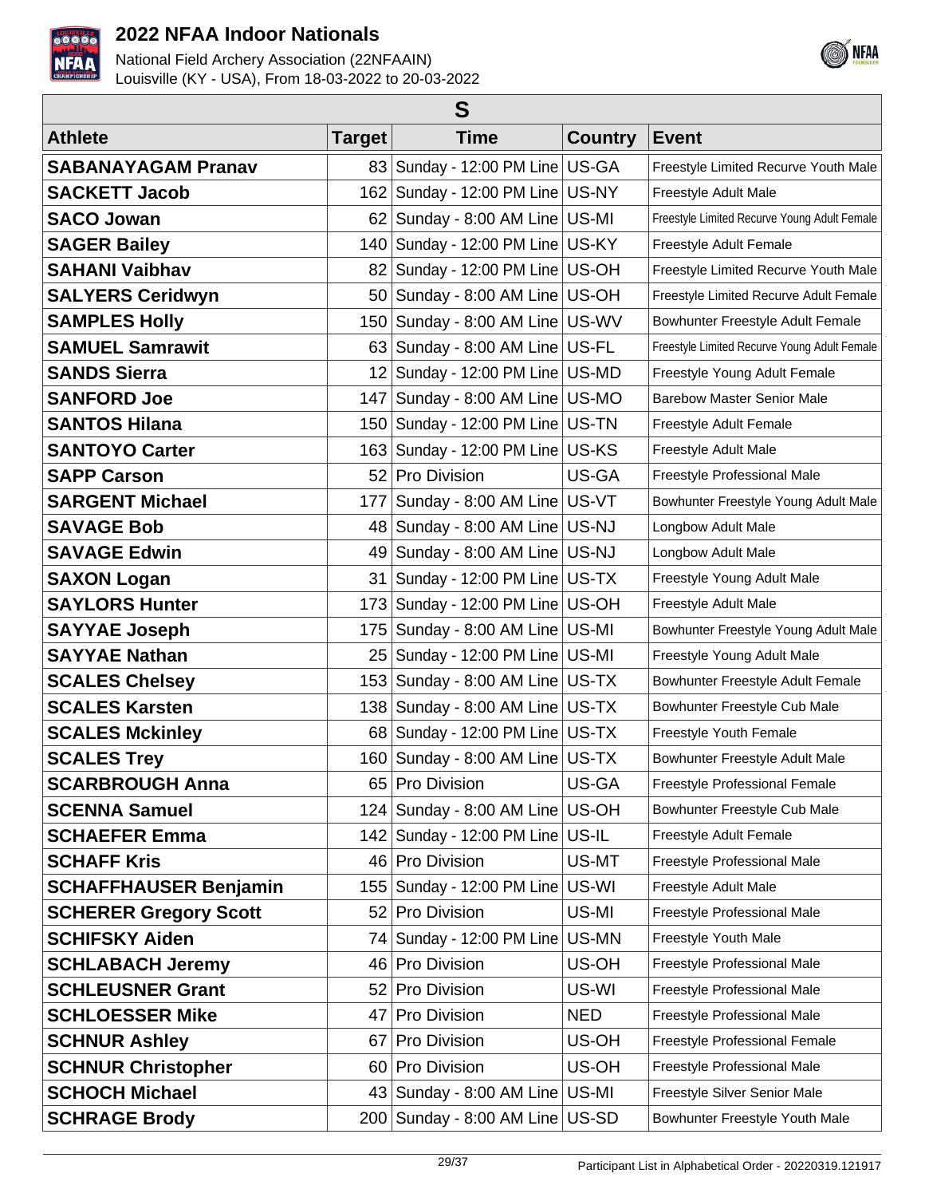# S

| Athlete | Target | Time | Country | Event |
|---|---|---|---|---|
| SABANAYAGAM Pranav | 83 | Sunday - 12:00 PM Line | US-GA | Freestyle Limited Recurve Youth Male |
| SACKETT Jacob | 162 | Sunday - 12:00 PM Line | US-NY | Freestyle Adult Male |
| SACO Jowan | 62 | Sunday - 8:00 AM Line | US-MI | Freestyle Limited Recurve Young Adult Female |
| SAGER Bailey | 140 | Sunday - 12:00 PM Line | US-KY | Freestyle Adult Female |
| SAHANI Vaibhav | 82 | Sunday - 12:00 PM Line | US-OH | Freestyle Limited Recurve Youth Male |
| SALYERS Ceridwyn | 50 | Sunday - 8:00 AM Line | US-OH | Freestyle Limited Recurve Adult Female |
| SAMPLES Holly | 150 | Sunday - 8:00 AM Line | US-WV | Bowhunter Freestyle Adult Female |
| SAMUEL Samrawit | 63 | Sunday - 8:00 AM Line | US-FL | Freestyle Limited Recurve Young Adult Female |
| SANDS Sierra | 12 | Sunday - 12:00 PM Line | US-MD | Freestyle Young Adult Female |
| SANFORD Joe | 147 | Sunday - 8:00 AM Line | US-MO | Barebow Master Senior Male |
| SANTOS Hilana | 150 | Sunday - 12:00 PM Line | US-TN | Freestyle Adult Female |
| SANTOYO Carter | 163 | Sunday - 12:00 PM Line | US-KS | Freestyle Adult Male |
| SAPP Carson | 52 | Pro Division | US-GA | Freestyle Professional Male |
| SARGENT Michael | 177 | Sunday - 8:00 AM Line | US-VT | Bowhunter Freestyle Young Adult Male |
| SAVAGE Bob | 48 | Sunday - 8:00 AM Line | US-NJ | Longbow Adult Male |
| SAVAGE Edwin | 49 | Sunday - 8:00 AM Line | US-NJ | Longbow Adult Male |
| SAXON Logan | 31 | Sunday - 12:00 PM Line | US-TX | Freestyle Young Adult Male |
| SAYLORS Hunter | 173 | Sunday - 12:00 PM Line | US-OH | Freestyle Adult Male |
| SAYYAE Joseph | 175 | Sunday - 8:00 AM Line | US-MI | Bowhunter Freestyle Young Adult Male |
| SAYYAE Nathan | 25 | Sunday - 12:00 PM Line | US-MI | Freestyle Young Adult Male |
| SCALES Chelsey | 153 | Sunday - 8:00 AM Line | US-TX | Bowhunter Freestyle Adult Female |
| SCALES Karsten | 138 | Sunday - 8:00 AM Line | US-TX | Bowhunter Freestyle Cub Male |
| SCALES Mckinley | 68 | Sunday - 12:00 PM Line | US-TX | Freestyle Youth Female |
| SCALES Trey | 160 | Sunday - 8:00 AM Line | US-TX | Bowhunter Freestyle Adult Male |
| SCARBROUGH Anna | 65 | Pro Division | US-GA | Freestyle Professional Female |
| SCENNA Samuel | 124 | Sunday - 8:00 AM Line | US-OH | Bowhunter Freestyle Cub Male |
| SCHAEFER Emma | 142 | Sunday - 12:00 PM Line | US-IL | Freestyle Adult Female |
| SCHAFF Kris | 46 | Pro Division | US-MT | Freestyle Professional Male |
| SCHAFFHAUSER Benjamin | 155 | Sunday - 12:00 PM Line | US-WI | Freestyle Adult Male |
| SCHERER Gregory Scott | 52 | Pro Division | US-MI | Freestyle Professional Male |
| SCHIFSKY Aiden | 74 | Sunday - 12:00 PM Line | US-MN | Freestyle Youth Male |
| SCHLABACH Jeremy | 46 | Pro Division | US-OH | Freestyle Professional Male |
| SCHLEUSNER Grant | 52 | Pro Division | US-WI | Freestyle Professional Male |
| SCHLOESSER Mike | 47 | Pro Division | NED | Freestyle Professional Male |
| SCHNUR Ashley | 67 | Pro Division | US-OH | Freestyle Professional Female |
| SCHNUR Christopher | 60 | Pro Division | US-OH | Freestyle Professional Male |
| SCHOCH Michael | 43 | Sunday - 8:00 AM Line | US-MI | Freestyle Silver Senior Male |
| SCHRAGE Brody | 200 | Sunday - 8:00 AM Line | US-SD | Bowhunter Freestyle Youth Male |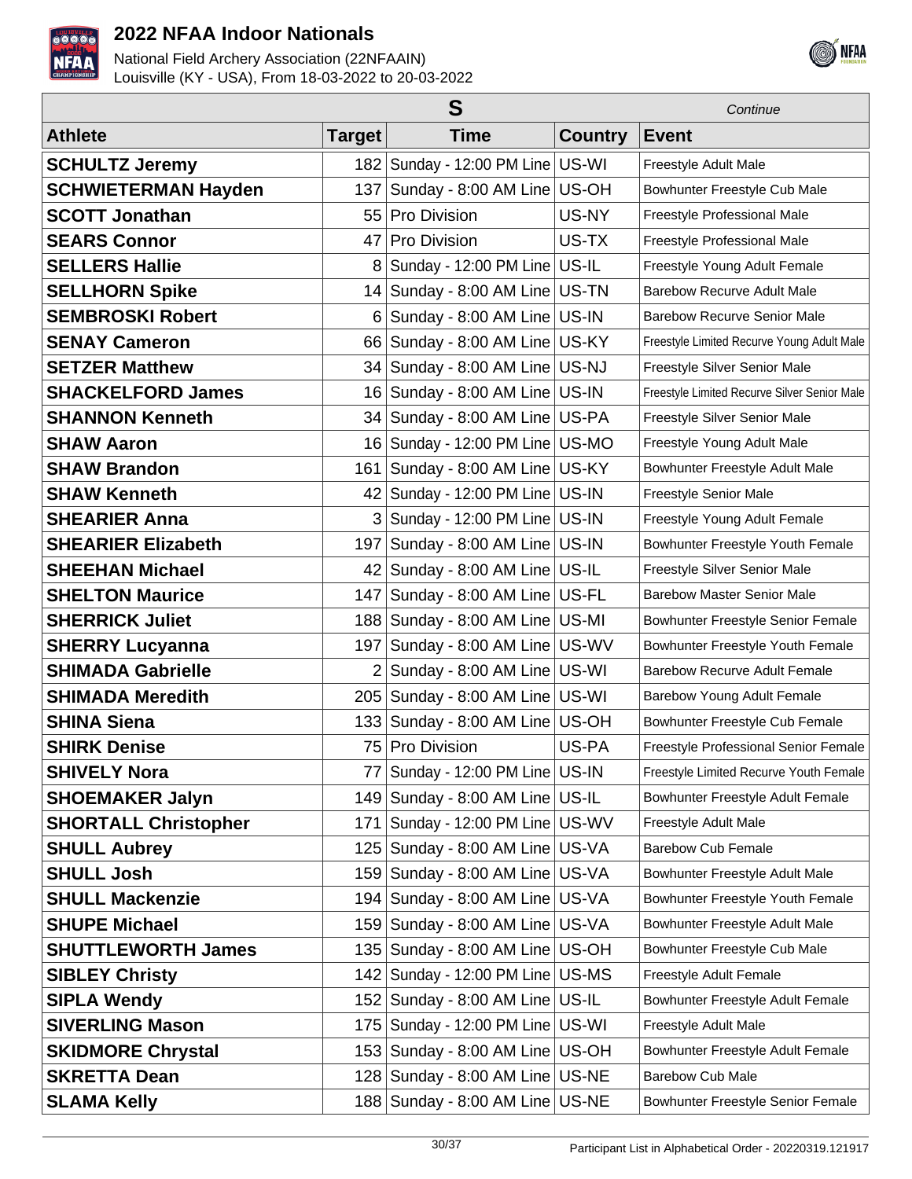| S | | | | Continue |
|---|---|---|---|---|
| **Athlete** | **Target** | **Time** | **Country** | **Event** |
| **SCHULTZ Jeremy** | 182 | Sunday - 12:00 PM Line | US-WI | Freestyle Adult Male |
| **SCHWIETERMAN Hayden** | 137 | Sunday - 8:00 AM Line | US-OH | Bowhunter Freestyle Cub Male |
| **SCOTT Jonathan** | 55 | Pro Division | US-NY | Freestyle Professional Male |
| **SEARS Connor** | 47 | Pro Division | US-TX | Freestyle Professional Male |
| **SELLERS Hallie** | 8 | Sunday - 12:00 PM Line | US-IL | Freestyle Young Adult Female |
| **SELLHORN Spike** | 14 | Sunday - 8:00 AM Line | US-TN | Barebow Recurve Adult Male |
| **SEMBROSKI Robert** | 6 | Sunday - 8:00 AM Line | US-IN | Barebow Recurve Senior Male |
| **SENAY Cameron** | 66 | Sunday - 8:00 AM Line | US-KY | Freestyle Limited Recurve Young Adult Male |
| **SETZER Matthew** | 34 | Sunday - 8:00 AM Line | US-NJ | Freestyle Silver Senior Male |
| **SHACKELFORD James** | 16 | Sunday - 8:00 AM Line | US-IN | Freestyle Limited Recurve Silver Senior Male |
| **SHANNON Kenneth** | 34 | Sunday - 8:00 AM Line | US-PA | Freestyle Silver Senior Male |
| **SHAW Aaron** | 16 | Sunday - 12:00 PM Line | US-MO | Freestyle Young Adult Male |
| **SHAW Brandon** | 161 | Sunday - 8:00 AM Line | US-KY | Bowhunter Freestyle Adult Male |
| **SHAW Kenneth** | 42 | Sunday - 12:00 PM Line | US-IN | Freestyle Senior Male |
| **SHEARIER Anna** | 3 | Sunday - 12:00 PM Line | US-IN | Freestyle Young Adult Female |
| **SHEARIER Elizabeth** | 197 | Sunday - 8:00 AM Line | US-IN | Bowhunter Freestyle Youth Female |
| **SHEEHAN Michael** | 42 | Sunday - 8:00 AM Line | US-IL | Freestyle Silver Senior Male |
| **SHELTON Maurice** | 147 | Sunday - 8:00 AM Line | US-FL | Barebow Master Senior Male |
| **SHERRICK Juliet** | 188 | Sunday - 8:00 AM Line | US-MI | Bowhunter Freestyle Senior Female |
| **SHERRY Lucyanna** | 197 | Sunday - 8:00 AM Line | US-WV | Bowhunter Freestyle Youth Female |
| **SHIMADA Gabrielle** | 2 | Sunday - 8:00 AM Line | US-WI | Barebow Recurve Adult Female |
| **SHIMADA Meredith** | 205 | Sunday - 8:00 AM Line | US-WI | Barebow Young Adult Female |
| **SHINA Siena** | 133 | Sunday - 8:00 AM Line | US-OH | Bowhunter Freestyle Cub Female |
| **SHIRK Denise** | 75 | Pro Division | US-PA | Freestyle Professional Senior Female |
| **SHIVELY Nora** | 77 | Sunday - 12:00 PM Line | US-IN | Freestyle Limited Recurve Youth Female |
| **SHOEMAKER Jalyn** | 149 | Sunday - 8:00 AM Line | US-IL | Bowhunter Freestyle Adult Female |
| **SHORTALL Christopher** | 171 | Sunday - 12:00 PM Line | US-WV | Freestyle Adult Male |
| **SHULL Aubrey** | 125 | Sunday - 8:00 AM Line | US-VA | Barebow Cub Female |
| **SHULL Josh** | 159 | Sunday - 8:00 AM Line | US-VA | Bowhunter Freestyle Adult Male |
| **SHULL Mackenzie** | 194 | Sunday - 8:00 AM Line | US-VA | Bowhunter Freestyle Youth Female |
| **SHUPE Michael** | 159 | Sunday - 8:00 AM Line | US-VA | Bowhunter Freestyle Adult Male |
| **SHUTTLEWORTH James** | 135 | Sunday - 8:00 AM Line | US-OH | Bowhunter Freestyle Cub Male |
| **SIBLEY Christy** | 142 | Sunday - 12:00 PM Line | US-MS | Freestyle Adult Female |
| **SIPLA Wendy** | 152 | Sunday - 8:00 AM Line | US-IL | Bowhunter Freestyle Adult Female |
| **SIVERLING Mason** | 175 | Sunday - 12:00 PM Line | US-WI | Freestyle Adult Male |
| **SKIDMORE Chrystal** | 153 | Sunday - 8:00 AM Line | US-OH | Bowhunter Freestyle Adult Female |
| **SKRETTA Dean** | 128 | Sunday - 8:00 AM Line | US-NE | Barebow Cub Male |
| **SLAMA Kelly** | 188 | Sunday - 8:00 AM Line | US-NE | Bowhunter Freestyle Senior Female |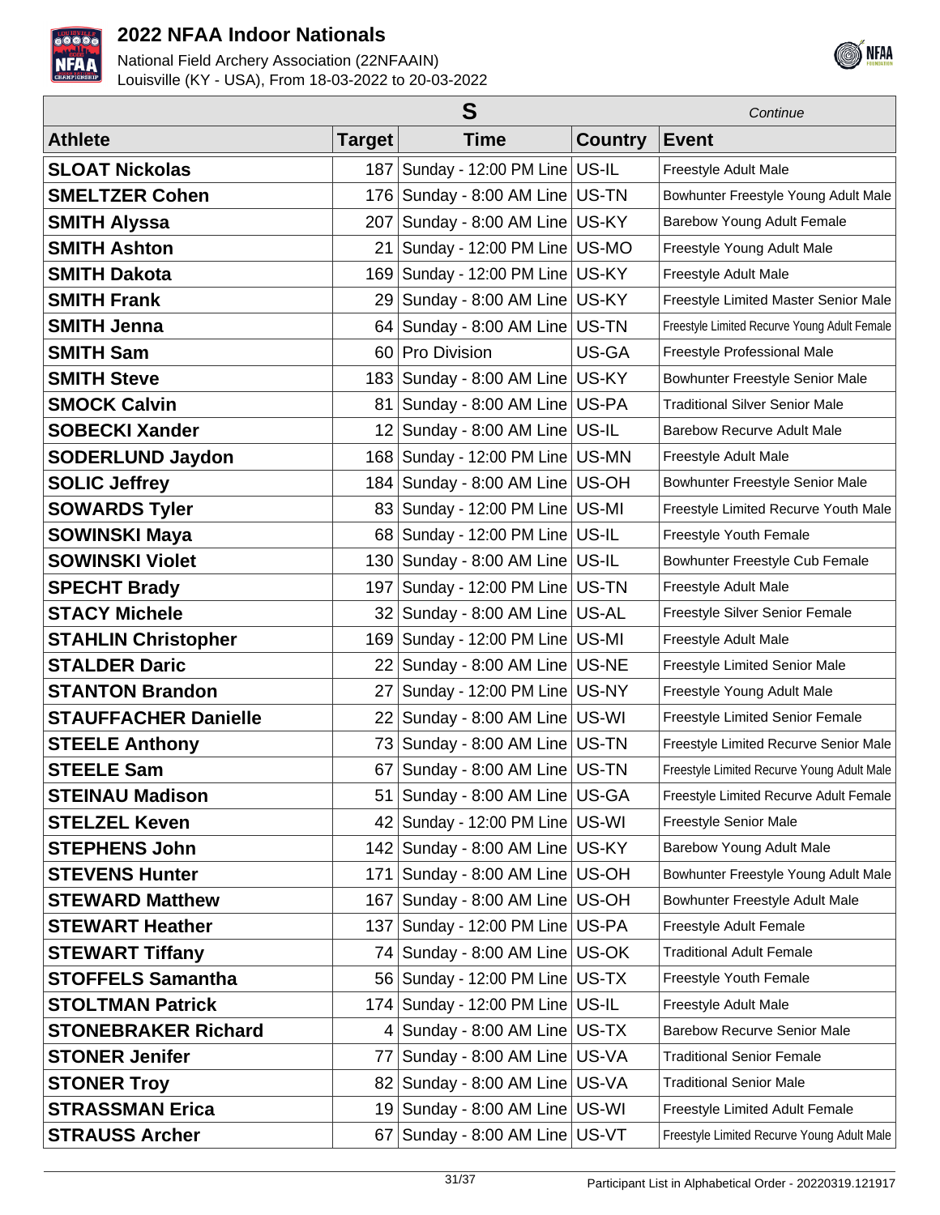| S | | | | *Continue* |
|---|---|---|---|---|
| **Athlete** | **Target** | **Time** | **Country** | **Event** |
| **SLOAT Nickolas** | 187 | Sunday - 12:00 PM Line | US-IL | Freestyle Adult Male |
| **SMELTZER Cohen** | 176 | Sunday - 8:00 AM Line | US-TN | Bowhunter Freestyle Young Adult Male |
| **SMITH Alyssa** | 207 | Sunday - 8:00 AM Line | US-KY | Barebow Young Adult Female |
| **SMITH Ashton** | 21 | Sunday - 12:00 PM Line | US-MO | Freestyle Young Adult Male |
| **SMITH Dakota** | 169 | Sunday - 12:00 PM Line | US-KY | Freestyle Adult Male |
| **SMITH Frank** | 29 | Sunday - 8:00 AM Line | US-KY | Freestyle Limited Master Senior Male |
| **SMITH Jenna** | 64 | Sunday - 8:00 AM Line | US-TN | Freestyle Limited Recurve Young Adult Female |
| **SMITH Sam** | 60 | Pro Division | US-GA | Freestyle Professional Male |
| **SMITH Steve** | 183 | Sunday - 8:00 AM Line | US-KY | Bowhunter Freestyle Senior Male |
| **SMOCK Calvin** | 81 | Sunday - 8:00 AM Line | US-PA | Traditional Silver Senior Male |
| **SOBECKI Xander** | 12 | Sunday - 8:00 AM Line | US-IL | Barebow Recurve Adult Male |
| **SODERLUND Jaydon** | 168 | Sunday - 12:00 PM Line | US-MN | Freestyle Adult Male |
| **SOLIC Jeffrey** | 184 | Sunday - 8:00 AM Line | US-OH | Bowhunter Freestyle Senior Male |
| **SOWARDS Tyler** | 83 | Sunday - 12:00 PM Line | US-MI | Freestyle Limited Recurve Youth Male |
| **SOWINSKI Maya** | 68 | Sunday - 12:00 PM Line | US-IL | Freestyle Youth Female |
| **SOWINSKI Violet** | 130 | Sunday - 8:00 AM Line | US-IL | Bowhunter Freestyle Cub Female |
| **SPECHT Brady** | 197 | Sunday - 12:00 PM Line | US-TN | Freestyle Adult Male |
| **STACY Michele** | 32 | Sunday - 8:00 AM Line | US-AL | Freestyle Silver Senior Female |
| **STAHLIN Christopher** | 169 | Sunday - 12:00 PM Line | US-MI | Freestyle Adult Male |
| **STALDER Daric** | 22 | Sunday - 8:00 AM Line | US-NE | Freestyle Limited Senior Male |
| **STANTON Brandon** | 27 | Sunday - 12:00 PM Line | US-NY | Freestyle Young Adult Male |
| **STAUFFACHER Danielle** | 22 | Sunday - 8:00 AM Line | US-WI | Freestyle Limited Senior Female |
| **STEELE Anthony** | 73 | Sunday - 8:00 AM Line | US-TN | Freestyle Limited Recurve Senior Male |
| **STEELE Sam** | 67 | Sunday - 8:00 AM Line | US-TN | Freestyle Limited Recurve Young Adult Male |
| **STEINAU Madison** | 51 | Sunday - 8:00 AM Line | US-GA | Freestyle Limited Recurve Adult Female |
| **STELZEL Keven** | 42 | Sunday - 12:00 PM Line | US-WI | Freestyle Senior Male |
| **STEPHENS John** | 142 | Sunday - 8:00 AM Line | US-KY | Barebow Young Adult Male |
| **STEVENS Hunter** | 171 | Sunday - 8:00 AM Line | US-OH | Bowhunter Freestyle Young Adult Male |
| **STEWARD Matthew** | 167 | Sunday - 8:00 AM Line | US-OH | Bowhunter Freestyle Adult Male |
| **STEWART Heather** | 137 | Sunday - 12:00 PM Line | US-PA | Freestyle Adult Female |
| **STEWART Tiffany** | 74 | Sunday - 8:00 AM Line | US-OK | Traditional Adult Female |
| **STOFFELS Samantha** | 56 | Sunday - 12:00 PM Line | US-TX | Freestyle Youth Female |
| **STOLTMAN Patrick** | 174 | Sunday - 12:00 PM Line | US-IL | Freestyle Adult Male |
| **STONEBRAKER Richard** | 4 | Sunday - 8:00 AM Line | US-TX | Barebow Recurve Senior Male |
| **STONER Jenifer** | 77 | Sunday - 8:00 AM Line | US-VA | Traditional Senior Female |
| **STONER Troy** | 82 | Sunday - 8:00 AM Line | US-VA | Traditional Senior Male |
| **STRASSMAN Erica** | 19 | Sunday - 8:00 AM Line | US-WI | Freestyle Limited Adult Female |
| **STRAUSS Archer** | 67 | Sunday - 8:00 AM Line | US-VT | Freestyle Limited Recurve Young Adult Male |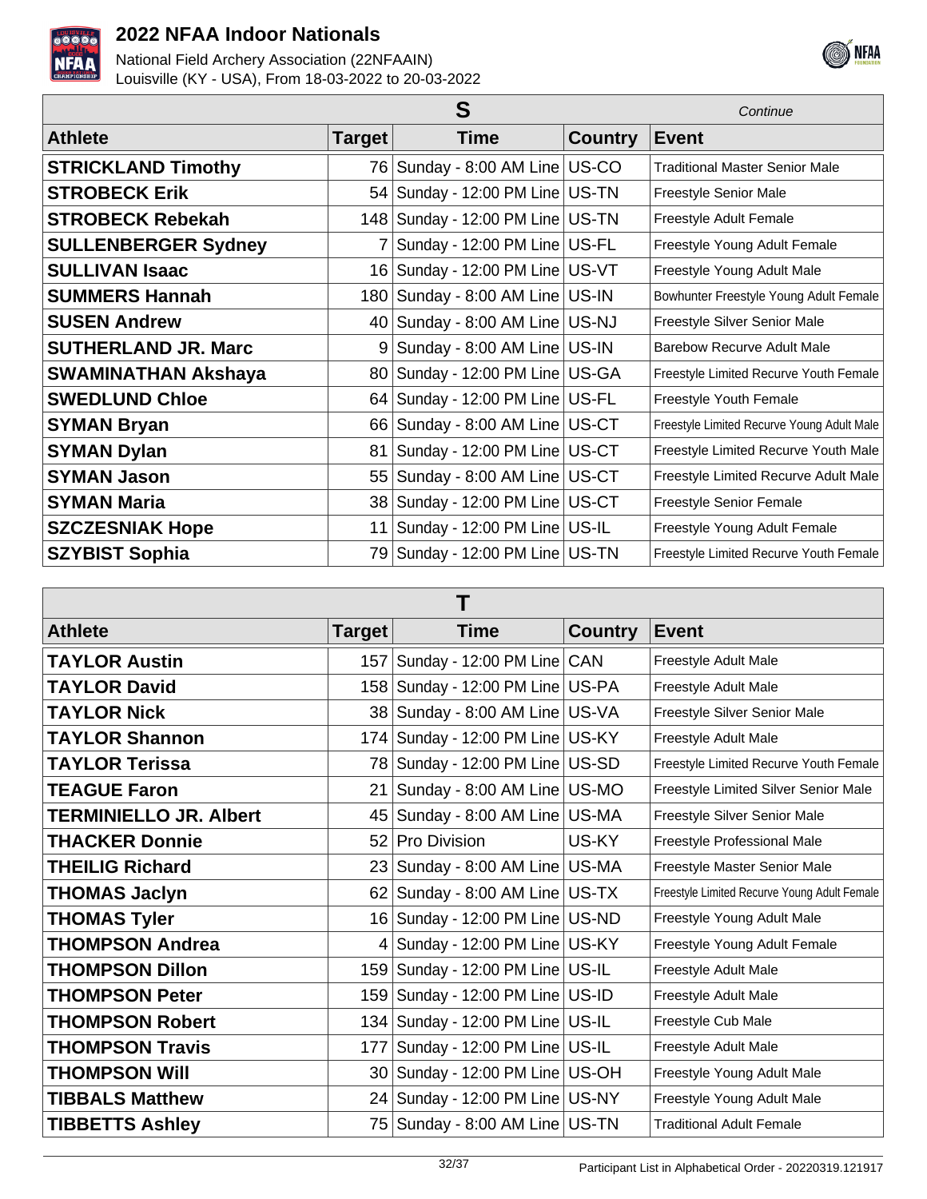# 2022 NFAA Indoor Nationals

National Field Archery Association (22NFAAIN)
Louisville (KY - USA), From 18-03-2022 to 20-03-2022

## S

*Continue*

| Athlete | Target | Time | Country | Event |
|---|---|---|---|---|
| **STRICKLAND Timothy** | 76 | Sunday - 8:00 AM Line | US-CO | Traditional Master Senior Male |
| **STROBECK Erik** | 54 | Sunday - 12:00 PM Line | US-TN | Freestyle Senior Male |
| **STROBECK Rebekah** | 148 | Sunday - 12:00 PM Line | US-TN | Freestyle Adult Female |
| **SULLENBERGER Sydney** | 7 | Sunday - 12:00 PM Line | US-FL | Freestyle Young Adult Female |
| **SULLIVAN Isaac** | 16 | Sunday - 12:00 PM Line | US-VT | Freestyle Young Adult Male |
| **SUMMERS Hannah** | 180 | Sunday - 8:00 AM Line | US-IN | Bowhunter Freestyle Young Adult Female |
| **SUSEN Andrew** | 40 | Sunday - 8:00 AM Line | US-NJ | Freestyle Silver Senior Male |
| **SUTHERLAND JR. Marc** | 9 | Sunday - 8:00 AM Line | US-IN | Barebow Recurve Adult Male |
| **SWAMINATHAN Akshaya** | 80 | Sunday - 12:00 PM Line | US-GA | Freestyle Limited Recurve Youth Female |
| **SWEDLUND Chloe** | 64 | Sunday - 12:00 PM Line | US-FL | Freestyle Youth Female |
| **SYMAN Bryan** | 66 | Sunday - 8:00 AM Line | US-CT | Freestyle Limited Recurve Young Adult Male |
| **SYMAN Dylan** | 81 | Sunday - 12:00 PM Line | US-CT | Freestyle Limited Recurve Youth Male |
| **SYMAN Jason** | 55 | Sunday - 8:00 AM Line | US-CT | Freestyle Limited Recurve Adult Male |
| **SYMAN Maria** | 38 | Sunday - 12:00 PM Line | US-CT | Freestyle Senior Female |
| **SZCZESNIAK Hope** | 11 | Sunday - 12:00 PM Line | US-IL | Freestyle Young Adult Female |
| **SZYBIST Sophia** | 79 | Sunday - 12:00 PM Line | US-TN | Freestyle Limited Recurve Youth Female |

## T

| Athlete | Target | Time | Country | Event |
|---|---|---|---|---|
| **TAYLOR Austin** | 157 | Sunday - 12:00 PM Line | CAN | Freestyle Adult Male |
| **TAYLOR David** | 158 | Sunday - 12:00 PM Line | US-PA | Freestyle Adult Male |
| **TAYLOR Nick** | 38 | Sunday - 8:00 AM Line | US-VA | Freestyle Silver Senior Male |
| **TAYLOR Shannon** | 174 | Sunday - 12:00 PM Line | US-KY | Freestyle Adult Male |
| **TAYLOR Terissa** | 78 | Sunday - 12:00 PM Line | US-SD | Freestyle Limited Recurve Youth Female |
| **TEAGUE Faron** | 21 | Sunday - 8:00 AM Line | US-MO | Freestyle Limited Silver Senior Male |
| **TERMINIELLO JR. Albert** | 45 | Sunday - 8:00 AM Line | US-MA | Freestyle Silver Senior Male |
| **THACKER Donnie** | 52 | Pro Division | US-KY | Freestyle Professional Male |
| **THEILIG Richard** | 23 | Sunday - 8:00 AM Line | US-MA | Freestyle Master Senior Male |
| **THOMAS Jaclyn** | 62 | Sunday - 8:00 AM Line | US-TX | Freestyle Limited Recurve Young Adult Female |
| **THOMAS Tyler** | 16 | Sunday - 12:00 PM Line | US-ND | Freestyle Young Adult Male |
| **THOMPSON Andrea** | 4 | Sunday - 12:00 PM Line | US-KY | Freestyle Young Adult Female |
| **THOMPSON Dillon** | 159 | Sunday - 12:00 PM Line | US-IL | Freestyle Adult Male |
| **THOMPSON Peter** | 159 | Sunday - 12:00 PM Line | US-ID | Freestyle Adult Male |
| **THOMPSON Robert** | 134 | Sunday - 12:00 PM Line | US-IL | Freestyle Cub Male |
| **THOMPSON Travis** | 177 | Sunday - 12:00 PM Line | US-IL | Freestyle Adult Male |
| **THOMPSON Will** | 30 | Sunday - 12:00 PM Line | US-OH | Freestyle Young Adult Male |
| **TIBBALS Matthew** | 24 | Sunday - 12:00 PM Line | US-NY | Freestyle Young Adult Male |
| **TIBBETTS Ashley** | 75 | Sunday - 8:00 AM Line | US-TN | Traditional Adult Female |

Participant List in Alphabetical Order - 20220319.121917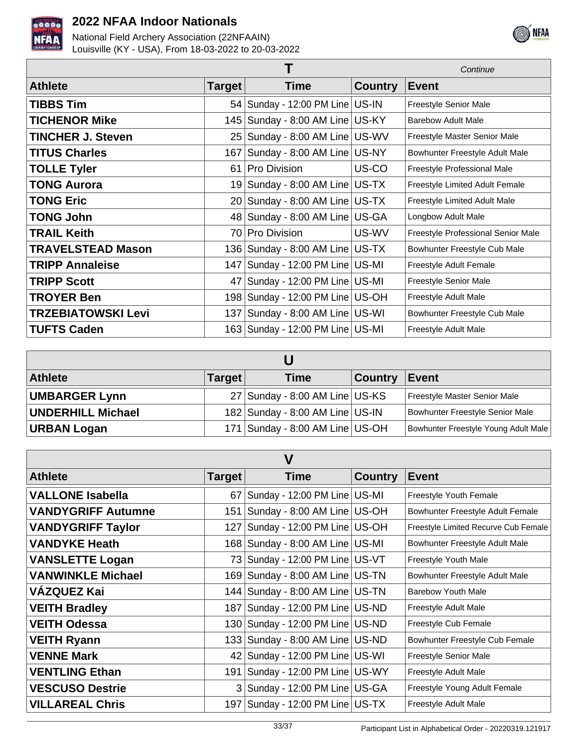## T

*Continue*

| Athlete | Target | Time | Country | Event |
|---|---|---|---|---|
| **TIBBS Tim** | 54 | Sunday - 12:00 PM Line | US-IN | Freestyle Senior Male |
| **TICHENOR Mike** | 145 | Sunday - 8:00 AM Line | US-KY | Barebow Adult Male |
| **TINCHER J. Steven** | 25 | Sunday - 8:00 AM Line | US-WV | Freestyle Master Senior Male |
| **TITUS Charles** | 167 | Sunday - 8:00 AM Line | US-NY | Bowhunter Freestyle Adult Male |
| **TOLLE Tyler** | 61 | Pro Division | US-CO | Freestyle Professional Male |
| **TONG Aurora** | 19 | Sunday - 8:00 AM Line | US-TX | Freestyle Limited Adult Female |
| **TONG Eric** | 20 | Sunday - 8:00 AM Line | US-TX | Freestyle Limited Adult Male |
| **TONG John** | 48 | Sunday - 8:00 AM Line | US-GA | Longbow Adult Male |
| **TRAIL Keith** | 70 | Pro Division | US-WV | Freestyle Professional Senior Male |
| **TRAVELSTEAD Mason** | 136 | Sunday - 8:00 AM Line | US-TX | Bowhunter Freestyle Cub Male |
| **TRIPP Annaleise** | 147 | Sunday - 12:00 PM Line | US-MI | Freestyle Adult Female |
| **TRIPP Scott** | 47 | Sunday - 12:00 PM Line | US-MI | Freestyle Senior Male |
| **TROYER Ben** | 198 | Sunday - 12:00 PM Line | US-OH | Freestyle Adult Male |
| **TRZEBIATOWSKI Levi** | 137 | Sunday - 8:00 AM Line | US-WI | Bowhunter Freestyle Cub Male |
| **TUFTS Caden** | 163 | Sunday - 12:00 PM Line | US-MI | Freestyle Adult Male |

## U

| Athlete | Target | Time | Country | Event |
|---|---|---|---|---|
| **UMBARGER Lynn** | 27 | Sunday - 8:00 AM Line | US-KS | Freestyle Master Senior Male |
| **UNDERHILL Michael** | 182 | Sunday - 8:00 AM Line | US-IN | Bowhunter Freestyle Senior Male |
| **URBAN Logan** | 171 | Sunday - 8:00 AM Line | US-OH | Bowhunter Freestyle Young Adult Male |

## V

| Athlete | Target | Time | Country | Event |
|---|---|---|---|---|
| **VALLONE Isabella** | 67 | Sunday - 12:00 PM Line | US-MI | Freestyle Youth Female |
| **VANDYGRIFF Autumne** | 151 | Sunday - 8:00 AM Line | US-OH | Bowhunter Freestyle Adult Female |
| **VANDYGRIFF Taylor** | 127 | Sunday - 12:00 PM Line | US-OH | Freestyle Limited Recurve Cub Female |
| **VANDYKE Heath** | 168 | Sunday - 8:00 AM Line | US-MI | Bowhunter Freestyle Adult Male |
| **VANSLETTE Logan** | 73 | Sunday - 12:00 PM Line | US-VT | Freestyle Youth Male |
| **VANWINKLE Michael** | 169 | Sunday - 8:00 AM Line | US-TN | Bowhunter Freestyle Adult Male |
| **VÁZQUEZ Kai** | 144 | Sunday - 8:00 AM Line | US-TN | Barebow Youth Male |
| **VEITH Bradley** | 187 | Sunday - 12:00 PM Line | US-ND | Freestyle Adult Male |
| **VEITH Odessa** | 130 | Sunday - 12:00 PM Line | US-ND | Freestyle Cub Female |
| **VEITH Ryann** | 133 | Sunday - 8:00 AM Line | US-ND | Bowhunter Freestyle Cub Female |
| **VENNE Mark** | 42 | Sunday - 12:00 PM Line | US-WI | Freestyle Senior Male |
| **VENTLING Ethan** | 191 | Sunday - 12:00 PM Line | US-WY | Freestyle Adult Male |
| **VESCUSO Destrie** | 3 | Sunday - 12:00 PM Line | US-GA | Freestyle Young Adult Female |
| **VILLAREAL Chris** | 197 | Sunday - 12:00 PM Line | US-TX | Freestyle Adult Male |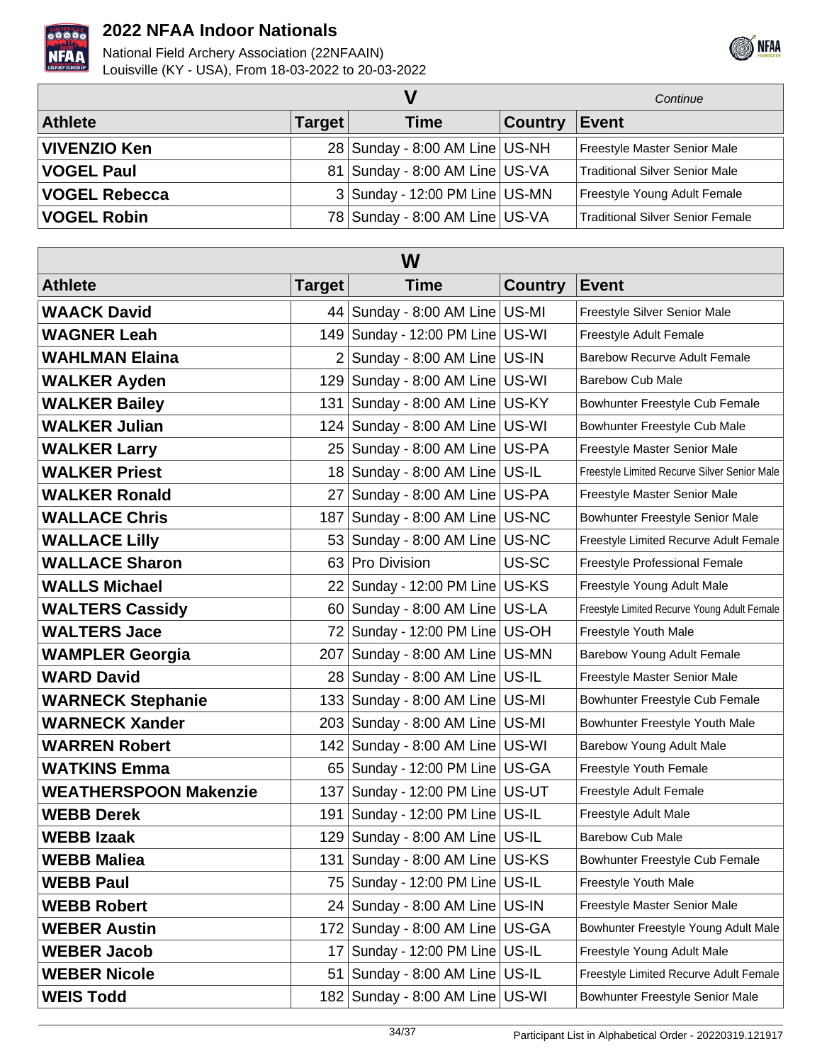## V

*Continue*

| Athlete | Target | Time | Country | Event |
|---|---|---|---|---|
| **VIVENZIO Ken** | 28 | Sunday - 8:00 AM Line | US-NH | Freestyle Master Senior Male |
| **VOGEL Paul** | 81 | Sunday - 8:00 AM Line | US-VA | Traditional Silver Senior Male |
| **VOGEL Rebecca** | 3 | Sunday - 12:00 PM Line | US-MN | Freestyle Young Adult Female |
| **VOGEL Robin** | 78 | Sunday - 8:00 AM Line | US-VA | Traditional Silver Senior Female |

## W

| Athlete | Target | Time | Country | Event |
|---|---|---|---|---|
| **WAACK David** | 44 | Sunday - 8:00 AM Line | US-MI | Freestyle Silver Senior Male |
| **WAGNER Leah** | 149 | Sunday - 12:00 PM Line | US-WI | Freestyle Adult Female |
| **WAHLMAN Elaina** | 2 | Sunday - 8:00 AM Line | US-IN | Barebow Recurve Adult Female |
| **WALKER Ayden** | 129 | Sunday - 8:00 AM Line | US-WI | Barebow Cub Male |
| **WALKER Bailey** | 131 | Sunday - 8:00 AM Line | US-KY | Bowhunter Freestyle Cub Female |
| **WALKER Julian** | 124 | Sunday - 8:00 AM Line | US-WI | Bowhunter Freestyle Cub Male |
| **WALKER Larry** | 25 | Sunday - 8:00 AM Line | US-PA | Freestyle Master Senior Male |
| **WALKER Priest** | 18 | Sunday - 8:00 AM Line | US-IL | Freestyle Limited Recurve Silver Senior Male |
| **WALKER Ronald** | 27 | Sunday - 8:00 AM Line | US-PA | Freestyle Master Senior Male |
| **WALLACE Chris** | 187 | Sunday - 8:00 AM Line | US-NC | Bowhunter Freestyle Senior Male |
| **WALLACE Lilly** | 53 | Sunday - 8:00 AM Line | US-NC | Freestyle Limited Recurve Adult Female |
| **WALLACE Sharon** | 63 | Pro Division | US-SC | Freestyle Professional Female |
| **WALLS Michael** | 22 | Sunday - 12:00 PM Line | US-KS | Freestyle Young Adult Male |
| **WALTERS Cassidy** | 60 | Sunday - 8:00 AM Line | US-LA | Freestyle Limited Recurve Young Adult Female |
| **WALTERS Jace** | 72 | Sunday - 12:00 PM Line | US-OH | Freestyle Youth Male |
| **WAMPLER Georgia** | 207 | Sunday - 8:00 AM Line | US-MN | Barebow Young Adult Female |
| **WARD David** | 28 | Sunday - 8:00 AM Line | US-IL | Freestyle Master Senior Male |
| **WARNECK Stephanie** | 133 | Sunday - 8:00 AM Line | US-MI | Bowhunter Freestyle Cub Female |
| **WARNECK Xander** | 203 | Sunday - 8:00 AM Line | US-MI | Bowhunter Freestyle Youth Male |
| **WARREN Robert** | 142 | Sunday - 8:00 AM Line | US-WI | Barebow Young Adult Male |
| **WATKINS Emma** | 65 | Sunday - 12:00 PM Line | US-GA | Freestyle Youth Female |
| **WEATHERSPOON Makenzie** | 137 | Sunday - 12:00 PM Line | US-UT | Freestyle Adult Female |
| **WEBB Derek** | 191 | Sunday - 12:00 PM Line | US-IL | Freestyle Adult Male |
| **WEBB Izaak** | 129 | Sunday - 8:00 AM Line | US-IL | Barebow Cub Male |
| **WEBB Maliea** | 131 | Sunday - 8:00 AM Line | US-KS | Bowhunter Freestyle Cub Female |
| **WEBB Paul** | 75 | Sunday - 12:00 PM Line | US-IL | Freestyle Youth Male |
| **WEBB Robert** | 24 | Sunday - 8:00 AM Line | US-IN | Freestyle Master Senior Male |
| **WEBER Austin** | 172 | Sunday - 8:00 AM Line | US-GA | Bowhunter Freestyle Young Adult Male |
| **WEBER Jacob** | 17 | Sunday - 12:00 PM Line | US-IL | Freestyle Young Adult Male |
| **WEBER Nicole** | 51 | Sunday - 8:00 AM Line | US-IL | Freestyle Limited Recurve Adult Female |
| **WEIS Todd** | 182 | Sunday - 8:00 AM Line | US-WI | Bowhunter Freestyle Senior Male |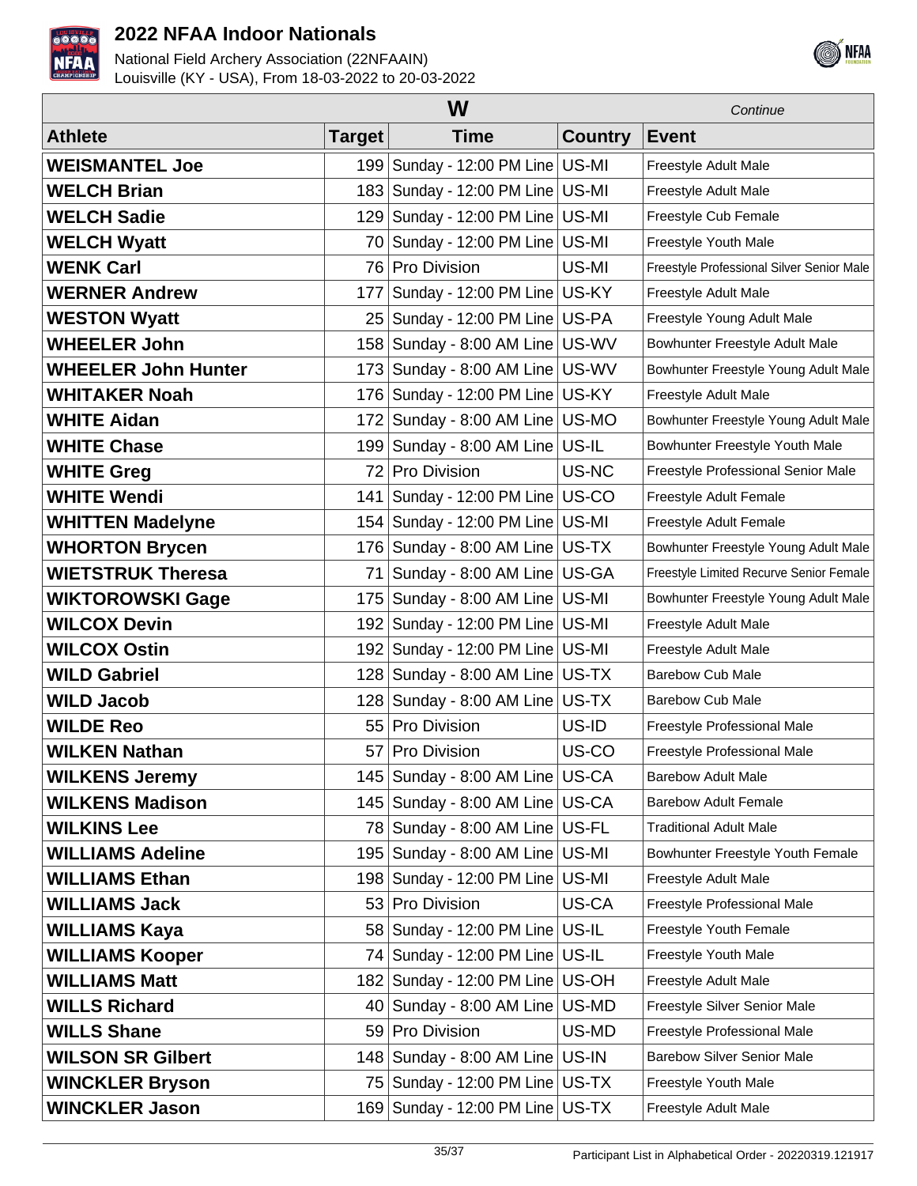# 2022 NFAA Indoor Nationals

National Field Archery Association (22NFAAIN)
Louisville (KY - USA), From 18-03-2022 to 20-03-2022

| W | | | | *Continue* |
|---|---|---|---|---|
| **Athlete** | **Target** | **Time** | **Country** | **Event** |
| **WEISMANTEL Joe** | 199 | Sunday - 12:00 PM Line | US-MI | Freestyle Adult Male |
| **WELCH Brian** | 183 | Sunday - 12:00 PM Line | US-MI | Freestyle Adult Male |
| **WELCH Sadie** | 129 | Sunday - 12:00 PM Line | US-MI | Freestyle Cub Female |
| **WELCH Wyatt** | 70 | Sunday - 12:00 PM Line | US-MI | Freestyle Youth Male |
| **WENK Carl** | 76 | Pro Division | US-MI | Freestyle Professional Silver Senior Male |
| **WERNER Andrew** | 177 | Sunday - 12:00 PM Line | US-KY | Freestyle Adult Male |
| **WESTON Wyatt** | 25 | Sunday - 12:00 PM Line | US-PA | Freestyle Young Adult Male |
| **WHEELER John** | 158 | Sunday - 8:00 AM Line | US-WV | Bowhunter Freestyle Adult Male |
| **WHEELER John Hunter** | 173 | Sunday - 8:00 AM Line | US-WV | Bowhunter Freestyle Young Adult Male |
| **WHITAKER Noah** | 176 | Sunday - 12:00 PM Line | US-KY | Freestyle Adult Male |
| **WHITE Aidan** | 172 | Sunday - 8:00 AM Line | US-MO | Bowhunter Freestyle Young Adult Male |
| **WHITE Chase** | 199 | Sunday - 8:00 AM Line | US-IL | Bowhunter Freestyle Youth Male |
| **WHITE Greg** | 72 | Pro Division | US-NC | Freestyle Professional Senior Male |
| **WHITE Wendi** | 141 | Sunday - 12:00 PM Line | US-CO | Freestyle Adult Female |
| **WHITTEN Madelyne** | 154 | Sunday - 12:00 PM Line | US-MI | Freestyle Adult Female |
| **WHORTON Brycen** | 176 | Sunday - 8:00 AM Line | US-TX | Bowhunter Freestyle Young Adult Male |
| **WIETSTRUK Theresa** | 71 | Sunday - 8:00 AM Line | US-GA | Freestyle Limited Recurve Senior Female |
| **WIKTOROWSKI Gage** | 175 | Sunday - 8:00 AM Line | US-MI | Bowhunter Freestyle Young Adult Male |
| **WILCOX Devin** | 192 | Sunday - 12:00 PM Line | US-MI | Freestyle Adult Male |
| **WILCOX Ostin** | 192 | Sunday - 12:00 PM Line | US-MI | Freestyle Adult Male |
| **WILD Gabriel** | 128 | Sunday - 8:00 AM Line | US-TX | Barebow Cub Male |
| **WILD Jacob** | 128 | Sunday - 8:00 AM Line | US-TX | Barebow Cub Male |
| **WILDE Reo** | 55 | Pro Division | US-ID | Freestyle Professional Male |
| **WILKEN Nathan** | 57 | Pro Division | US-CO | Freestyle Professional Male |
| **WILKENS Jeremy** | 145 | Sunday - 8:00 AM Line | US-CA | Barebow Adult Male |
| **WILKENS Madison** | 145 | Sunday - 8:00 AM Line | US-CA | Barebow Adult Female |
| **WILKINS Lee** | 78 | Sunday - 8:00 AM Line | US-FL | Traditional Adult Male |
| **WILLIAMS Adeline** | 195 | Sunday - 8:00 AM Line | US-MI | Bowhunter Freestyle Youth Female |
| **WILLIAMS Ethan** | 198 | Sunday - 12:00 PM Line | US-MI | Freestyle Adult Male |
| **WILLIAMS Jack** | 53 | Pro Division | US-CA | Freestyle Professional Male |
| **WILLIAMS Kaya** | 58 | Sunday - 12:00 PM Line | US-IL | Freestyle Youth Female |
| **WILLIAMS Kooper** | 74 | Sunday - 12:00 PM Line | US-IL | Freestyle Youth Male |
| **WILLIAMS Matt** | 182 | Sunday - 12:00 PM Line | US-OH | Freestyle Adult Male |
| **WILLS Richard** | 40 | Sunday - 8:00 AM Line | US-MD | Freestyle Silver Senior Male |
| **WILLS Shane** | 59 | Pro Division | US-MD | Freestyle Professional Male |
| **WILSON SR Gilbert** | 148 | Sunday - 8:00 AM Line | US-IN | Barebow Silver Senior Male |
| **WINCKLER Bryson** | 75 | Sunday - 12:00 PM Line | US-TX | Freestyle Youth Male |
| **WINCKLER Jason** | 169 | Sunday - 12:00 PM Line | US-TX | Freestyle Adult Male |

Participant List in Alphabetical Order - 20220319.121917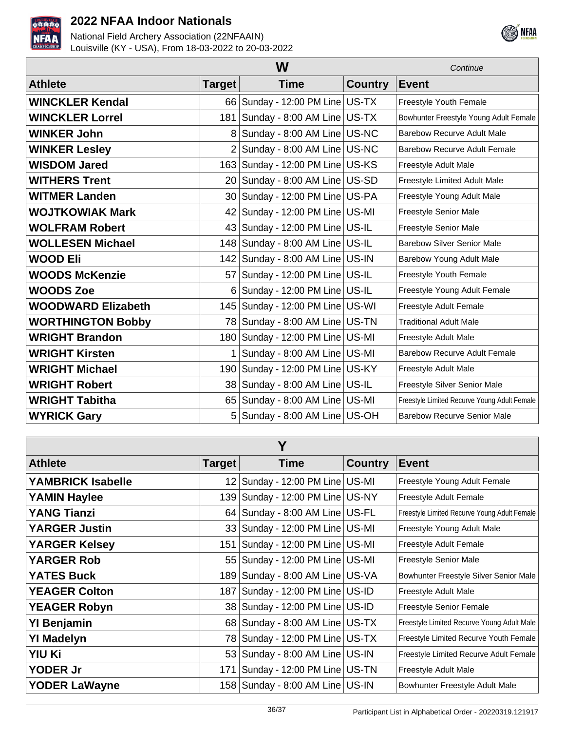# 2022 NFAA Indoor Nationals

National Field Archery Association (22NFAAIN)
Louisville (KY - USA), From 18-03-2022 to 20-03-2022

## W

*Continue*

| Athlete | Target | Time | Country | Event |
|---|---|---|---|---|
| **WINCKLER Kendal** | 66 | Sunday - 12:00 PM Line | US-TX | Freestyle Youth Female |
| **WINCKLER Lorrel** | 181 | Sunday - 8:00 AM Line | US-TX | Bowhunter Freestyle Young Adult Female |
| **WINKER John** | 8 | Sunday - 8:00 AM Line | US-NC | Barebow Recurve Adult Male |
| **WINKER Lesley** | 2 | Sunday - 8:00 AM Line | US-NC | Barebow Recurve Adult Female |
| **WISDOM Jared** | 163 | Sunday - 12:00 PM Line | US-KS | Freestyle Adult Male |
| **WITHERS Trent** | 20 | Sunday - 8:00 AM Line | US-SD | Freestyle Limited Adult Male |
| **WITMER Landen** | 30 | Sunday - 12:00 PM Line | US-PA | Freestyle Young Adult Male |
| **WOJTKOWIAK Mark** | 42 | Sunday - 12:00 PM Line | US-MI | Freestyle Senior Male |
| **WOLFRAM Robert** | 43 | Sunday - 12:00 PM Line | US-IL | Freestyle Senior Male |
| **WOLLESEN Michael** | 148 | Sunday - 8:00 AM Line | US-IL | Barebow Silver Senior Male |
| **WOOD Eli** | 142 | Sunday - 8:00 AM Line | US-IN | Barebow Young Adult Male |
| **WOODS McKenzie** | 57 | Sunday - 12:00 PM Line | US-IL | Freestyle Youth Female |
| **WOODS Zoe** | 6 | Sunday - 12:00 PM Line | US-IL | Freestyle Young Adult Female |
| **WOODWARD Elizabeth** | 145 | Sunday - 12:00 PM Line | US-WI | Freestyle Adult Female |
| **WORTHINGTON Bobby** | 78 | Sunday - 8:00 AM Line | US-TN | Traditional Adult Male |
| **WRIGHT Brandon** | 180 | Sunday - 12:00 PM Line | US-MI | Freestyle Adult Male |
| **WRIGHT Kirsten** | 1 | Sunday - 8:00 AM Line | US-MI | Barebow Recurve Adult Female |
| **WRIGHT Michael** | 190 | Sunday - 12:00 PM Line | US-KY | Freestyle Adult Male |
| **WRIGHT Robert** | 38 | Sunday - 8:00 AM Line | US-IL | Freestyle Silver Senior Male |
| **WRIGHT Tabitha** | 65 | Sunday - 8:00 AM Line | US-MI | Freestyle Limited Recurve Young Adult Female |
| **WYRICK Gary** | 5 | Sunday - 8:00 AM Line | US-OH | Barebow Recurve Senior Male |

## Y

| Athlete | Target | Time | Country | Event |
|---|---|---|---|---|
| **YAMBRICK Isabelle** | 12 | Sunday - 12:00 PM Line | US-MI | Freestyle Young Adult Female |
| **YAMIN Haylee** | 139 | Sunday - 12:00 PM Line | US-NY | Freestyle Adult Female |
| **YANG Tianzi** | 64 | Sunday - 8:00 AM Line | US-FL | Freestyle Limited Recurve Young Adult Female |
| **YARGER Justin** | 33 | Sunday - 12:00 PM Line | US-MI | Freestyle Young Adult Male |
| **YARGER Kelsey** | 151 | Sunday - 12:00 PM Line | US-MI | Freestyle Adult Female |
| **YARGER Rob** | 55 | Sunday - 12:00 PM Line | US-MI | Freestyle Senior Male |
| **YATES Buck** | 189 | Sunday - 8:00 AM Line | US-VA | Bowhunter Freestyle Silver Senior Male |
| **YEAGER Colton** | 187 | Sunday - 12:00 PM Line | US-ID | Freestyle Adult Male |
| **YEAGER Robyn** | 38 | Sunday - 12:00 PM Line | US-ID | Freestyle Senior Female |
| **YI Benjamin** | 68 | Sunday - 8:00 AM Line | US-TX | Freestyle Limited Recurve Young Adult Male |
| **YI Madelyn** | 78 | Sunday - 12:00 PM Line | US-TX | Freestyle Limited Recurve Youth Female |
| **YIU Ki** | 53 | Sunday - 8:00 AM Line | US-IN | Freestyle Limited Recurve Adult Female |
| **YODER Jr** | 171 | Sunday - 12:00 PM Line | US-TN | Freestyle Adult Male |
| **YODER LaWayne** | 158 | Sunday - 8:00 AM Line | US-IN | Bowhunter Freestyle Adult Male |

Participant List in Alphabetical Order - 20220319.121917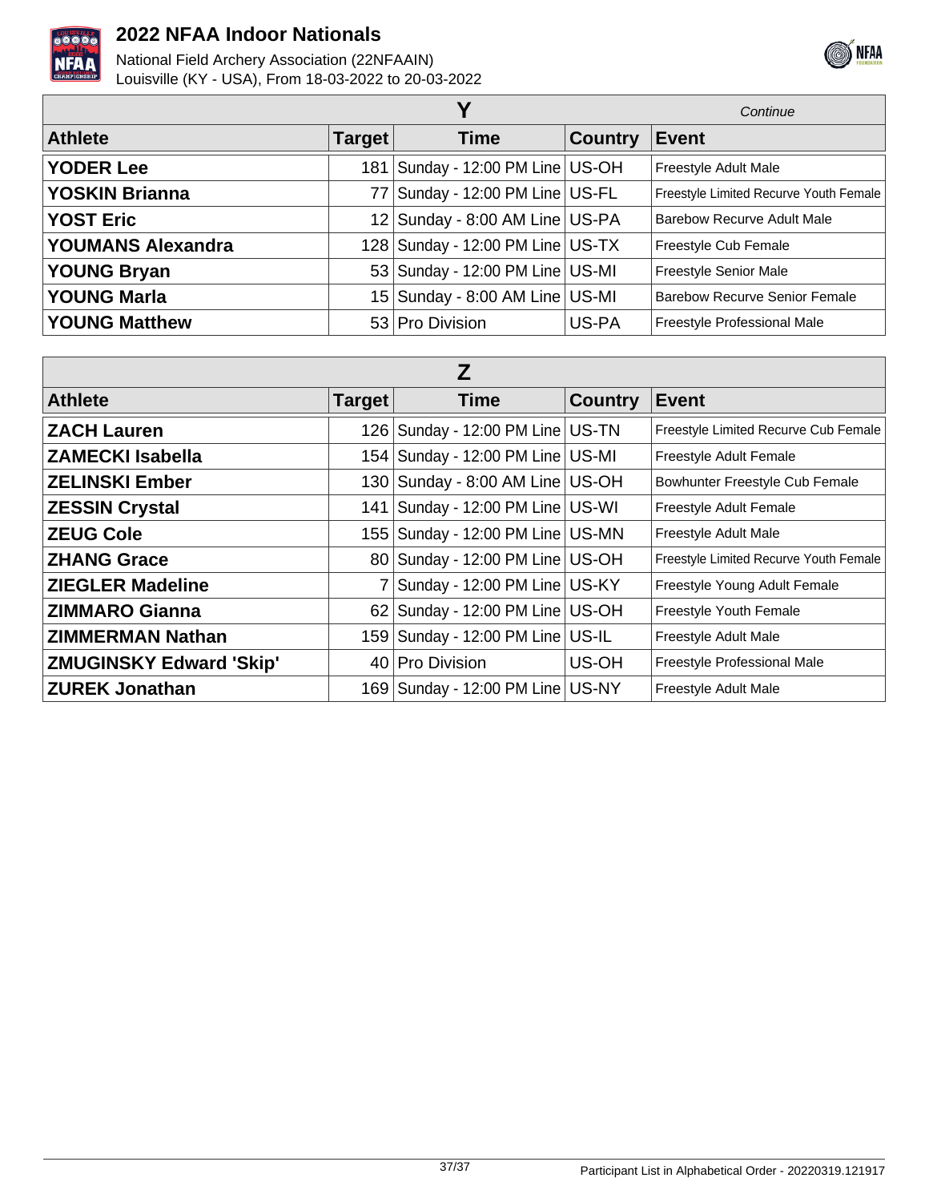# 2022 NFAA Indoor Nationals

National Field Archery Association (22NFAAIN)
Louisville (KY - USA), From 18-03-2022 to 20-03-2022

## Y

*Continue*

| Athlete | Target | Time | Country | Event |
|---|---|---|---|---|
| **YODER Lee** | 181 | Sunday - 12:00 PM Line | US-OH | Freestyle Adult Male |
| **YOSKIN Brianna** | 77 | Sunday - 12:00 PM Line | US-FL | Freestyle Limited Recurve Youth Female |
| **YOST Eric** | 12 | Sunday - 8:00 AM Line | US-PA | Barebow Recurve Adult Male |
| **YOUMANS Alexandra** | 128 | Sunday - 12:00 PM Line | US-TX | Freestyle Cub Female |
| **YOUNG Bryan** | 53 | Sunday - 12:00 PM Line | US-MI | Freestyle Senior Male |
| **YOUNG Marla** | 15 | Sunday - 8:00 AM Line | US-MI | Barebow Recurve Senior Female |
| **YOUNG Matthew** | 53 | Pro Division | US-PA | Freestyle Professional Male |

## Z

| Athlete | Target | Time | Country | Event |
|---|---|---|---|---|
| **ZACH Lauren** | 126 | Sunday - 12:00 PM Line | US-TN | Freestyle Limited Recurve Cub Female |
| **ZAMECKI Isabella** | 154 | Sunday - 12:00 PM Line | US-MI | Freestyle Adult Female |
| **ZELINSKI Ember** | 130 | Sunday - 8:00 AM Line | US-OH | Bowhunter Freestyle Cub Female |
| **ZESSIN Crystal** | 141 | Sunday - 12:00 PM Line | US-WI | Freestyle Adult Female |
| **ZEUG Cole** | 155 | Sunday - 12:00 PM Line | US-MN | Freestyle Adult Male |
| **ZHANG Grace** | 80 | Sunday - 12:00 PM Line | US-OH | Freestyle Limited Recurve Youth Female |
| **ZIEGLER Madeline** | 7 | Sunday - 12:00 PM Line | US-KY | Freestyle Young Adult Female |
| **ZIMMARO Gianna** | 62 | Sunday - 12:00 PM Line | US-OH | Freestyle Youth Female |
| **ZIMMERMAN Nathan** | 159 | Sunday - 12:00 PM Line | US-IL | Freestyle Adult Male |
| **ZMUGINSKY Edward 'Skip'** | 40 | Pro Division | US-OH | Freestyle Professional Male |
| **ZUREK Jonathan** | 169 | Sunday - 12:00 PM Line | US-NY | Freestyle Adult Male |

Participant List in Alphabetical Order - 20220319.121917